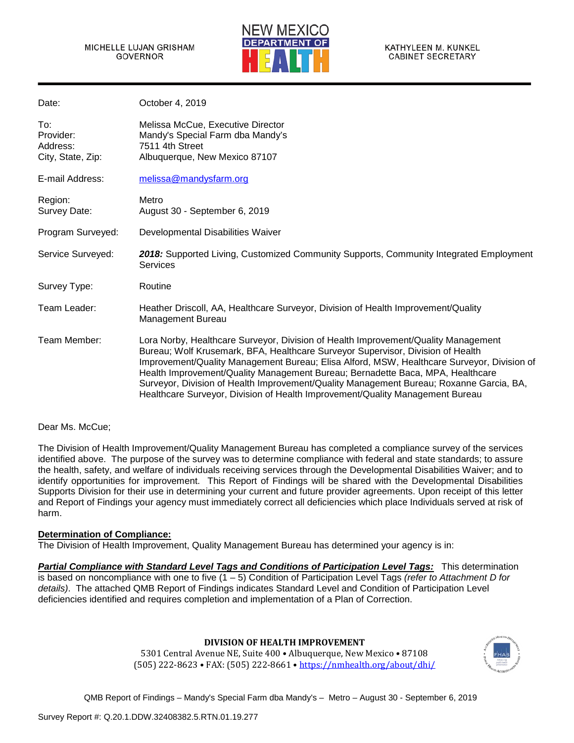MICHELLE LUJAN GRISHAM
GOVERNOR

NEW MEXICO
DEPARTMENT OF
HEALTH

KATHYLEEN M. KUNKEL
CABINET SECRETARY

| | |
|---|---|
| Date: | October 4, 2019 |
| To: | Melissa McCue, Executive Director |
| Provider: | Mandy's Special Farm dba Mandy's |
| Address: | 7511 4th Street |
| City, State, Zip: | Albuquerque, New Mexico 87107 |
| E-mail Address: | melissa@mandysfarm.org |
| Region: | Metro |
| Survey Date: | August 30 - September 6, 2019 |
| Program Surveyed: | Developmental Disabilities Waiver |
| Service Surveyed: | ***2018:*** Supported Living, Customized Community Supports, Community Integrated Employment Services |
| Survey Type: | Routine |
| Team Leader: | Heather Driscoll, AA, Healthcare Surveyor, Division of Health Improvement/Quality Management Bureau |
| Team Member: | Lora Norby, Healthcare Surveyor, Division of Health Improvement/Quality Management Bureau; Wolf Krusemark, BFA, Healthcare Surveyor Supervisor, Division of Health Improvement/Quality Management Bureau; Elisa Alford, MSW, Healthcare Surveyor, Division of Health Improvement/Quality Management Bureau; Bernadette Baca, MPA, Healthcare Surveyor, Division of Health Improvement/Quality Management Bureau; Roxanne Garcia, BA, Healthcare Surveyor, Division of Health Improvement/Quality Management Bureau |

Dear Ms. McCue;

The Division of Health Improvement/Quality Management Bureau has completed a compliance survey of the services identified above. The purpose of the survey was to determine compliance with federal and state standards; to assure the health, safety, and welfare of individuals receiving services through the Developmental Disabilities Waiver; and to identify opportunities for improvement. This Report of Findings will be shared with the Developmental Disabilities Supports Division for their use in determining your current and future provider agreements. Upon receipt of this letter and Report of Findings your agency must immediately correct all deficiencies which place Individuals served at risk of harm.

**Determination of Compliance:**

The Division of Health Improvement, Quality Management Bureau has determined your agency is in:

***Partial Compliance with Standard Level Tags and Conditions of Participation Level Tags:*** This determination is based on noncompliance with one to five (1 – 5) Condition of Participation Level Tags *(refer to Attachment D for details)*. The attached QMB Report of Findings indicates Standard Level and Condition of Participation Level deficiencies identified and requires completion and implementation of a Plan of Correction.

**DIVISION OF HEALTH IMPROVEMENT**
5301 Central Avenue NE, Suite 400 • Albuquerque, New Mexico • 87108
(505) 222-8623 • FAX: (505) 222-8661 • https://nmhealth.org/about/dhi/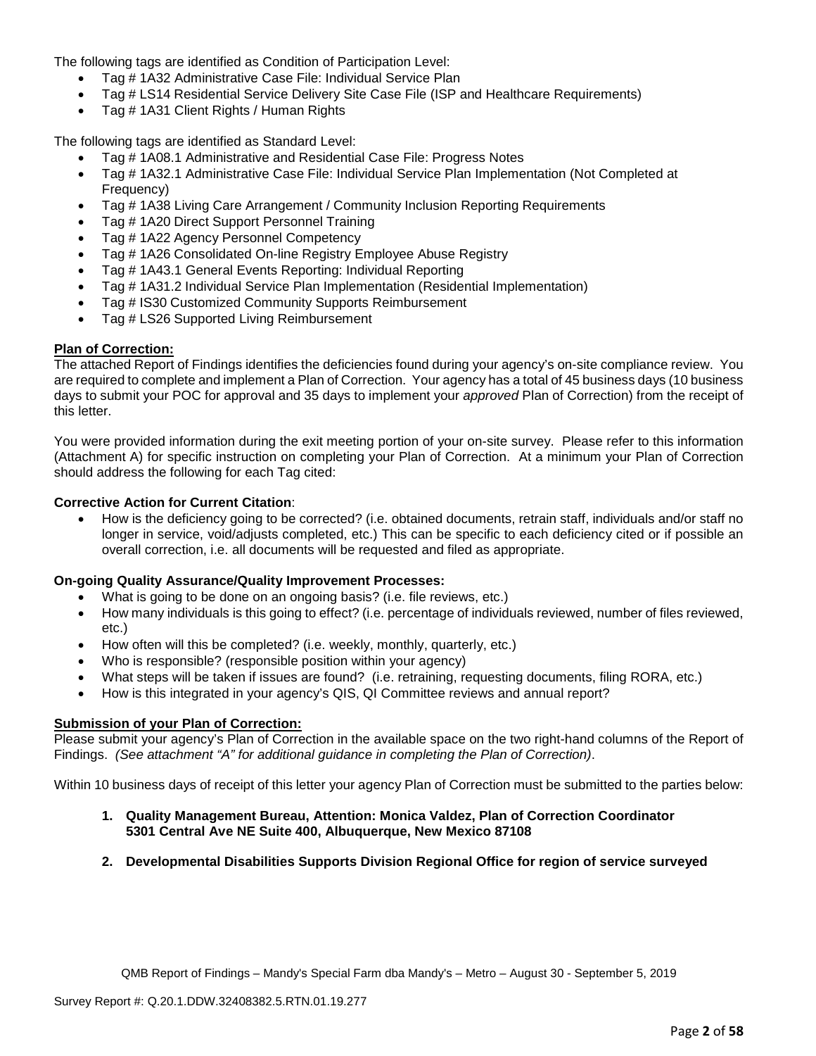The following tags are identified as Condition of Participation Level:

- Tag # 1A32 Administrative Case File: Individual Service Plan
- Tag # LS14 Residential Service Delivery Site Case File (ISP and Healthcare Requirements)
- Tag # 1A31 Client Rights / Human Rights

The following tags are identified as Standard Level:

- Tag # 1A08.1 Administrative and Residential Case File: Progress Notes
- Tag # 1A32.1 Administrative Case File: Individual Service Plan Implementation (Not Completed at Frequency)
- Tag # 1A38 Living Care Arrangement / Community Inclusion Reporting Requirements
- Tag # 1A20 Direct Support Personnel Training
- Tag # 1A22 Agency Personnel Competency
- Tag # 1A26 Consolidated On-line Registry Employee Abuse Registry
- Tag # 1A43.1 General Events Reporting: Individual Reporting
- Tag # 1A31.2 Individual Service Plan Implementation (Residential Implementation)
- Tag # IS30 Customized Community Supports Reimbursement
- Tag # LS26 Supported Living Reimbursement

**Plan of Correction:**

The attached Report of Findings identifies the deficiencies found during your agency's on-site compliance review. You are required to complete and implement a Plan of Correction. Your agency has a total of 45 business days (10 business days to submit your POC for approval and 35 days to implement your *approved* Plan of Correction) from the receipt of this letter.

You were provided information during the exit meeting portion of your on-site survey. Please refer to this information (Attachment A) for specific instruction on completing your Plan of Correction. At a minimum your Plan of Correction should address the following for each Tag cited:

**Corrective Action for Current Citation**:

- How is the deficiency going to be corrected? (i.e. obtained documents, retrain staff, individuals and/or staff no longer in service, void/adjusts completed, etc.) This can be specific to each deficiency cited or if possible an overall correction, i.e. all documents will be requested and filed as appropriate.

**On-going Quality Assurance/Quality Improvement Processes:**

- What is going to be done on an ongoing basis? (i.e. file reviews, etc.)
- How many individuals is this going to effect? (i.e. percentage of individuals reviewed, number of files reviewed, etc.)
- How often will this be completed? (i.e. weekly, monthly, quarterly, etc.)
- Who is responsible? (responsible position within your agency)
- What steps will be taken if issues are found? (i.e. retraining, requesting documents, filing RORA, etc.)
- How is this integrated in your agency's QIS, QI Committee reviews and annual report?

**Submission of your Plan of Correction:**

Please submit your agency's Plan of Correction in the available space on the two right-hand columns of the Report of Findings. *(See attachment "A" for additional guidance in completing the Plan of Correction)*.

Within 10 business days of receipt of this letter your agency Plan of Correction must be submitted to the parties below:

1. **Quality Management Bureau, Attention: Monica Valdez, Plan of Correction Coordinator 5301 Central Ave NE Suite 400, Albuquerque, New Mexico 87108**

2. **Developmental Disabilities Supports Division Regional Office for region of service surveyed**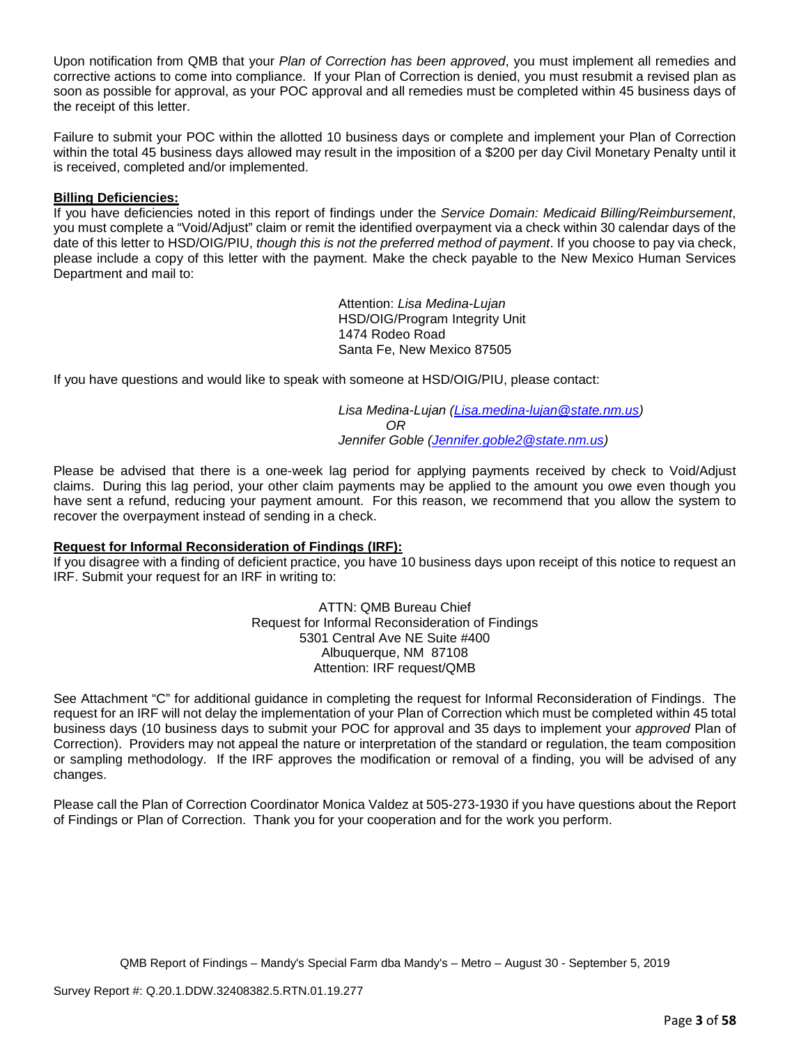Upon notification from QMB that your *Plan of Correction has been approved*, you must implement all remedies and corrective actions to come into compliance. If your Plan of Correction is denied, you must resubmit a revised plan as soon as possible for approval, as your POC approval and all remedies must be completed within 45 business days of the receipt of this letter.

Failure to submit your POC within the allotted 10 business days or complete and implement your Plan of Correction within the total 45 business days allowed may result in the imposition of a $200 per day Civil Monetary Penalty until it is received, completed and/or implemented.

**Billing Deficiencies:**
If you have deficiencies noted in this report of findings under the *Service Domain: Medicaid Billing/Reimbursement*, you must complete a "Void/Adjust" claim or remit the identified overpayment via a check within 30 calendar days of the date of this letter to HSD/OIG/PIU, *though this is not the preferred method of payment*. If you choose to pay via check, please include a copy of this letter with the payment. Make the check payable to the New Mexico Human Services Department and mail to:

> Attention: *Lisa Medina-Lujan*
> HSD/OIG/Program Integrity Unit
> 1474 Rodeo Road
> Santa Fe, New Mexico 87505

If you have questions and would like to speak with someone at HSD/OIG/PIU, please contact:

> *Lisa Medina-Lujan (Lisa.medina-lujan@state.nm.us)*
> *OR*
> *Jennifer Goble (Jennifer.goble2@state.nm.us)*

Please be advised that there is a one-week lag period for applying payments received by check to Void/Adjust claims. During this lag period, your other claim payments may be applied to the amount you owe even though you have sent a refund, reducing your payment amount. For this reason, we recommend that you allow the system to recover the overpayment instead of sending in a check.

**Request for Informal Reconsideration of Findings (IRF):**
If you disagree with a finding of deficient practice, you have 10 business days upon receipt of this notice to request an IRF. Submit your request for an IRF in writing to:

ATTN: QMB Bureau Chief
Request for Informal Reconsideration of Findings
5301 Central Ave NE Suite #400
Albuquerque, NM 87108
Attention: IRF request/QMB

See Attachment "C" for additional guidance in completing the request for Informal Reconsideration of Findings. The request for an IRF will not delay the implementation of your Plan of Correction which must be completed within 45 total business days (10 business days to submit your POC for approval and 35 days to implement your *approved* Plan of Correction). Providers may not appeal the nature or interpretation of the standard or regulation, the team composition or sampling methodology. If the IRF approves the modification or removal of a finding, you will be advised of any changes.

Please call the Plan of Correction Coordinator Monica Valdez at 505-273-1930 if you have questions about the Report of Findings or Plan of Correction. Thank you for your cooperation and for the work you perform.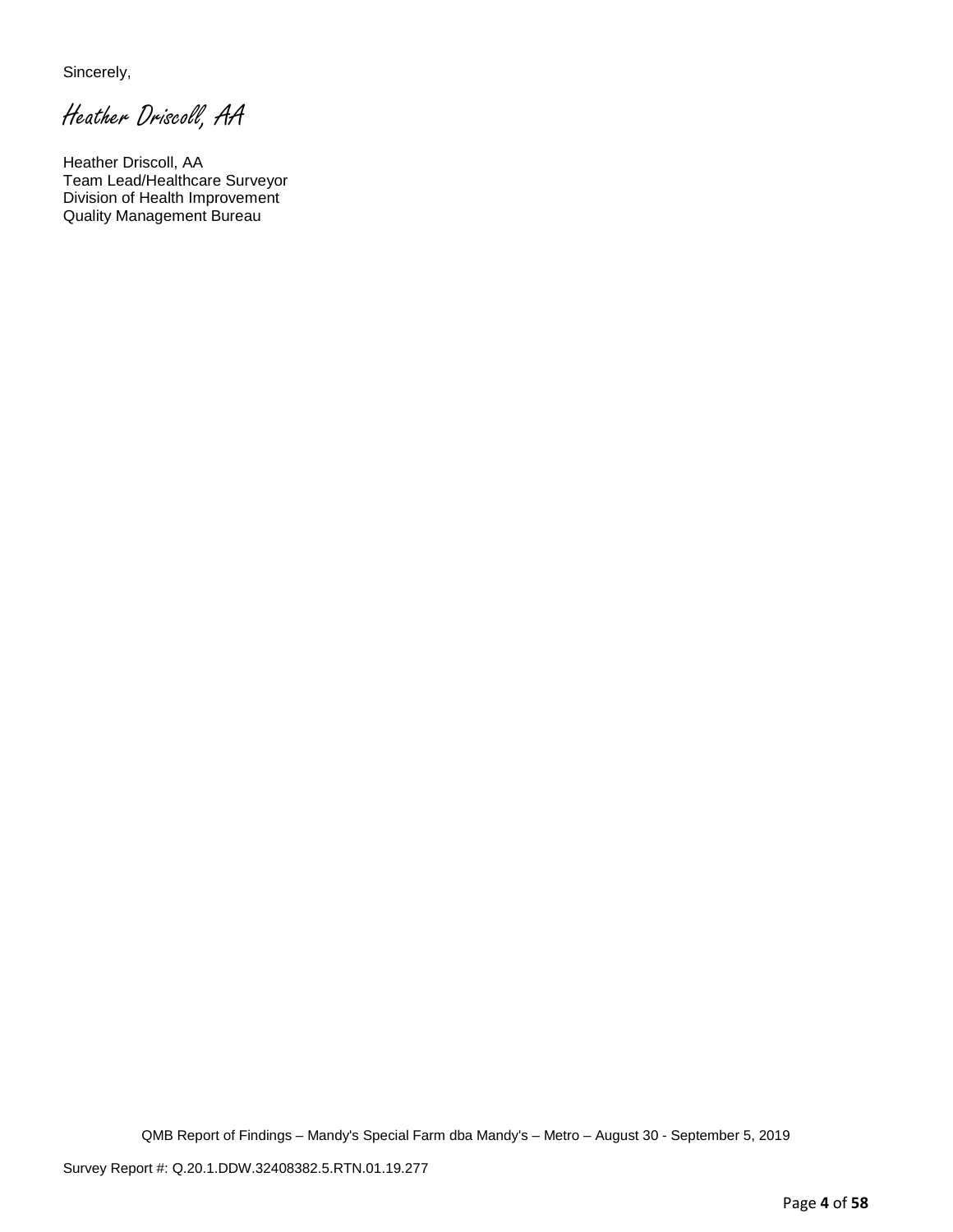Sincerely,

*Heather Driscoll, AA*

Heather Driscoll, AA
Team Lead/Healthcare Surveyor
Division of Health Improvement
Quality Management Bureau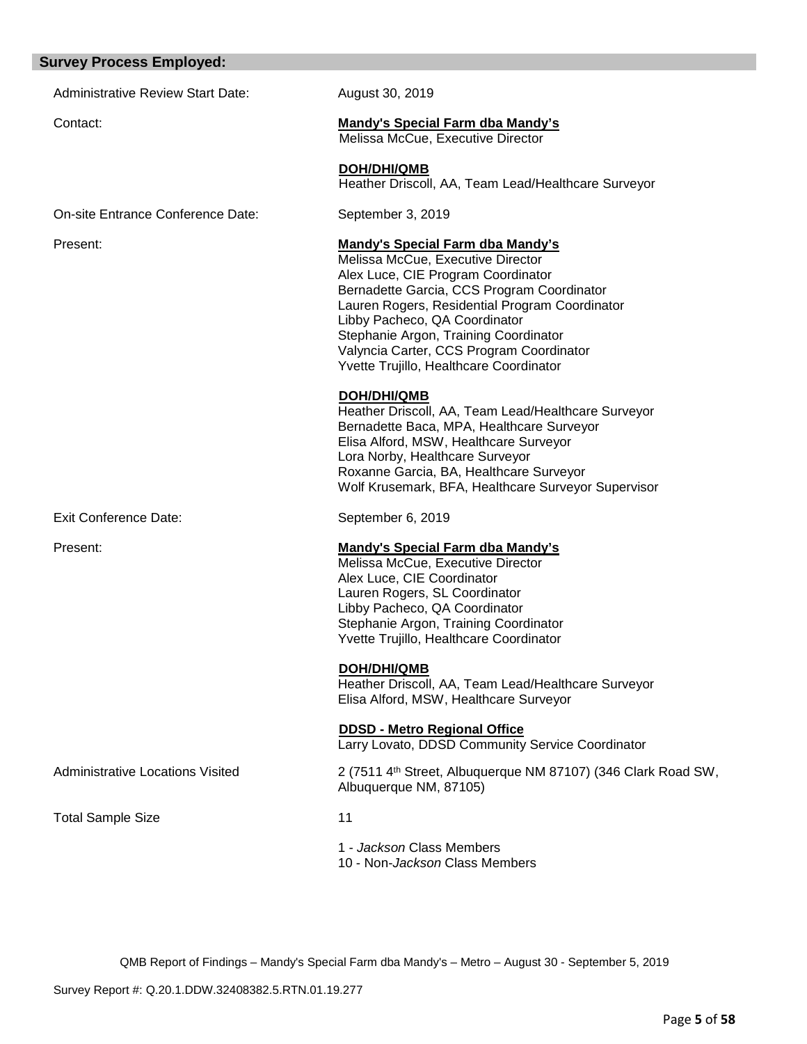## Survey Process Employed:

| | |
|---|---|
| Administrative Review Start Date: | August 30, 2019 |
| Contact: | **Mandy's Special Farm dba Mandy's**<br>Melissa McCue, Executive Director<br><br>**DOH/DHI/QMB**<br>Heather Driscoll, AA, Team Lead/Healthcare Surveyor |
| On-site Entrance Conference Date: | September 3, 2019 |
| Present: | **Mandy's Special Farm dba Mandy's**<br>Melissa McCue, Executive Director<br>Alex Luce, CIE Program Coordinator<br>Bernadette Garcia, CCS Program Coordinator<br>Lauren Rogers, Residential Program Coordinator<br>Libby Pacheco, QA Coordinator<br>Stephanie Argon, Training Coordinator<br>Valyncia Carter, CCS Program Coordinator<br>Yvette Trujillo, Healthcare Coordinator<br><br>**DOH/DHI/QMB**<br>Heather Driscoll, AA, Team Lead/Healthcare Surveyor<br>Bernadette Baca, MPA, Healthcare Surveyor<br>Elisa Alford, MSW, Healthcare Surveyor<br>Lora Norby, Healthcare Surveyor<br>Roxanne Garcia, BA, Healthcare Surveyor<br>Wolf Krusemark, BFA, Healthcare Surveyor Supervisor |
| Exit Conference Date: | September 6, 2019 |
| Present: | **Mandy's Special Farm dba Mandy's**<br>Melissa McCue, Executive Director<br>Alex Luce, CIE Coordinator<br>Lauren Rogers, SL Coordinator<br>Libby Pacheco, QA Coordinator<br>Stephanie Argon, Training Coordinator<br>Yvette Trujillo, Healthcare Coordinator<br><br>**DOH/DHI/QMB**<br>Heather Driscoll, AA, Team Lead/Healthcare Surveyor<br>Elisa Alford, MSW, Healthcare Surveyor<br><br>**DDSD - Metro Regional Office**<br>Larry Lovato, DDSD Community Service Coordinator |
| Administrative Locations Visited | 2 (7511 4th Street, Albuquerque NM 87107) (346 Clark Road SW, Albuquerque NM, 87105) |
| Total Sample Size | 11<br><br>1 - *Jackson* Class Members<br>10 - Non-*Jackson* Class Members |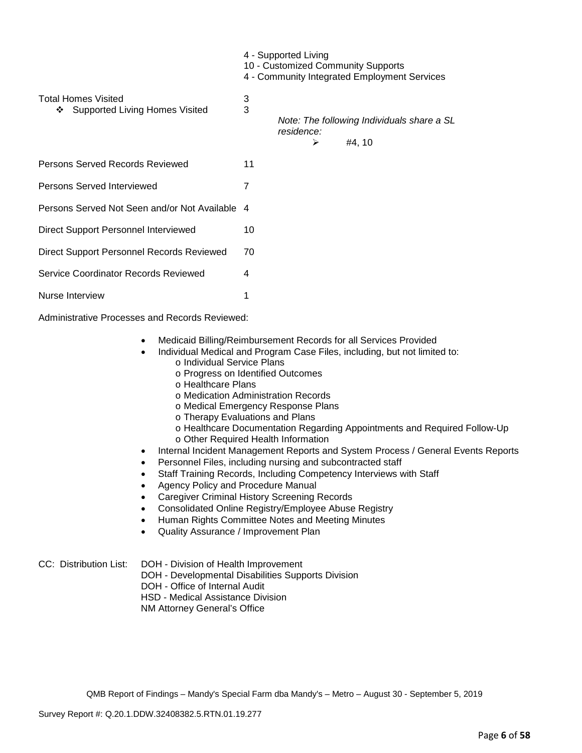4 - Supported Living
10 - Customized Community Supports
4 - Community Integrated Employment Services

| | | |
|---|---|---|
| Total Homes Visited | 3 | |
| ❖ Supported Living Homes Visited | 3 | *Note: The following Individuals share a SL residence:* ➢ #4, 10 |
| Persons Served Records Reviewed | 11 | |
| Persons Served Interviewed | 7 | |
| Persons Served Not Seen and/or Not Available | 4 | |
| Direct Support Personnel Interviewed | 10 | |
| Direct Support Personnel Records Reviewed | 70 | |
| Service Coordinator Records Reviewed | 4 | |
| Nurse Interview | 1 | |

Administrative Processes and Records Reviewed:

- Medicaid Billing/Reimbursement Records for all Services Provided
- Individual Medical and Program Case Files, including, but not limited to:
    - o Individual Service Plans
    - o Progress on Identified Outcomes
    - o Healthcare Plans
    - o Medication Administration Records
    - o Medical Emergency Response Plans
    - o Therapy Evaluations and Plans
    - o Healthcare Documentation Regarding Appointments and Required Follow-Up
    - o Other Required Health Information
- Internal Incident Management Reports and System Process / General Events Reports
- Personnel Files, including nursing and subcontracted staff
- Staff Training Records, Including Competency Interviews with Staff
- Agency Policy and Procedure Manual
- Caregiver Criminal History Screening Records
- Consolidated Online Registry/Employee Abuse Registry
- Human Rights Committee Notes and Meeting Minutes
- Quality Assurance / Improvement Plan

CC: Distribution List: DOH - Division of Health Improvement
DOH - Developmental Disabilities Supports Division
DOH - Office of Internal Audit
HSD - Medical Assistance Division
NM Attorney General's Office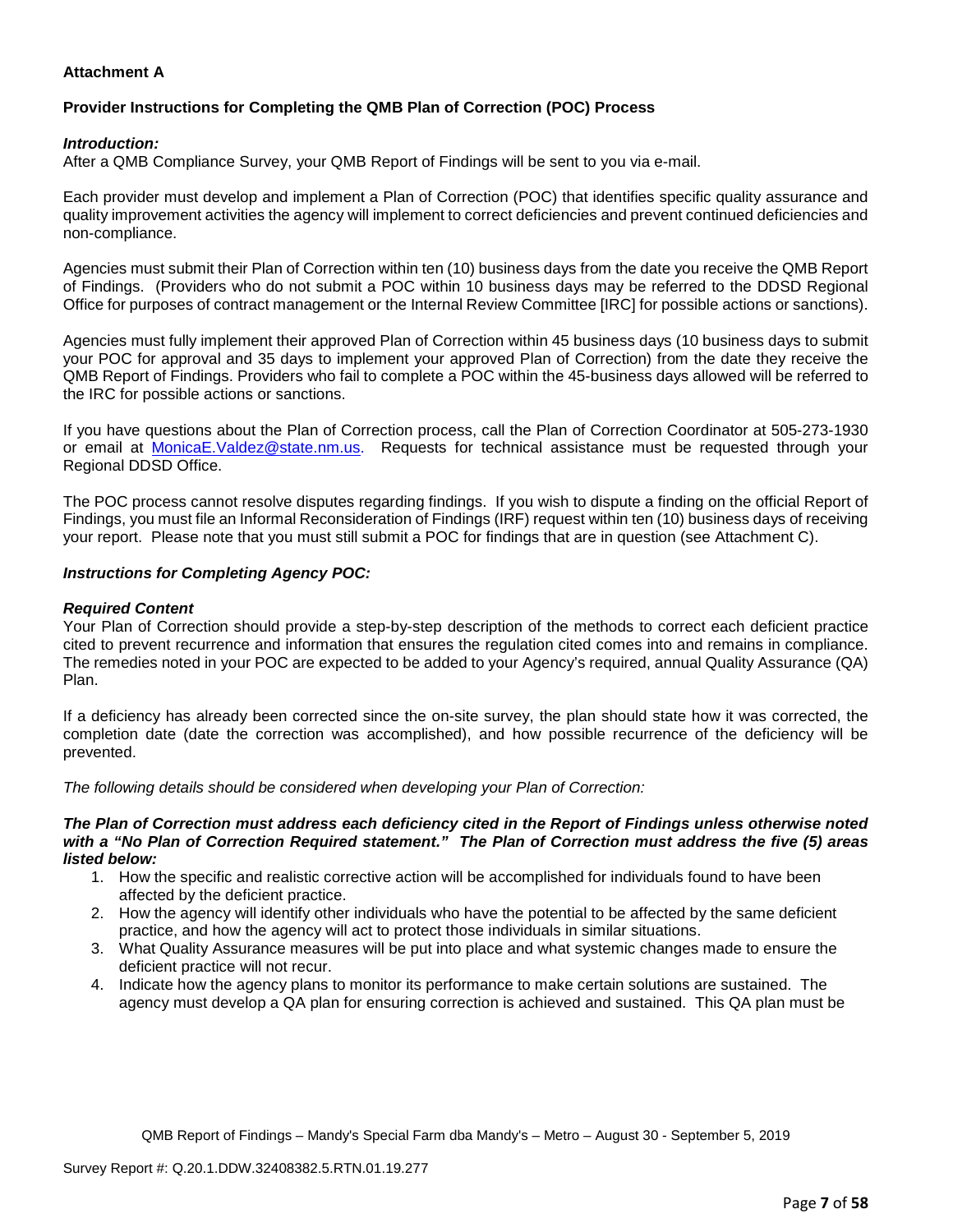**Attachment A**

**Provider Instructions for Completing the QMB Plan of Correction (POC) Process**

***Introduction:***
After a QMB Compliance Survey, your QMB Report of Findings will be sent to you via e-mail.

Each provider must develop and implement a Plan of Correction (POC) that identifies specific quality assurance and quality improvement activities the agency will implement to correct deficiencies and prevent continued deficiencies and non-compliance.

Agencies must submit their Plan of Correction within ten (10) business days from the date you receive the QMB Report of Findings. (Providers who do not submit a POC within 10 business days may be referred to the DDSD Regional Office for purposes of contract management or the Internal Review Committee [IRC] for possible actions or sanctions).

Agencies must fully implement their approved Plan of Correction within 45 business days (10 business days to submit your POC for approval and 35 days to implement your approved Plan of Correction) from the date they receive the QMB Report of Findings. Providers who fail to complete a POC within the 45-business days allowed will be referred to the IRC for possible actions or sanctions.

If you have questions about the Plan of Correction process, call the Plan of Correction Coordinator at 505-273-1930 or email at [MonicaE.Valdez@state.nm.us](mailto:MonicaE.Valdez@state.nm.us). Requests for technical assistance must be requested through your Regional DDSD Office.

The POC process cannot resolve disputes regarding findings. If you wish to dispute a finding on the official Report of Findings, you must file an Informal Reconsideration of Findings (IRF) request within ten (10) business days of receiving your report. Please note that you must still submit a POC for findings that are in question (see Attachment C).

***Instructions for Completing Agency POC:***

***Required Content***
Your Plan of Correction should provide a step-by-step description of the methods to correct each deficient practice cited to prevent recurrence and information that ensures the regulation cited comes into and remains in compliance. The remedies noted in your POC are expected to be added to your Agency's required, annual Quality Assurance (QA) Plan.

If a deficiency has already been corrected since the on-site survey, the plan should state how it was corrected, the completion date (date the correction was accomplished), and how possible recurrence of the deficiency will be prevented.

*The following details should be considered when developing your Plan of Correction:*

***The Plan of Correction must address each deficiency cited in the Report of Findings unless otherwise noted with a "No Plan of Correction Required statement." The Plan of Correction must address the five (5) areas listed below:***

1. How the specific and realistic corrective action will be accomplished for individuals found to have been affected by the deficient practice.
2. How the agency will identify other individuals who have the potential to be affected by the same deficient practice, and how the agency will act to protect those individuals in similar situations.
3. What Quality Assurance measures will be put into place and what systemic changes made to ensure the deficient practice will not recur.
4. Indicate how the agency plans to monitor its performance to make certain solutions are sustained. The agency must develop a QA plan for ensuring correction is achieved and sustained. This QA plan must be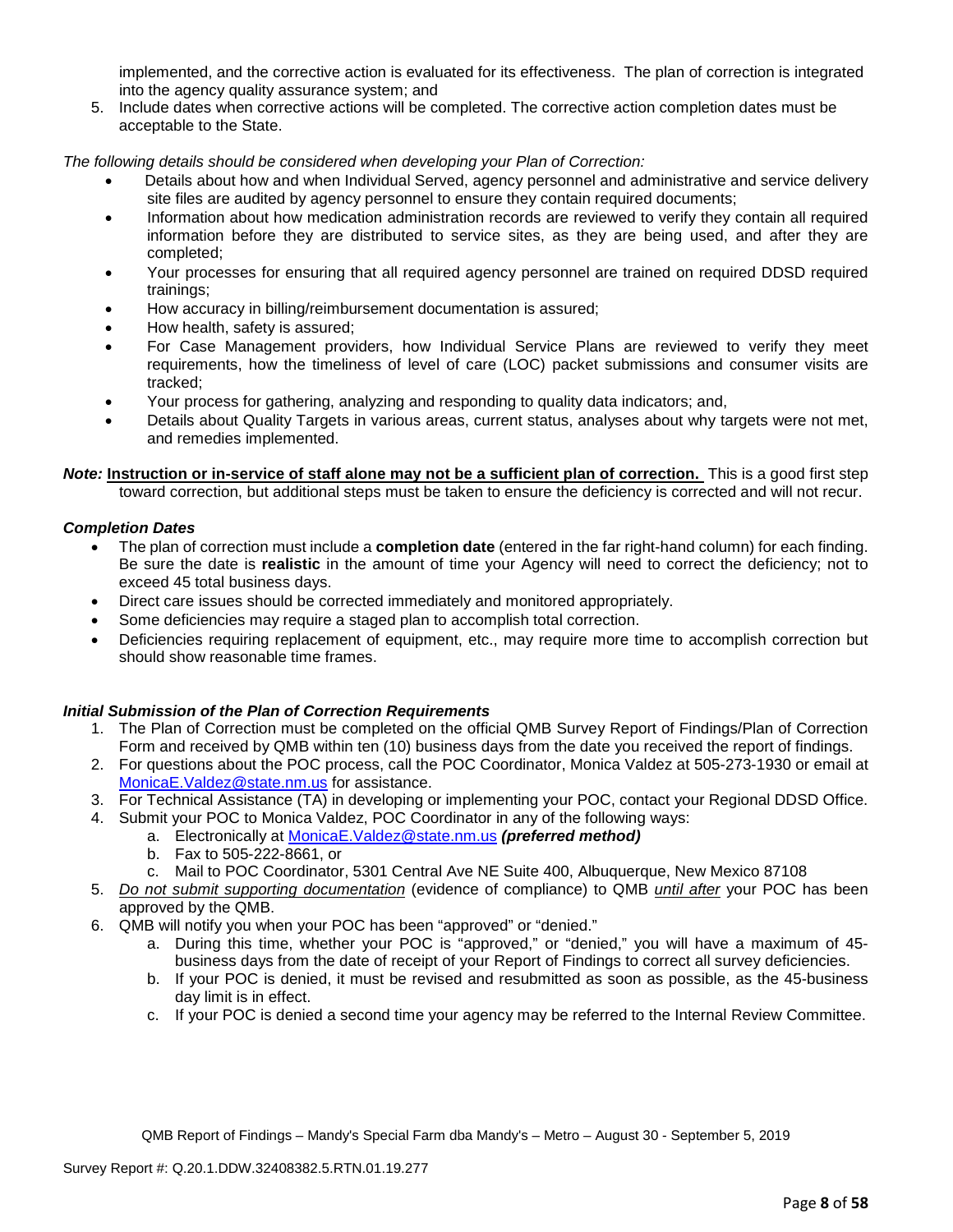implemented, and the corrective action is evaluated for its effectiveness. The plan of correction is integrated into the agency quality assurance system; and

5. Include dates when corrective actions will be completed. The corrective action completion dates must be acceptable to the State.

*The following details should be considered when developing your Plan of Correction:*

- Details about how and when Individual Served, agency personnel and administrative and service delivery site files are audited by agency personnel to ensure they contain required documents;
- Information about how medication administration records are reviewed to verify they contain all required information before they are distributed to service sites, as they are being used, and after they are completed;
- Your processes for ensuring that all required agency personnel are trained on required DDSD required trainings;
- How accuracy in billing/reimbursement documentation is assured;
- How health, safety is assured;
- For Case Management providers, how Individual Service Plans are reviewed to verify they meet requirements, how the timeliness of level of care (LOC) packet submissions and consumer visits are tracked;
- Your process for gathering, analyzing and responding to quality data indicators; and,
- Details about Quality Targets in various areas, current status, analyses about why targets were not met, and remedies implemented.

***Note:*** **Instruction or in-service of staff alone may not be a sufficient plan of correction.** This is a good first step toward correction, but additional steps must be taken to ensure the deficiency is corrected and will not recur.

***Completion Dates***

- The plan of correction must include a **completion date** (entered in the far right-hand column) for each finding. Be sure the date is **realistic** in the amount of time your Agency will need to correct the deficiency; not to exceed 45 total business days.
- Direct care issues should be corrected immediately and monitored appropriately.
- Some deficiencies may require a staged plan to accomplish total correction.
- Deficiencies requiring replacement of equipment, etc., may require more time to accomplish correction but should show reasonable time frames.

***Initial Submission of the Plan of Correction Requirements***

1. The Plan of Correction must be completed on the official QMB Survey Report of Findings/Plan of Correction Form and received by QMB within ten (10) business days from the date you received the report of findings.
2. For questions about the POC process, call the POC Coordinator, Monica Valdez at 505-273-1930 or email at MonicaE.Valdez@state.nm.us for assistance.
3. For Technical Assistance (TA) in developing or implementing your POC, contact your Regional DDSD Office.
4. Submit your POC to Monica Valdez, POC Coordinator in any of the following ways:
   a. Electronically at MonicaE.Valdez@state.nm.us ***(preferred method)***
   b. Fax to 505-222-8661, or
   c. Mail to POC Coordinator, 5301 Central Ave NE Suite 400, Albuquerque, New Mexico 87108
5. *Do not submit supporting documentation* (evidence of compliance) to QMB *until after* your POC has been approved by the QMB.
6. QMB will notify you when your POC has been "approved" or "denied."
   a. During this time, whether your POC is "approved," or "denied," you will have a maximum of 45-business days from the date of receipt of your Report of Findings to correct all survey deficiencies.
   b. If your POC is denied, it must be revised and resubmitted as soon as possible, as the 45-business day limit is in effect.
   c. If your POC is denied a second time your agency may be referred to the Internal Review Committee.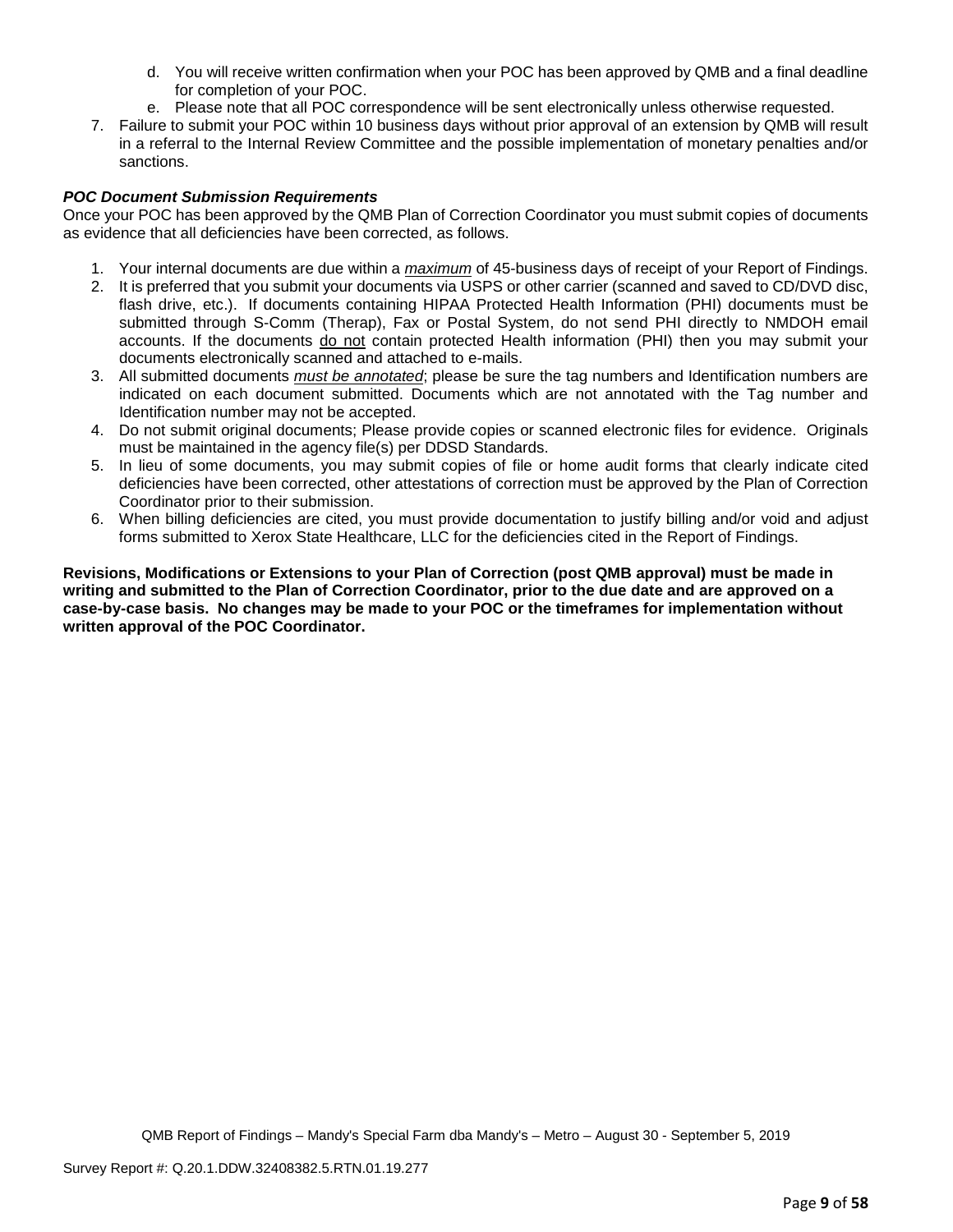d. You will receive written confirmation when your POC has been approved by QMB and a final deadline for completion of your POC.
   e. Please note that all POC correspondence will be sent electronically unless otherwise requested.
7. Failure to submit your POC within 10 business days without prior approval of an extension by QMB will result in a referral to the Internal Review Committee and the possible implementation of monetary penalties and/or sanctions.

***POC Document Submission Requirements***

Once your POC has been approved by the QMB Plan of Correction Coordinator you must submit copies of documents as evidence that all deficiencies have been corrected, as follows.

1. Your internal documents are due within a ***maximum*** of 45-business days of receipt of your Report of Findings.
2. It is preferred that you submit your documents via USPS or other carrier (scanned and saved to CD/DVD disc, flash drive, etc.). If documents containing HIPAA Protected Health Information (PHI) documents must be submitted through S-Comm (Therap), Fax or Postal System, do not send PHI directly to NMDOH email accounts. If the documents do not contain protected Health information (PHI) then you may submit your documents electronically scanned and attached to e-mails.
3. All submitted documents ***must be annotated***; please be sure the tag numbers and Identification numbers are indicated on each document submitted. Documents which are not annotated with the Tag number and Identification number may not be accepted.
4. Do not submit original documents; Please provide copies or scanned electronic files for evidence. Originals must be maintained in the agency file(s) per DDSD Standards.
5. In lieu of some documents, you may submit copies of file or home audit forms that clearly indicate cited deficiencies have been corrected, other attestations of correction must be approved by the Plan of Correction Coordinator prior to their submission.
6. When billing deficiencies are cited, you must provide documentation to justify billing and/or void and adjust forms submitted to Xerox State Healthcare, LLC for the deficiencies cited in the Report of Findings.

**Revisions, Modifications or Extensions to your Plan of Correction (post QMB approval) must be made in writing and submitted to the Plan of Correction Coordinator, prior to the due date and are approved on a case-by-case basis. No changes may be made to your POC or the timeframes for implementation without written approval of the POC Coordinator.**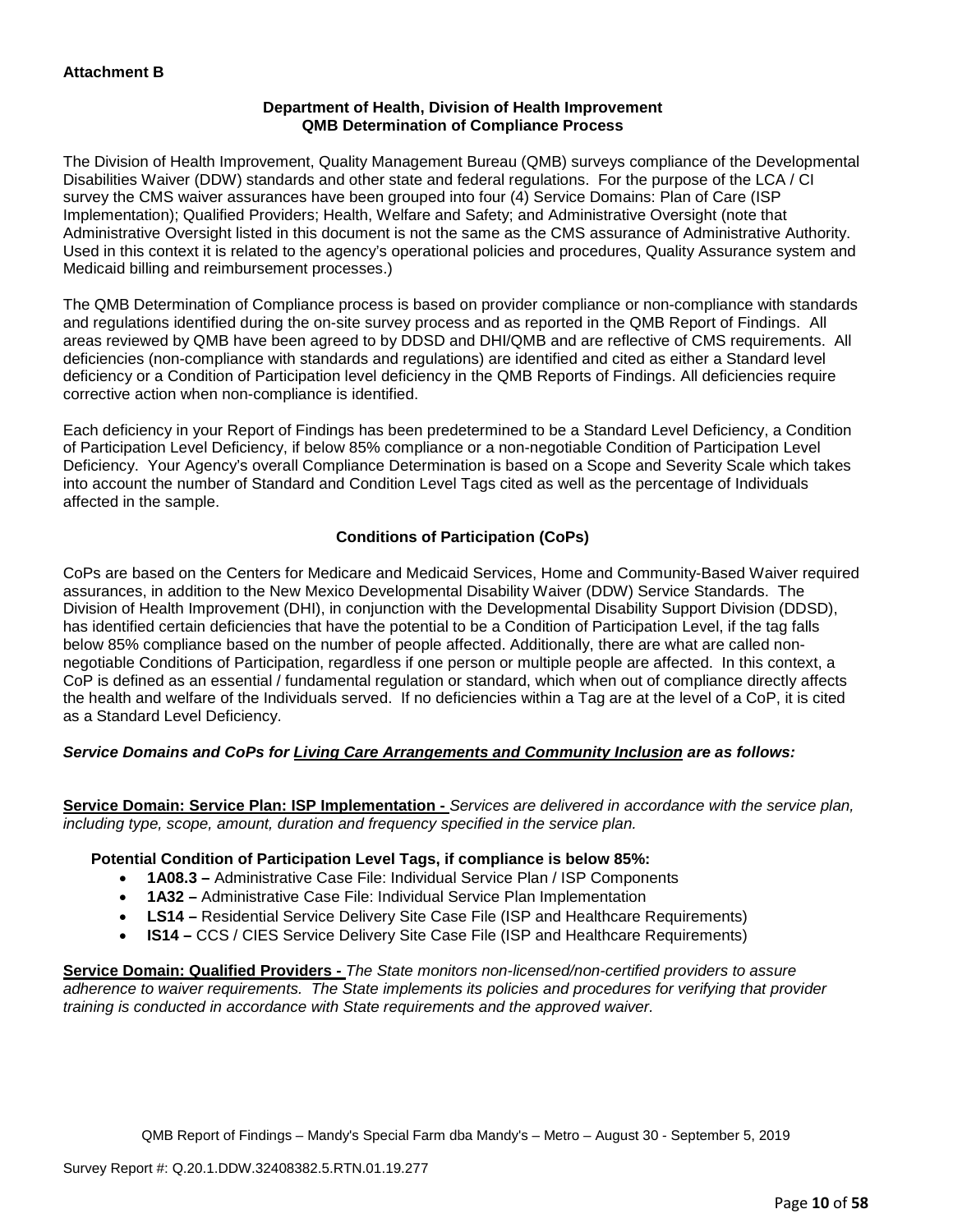**Attachment B**

**Department of Health, Division of Health Improvement**
**QMB Determination of Compliance Process**

The Division of Health Improvement, Quality Management Bureau (QMB) surveys compliance of the Developmental Disabilities Waiver (DDW) standards and other state and federal regulations. For the purpose of the LCA / CI survey the CMS waiver assurances have been grouped into four (4) Service Domains: Plan of Care (ISP Implementation); Qualified Providers; Health, Welfare and Safety; and Administrative Oversight (note that Administrative Oversight listed in this document is not the same as the CMS assurance of Administrative Authority. Used in this context it is related to the agency's operational policies and procedures, Quality Assurance system and Medicaid billing and reimbursement processes.)

The QMB Determination of Compliance process is based on provider compliance or non-compliance with standards and regulations identified during the on-site survey process and as reported in the QMB Report of Findings. All areas reviewed by QMB have been agreed to by DDSD and DHI/QMB and are reflective of CMS requirements. All deficiencies (non-compliance with standards and regulations) are identified and cited as either a Standard level deficiency or a Condition of Participation level deficiency in the QMB Reports of Findings. All deficiencies require corrective action when non-compliance is identified.

Each deficiency in your Report of Findings has been predetermined to be a Standard Level Deficiency, a Condition of Participation Level Deficiency, if below 85% compliance or a non-negotiable Condition of Participation Level Deficiency. Your Agency's overall Compliance Determination is based on a Scope and Severity Scale which takes into account the number of Standard and Condition Level Tags cited as well as the percentage of Individuals affected in the sample.

**Conditions of Participation (CoPs)**

CoPs are based on the Centers for Medicare and Medicaid Services, Home and Community-Based Waiver required assurances, in addition to the New Mexico Developmental Disability Waiver (DDW) Service Standards. The Division of Health Improvement (DHI), in conjunction with the Developmental Disability Support Division (DDSD), has identified certain deficiencies that have the potential to be a Condition of Participation Level, if the tag falls below 85% compliance based on the number of people affected. Additionally, there are what are called non-negotiable Conditions of Participation, regardless if one person or multiple people are affected. In this context, a CoP is defined as an essential / fundamental regulation or standard, which when out of compliance directly affects the health and welfare of the Individuals served. If no deficiencies within a Tag are at the level of a CoP, it is cited as a Standard Level Deficiency.

***Service Domains and CoPs for Living Care Arrangements and Community Inclusion are as follows:***

**Service Domain: Service Plan: ISP Implementation -** *Services are delivered in accordance with the service plan, including type, scope, amount, duration and frequency specified in the service plan.*

**Potential Condition of Participation Level Tags, if compliance is below 85%:**

- **1A08.3 –** Administrative Case File: Individual Service Plan / ISP Components
- **1A32 –** Administrative Case File: Individual Service Plan Implementation
- **LS14 –** Residential Service Delivery Site Case File (ISP and Healthcare Requirements)
- **IS14 –** CCS / CIES Service Delivery Site Case File (ISP and Healthcare Requirements)

**Service Domain: Qualified Providers -** *The State monitors non-licensed/non-certified providers to assure adherence to waiver requirements. The State implements its policies and procedures for verifying that provider training is conducted in accordance with State requirements and the approved waiver.*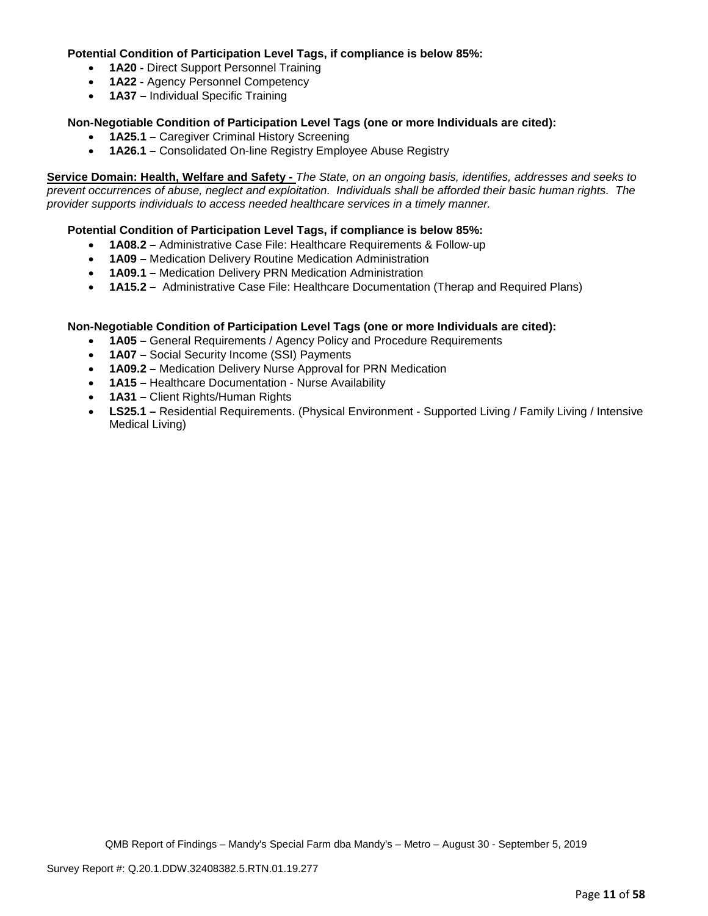**Potential Condition of Participation Level Tags, if compliance is below 85%:**

- **1A20 -** Direct Support Personnel Training
- **1A22 -** Agency Personnel Competency
- **1A37 –** Individual Specific Training

**Non-Negotiable Condition of Participation Level Tags (one or more Individuals are cited):**

- **1A25.1 –** Caregiver Criminal History Screening
- **1A26.1 –** Consolidated On-line Registry Employee Abuse Registry

**Service Domain: Health, Welfare and Safety -** *The State, on an ongoing basis, identifies, addresses and seeks to prevent occurrences of abuse, neglect and exploitation. Individuals shall be afforded their basic human rights. The provider supports individuals to access needed healthcare services in a timely manner.*

**Potential Condition of Participation Level Tags, if compliance is below 85%:**

- **1A08.2 –** Administrative Case File: Healthcare Requirements & Follow-up
- **1A09 –** Medication Delivery Routine Medication Administration
- **1A09.1 –** Medication Delivery PRN Medication Administration
- **1A15.2 –** Administrative Case File: Healthcare Documentation (Therap and Required Plans)

**Non-Negotiable Condition of Participation Level Tags (one or more Individuals are cited):**

- **1A05 –** General Requirements / Agency Policy and Procedure Requirements
- **1A07 –** Social Security Income (SSI) Payments
- **1A09.2 –** Medication Delivery Nurse Approval for PRN Medication
- **1A15 –** Healthcare Documentation - Nurse Availability
- **1A31 –** Client Rights/Human Rights
- **LS25.1 –** Residential Requirements. (Physical Environment - Supported Living / Family Living / Intensive Medical Living)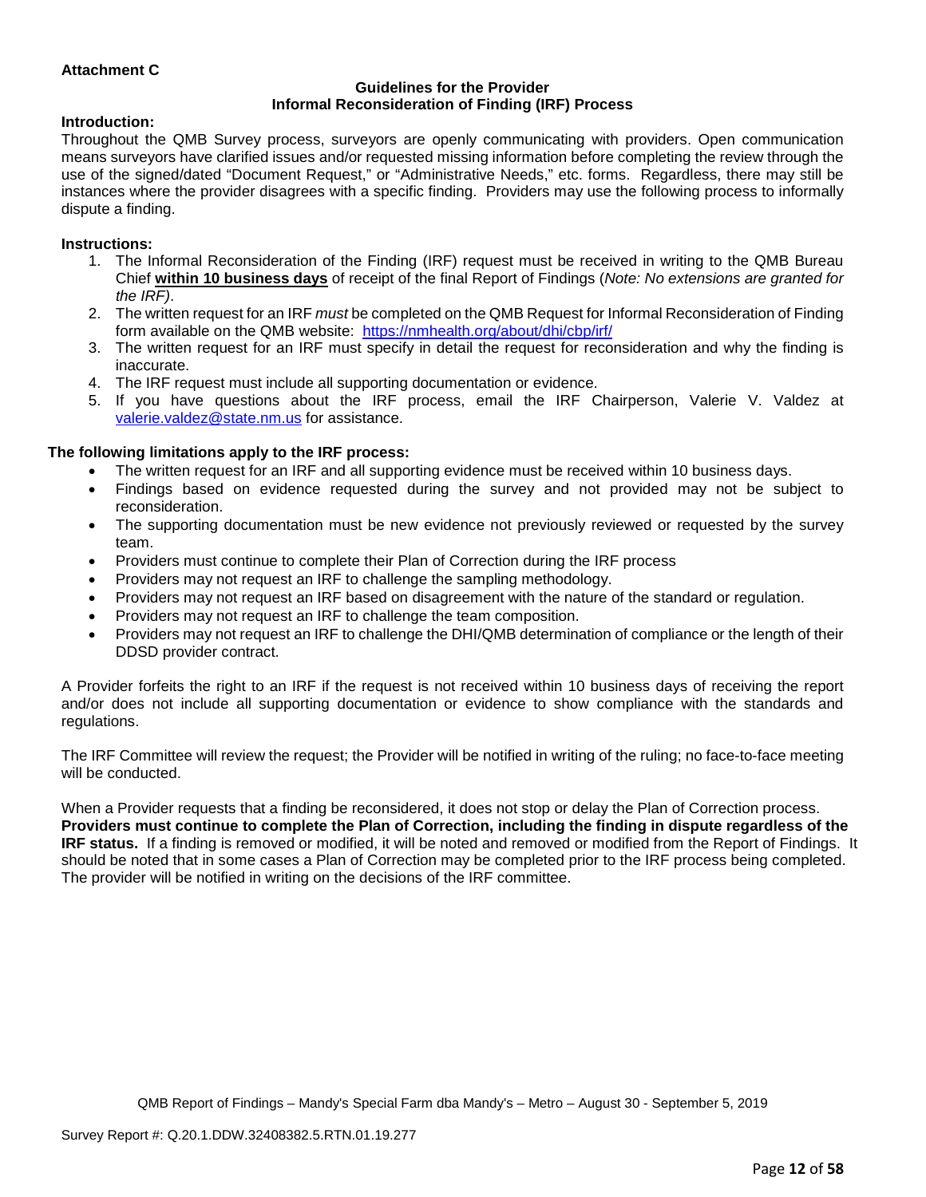**Attachment C**

**Guidelines for the Provider**
**Informal Reconsideration of Finding (IRF) Process**

**Introduction:**

Throughout the QMB Survey process, surveyors are openly communicating with providers. Open communication means surveyors have clarified issues and/or requested missing information before completing the review through the use of the signed/dated "Document Request," or "Administrative Needs," etc. forms. Regardless, there may still be instances where the provider disagrees with a specific finding. Providers may use the following process to informally dispute a finding.

**Instructions:**

1. The Informal Reconsideration of the Finding (IRF) request must be received in writing to the QMB Bureau Chief **within 10 business days** of receipt of the final Report of Findings (*Note: No extensions are granted for the IRF)*.
2. The written request for an IRF *must* be completed on the QMB Request for Informal Reconsideration of Finding form available on the QMB website: https://nmhealth.org/about/dhi/cbp/irf/
3. The written request for an IRF must specify in detail the request for reconsideration and why the finding is inaccurate.
4. The IRF request must include all supporting documentation or evidence.
5. If you have questions about the IRF process, email the IRF Chairperson, Valerie V. Valdez at valerie.valdez@state.nm.us for assistance.

**The following limitations apply to the IRF process:**

- The written request for an IRF and all supporting evidence must be received within 10 business days.
- Findings based on evidence requested during the survey and not provided may not be subject to reconsideration.
- The supporting documentation must be new evidence not previously reviewed or requested by the survey team.
- Providers must continue to complete their Plan of Correction during the IRF process
- Providers may not request an IRF to challenge the sampling methodology.
- Providers may not request an IRF based on disagreement with the nature of the standard or regulation.
- Providers may not request an IRF to challenge the team composition.
- Providers may not request an IRF to challenge the DHI/QMB determination of compliance or the length of their DDSD provider contract.

A Provider forfeits the right to an IRF if the request is not received within 10 business days of receiving the report and/or does not include all supporting documentation or evidence to show compliance with the standards and regulations.

The IRF Committee will review the request; the Provider will be notified in writing of the ruling; no face-to-face meeting will be conducted.

When a Provider requests that a finding be reconsidered, it does not stop or delay the Plan of Correction process. **Providers must continue to complete the Plan of Correction, including the finding in dispute regardless of the IRF status.** If a finding is removed or modified, it will be noted and removed or modified from the Report of Findings. It should be noted that in some cases a Plan of Correction may be completed prior to the IRF process being completed. The provider will be notified in writing on the decisions of the IRF committee.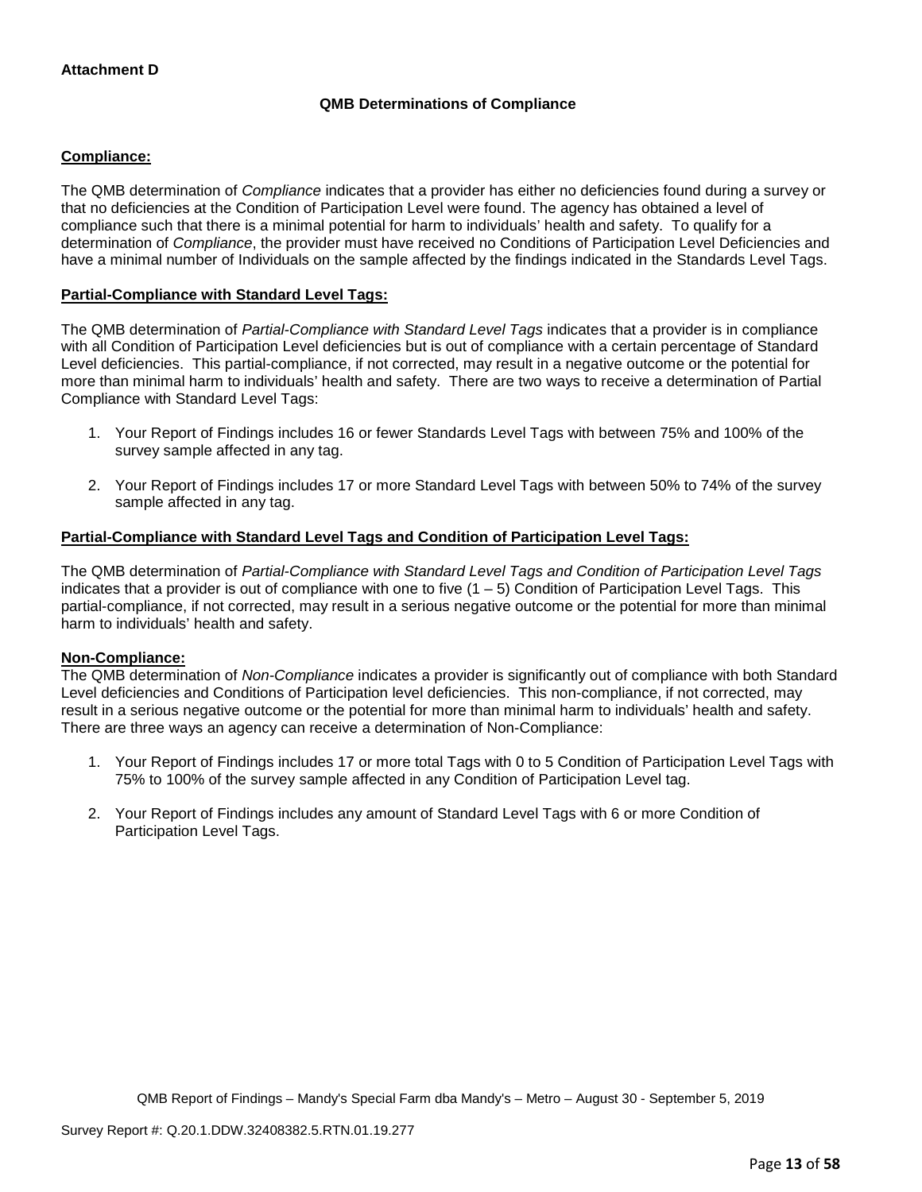**Attachment D**

**QMB Determinations of Compliance**

**Compliance:**

The QMB determination of *Compliance* indicates that a provider has either no deficiencies found during a survey or that no deficiencies at the Condition of Participation Level were found. The agency has obtained a level of compliance such that there is a minimal potential for harm to individuals' health and safety. To qualify for a determination of *Compliance*, the provider must have received no Conditions of Participation Level Deficiencies and have a minimal number of Individuals on the sample affected by the findings indicated in the Standards Level Tags.

**Partial-Compliance with Standard Level Tags:**

The QMB determination of *Partial-Compliance with Standard Level Tags* indicates that a provider is in compliance with all Condition of Participation Level deficiencies but is out of compliance with a certain percentage of Standard Level deficiencies. This partial-compliance, if not corrected, may result in a negative outcome or the potential for more than minimal harm to individuals' health and safety. There are two ways to receive a determination of Partial Compliance with Standard Level Tags:

1. Your Report of Findings includes 16 or fewer Standards Level Tags with between 75% and 100% of the survey sample affected in any tag.

2. Your Report of Findings includes 17 or more Standard Level Tags with between 50% to 74% of the survey sample affected in any tag.

**Partial-Compliance with Standard Level Tags and Condition of Participation Level Tags:**

The QMB determination of *Partial-Compliance with Standard Level Tags and Condition of Participation Level Tags* indicates that a provider is out of compliance with one to five (1 – 5) Condition of Participation Level Tags. This partial-compliance, if not corrected, may result in a serious negative outcome or the potential for more than minimal harm to individuals' health and safety.

**Non-Compliance:**

The QMB determination of *Non-Compliance* indicates a provider is significantly out of compliance with both Standard Level deficiencies and Conditions of Participation level deficiencies. This non-compliance, if not corrected, may result in a serious negative outcome or the potential for more than minimal harm to individuals' health and safety. There are three ways an agency can receive a determination of Non-Compliance:

1. Your Report of Findings includes 17 or more total Tags with 0 to 5 Condition of Participation Level Tags with 75% to 100% of the survey sample affected in any Condition of Participation Level tag.

2. Your Report of Findings includes any amount of Standard Level Tags with 6 or more Condition of Participation Level Tags.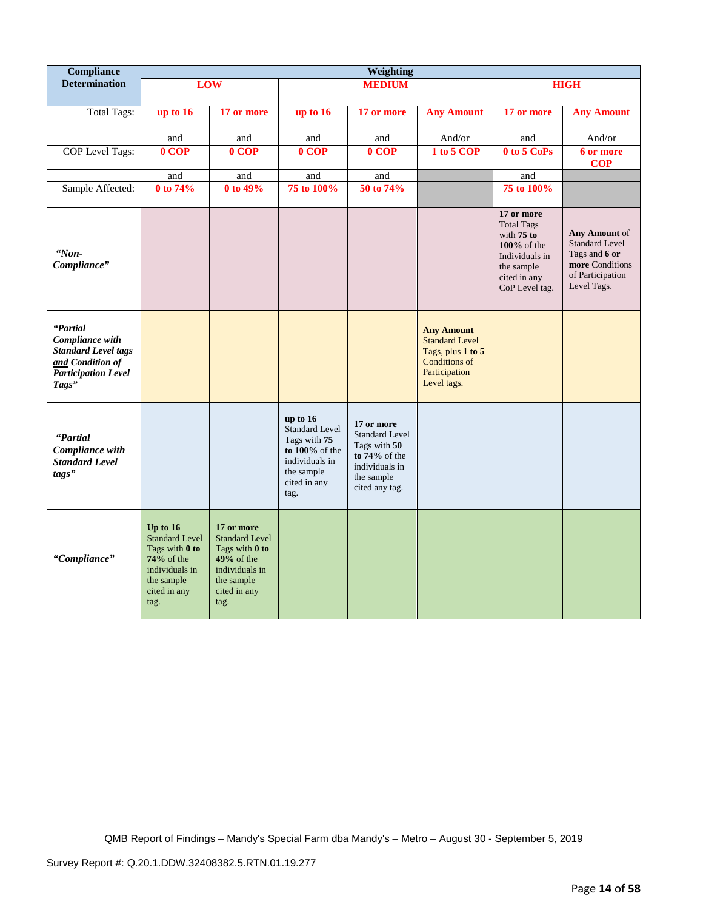| Compliance Determination | Weighting | | | | | | |
|---|---|---|---|---|---|---|---|
| | **LOW** | | **MEDIUM** | | | **HIGH** | |
| Total Tags: | **up to 16** | **17 or more** | **up to 16** | **17 or more** | **Any Amount** | **17 or more** | **Any Amount** |
| | and | and | and | and | And/or | and | And/or |
| COP Level Tags: | **0 COP** | **0 COP** | **0 COP** | **0 COP** | **1 to 5 COP** | **0 to 5 CoPs** | **6 or more COP** |
| | and | and | and | and | | and | |
| Sample Affected: | **0 to 74%** | **0 to 49%** | **75 to 100%** | **50 to 74%** | | **75 to 100%** | |
| ***"Non-Compliance"*** | | | | | | **17 or more** Total Tags with **75 to 100%** of the Individuals in the sample cited in any CoP Level tag. | **Any Amount** of Standard Level Tags and **6 or more** Conditions of Participation Level Tags. |
| ***"Partial Compliance with Standard Level tags and Condition of Participation Level Tags"*** | | | | | **Any Amount** Standard Level Tags, plus **1 to 5** Conditions of Participation Level tags. | | |
| ***"Partial Compliance with Standard Level tags"*** | | | **up to 16** Standard Level Tags with **75 to 100%** of the individuals in the sample cited in any tag. | **17 or more** Standard Level Tags with **50 to 74%** of the individuals in the sample cited any tag. | | | |
| ***"Compliance"*** | **Up to 16** Standard Level Tags with **0 to 74%** of the individuals in the sample cited in any tag. | **17 or more** Standard Level Tags with **0 to 49%** of the individuals in the sample cited in any tag. | | | | | |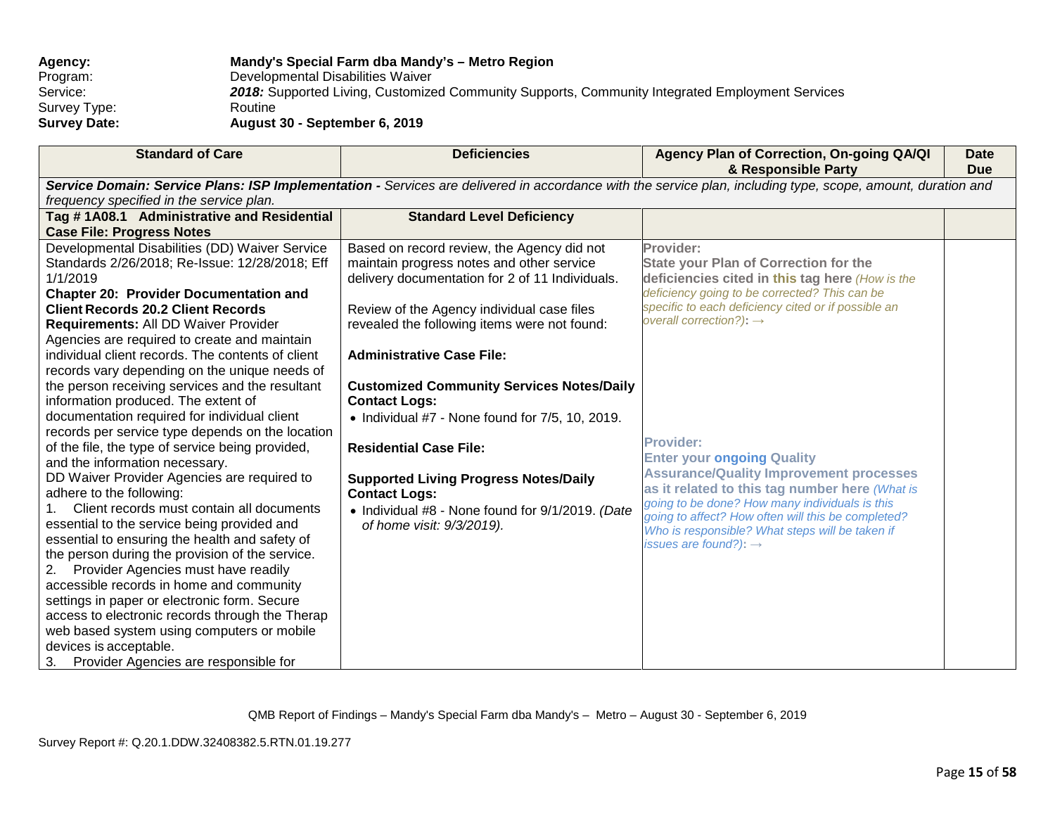**Agency:** **Mandy's Special Farm dba Mandy's – Metro Region**
Program: Developmental Disabilities Waiver
Service: ***2018:*** Supported Living, Customized Community Supports, Community Integrated Employment Services
Survey Type: Routine
**Survey Date:** **August 30 - September 6, 2019**

| Standard of Care | Deficiencies | Agency Plan of Correction, On-going QA/QI & Responsible Party | Date Due |
|---|---|---|---|
| ***Service Domain: Service Plans: ISP Implementation -*** *Services are delivered in accordance with the service plan, including type, scope, amount, duration and frequency specified in the service plan.* | | | |
| **Tag # 1A08.1 Administrative and Residential Case File: Progress Notes** | **Standard Level Deficiency** | | |
| Developmental Disabilities (DD) Waiver Service Standards 2/26/2018; Re-Issue: 12/28/2018; Eff 1/1/2019<br>**Chapter 20: Provider Documentation and Client Records 20.2 Client Records Requirements:** All DD Waiver Provider Agencies are required to create and maintain individual client records. The contents of client records vary depending on the unique needs of the person receiving services and the resultant information produced. The extent of documentation required for individual client records per service type depends on the location of the file, the type of service being provided, and the information necessary.<br>DD Waiver Provider Agencies are required to adhere to the following:<br>1. Client records must contain all documents essential to the service being provided and essential to ensuring the health and safety of the person during the provision of the service.<br>2. Provider Agencies must have readily accessible records in home and community settings in paper or electronic form. Secure access to electronic records through the Therap web based system using computers or mobile devices is acceptable.<br>3. Provider Agencies are responsible for | Based on record review, the Agency did not maintain progress notes and other service delivery documentation for 2 of 11 Individuals.<br><br>Review of the Agency individual case files revealed the following items were not found:<br><br>**Administrative Case File:**<br><br>**Customized Community Services Notes/Daily Contact Logs:**<br>• Individual #7 - None found for 7/5, 10, 2019.<br><br>**Residential Case File:**<br><br>**Supported Living Progress Notes/Daily Contact Logs:**<br>• Individual #8 - None found for 9/1/2019. *(Date of home visit: 9/3/2019).* | **Provider:**<br>**State your Plan of Correction for the deficiencies cited in this tag here** *(How is the deficiency going to be corrected? This can be specific to each deficiency cited or if possible an overall correction?):* →<br><br>**Provider:**<br>**Enter your ongoing Quality Assurance/Quality Improvement processes as it related to this tag number here** *(What is going to be done? How many individuals is this going to affect? How often will this be completed? Who is responsible? What steps will be taken if issues are found?):* → | |

QMB Report of Findings – Mandy's Special Farm dba Mandy's – Metro – August 30 - September 6, 2019

Survey Report #: Q.20.1.DDW.32408382.5.RTN.01.19.277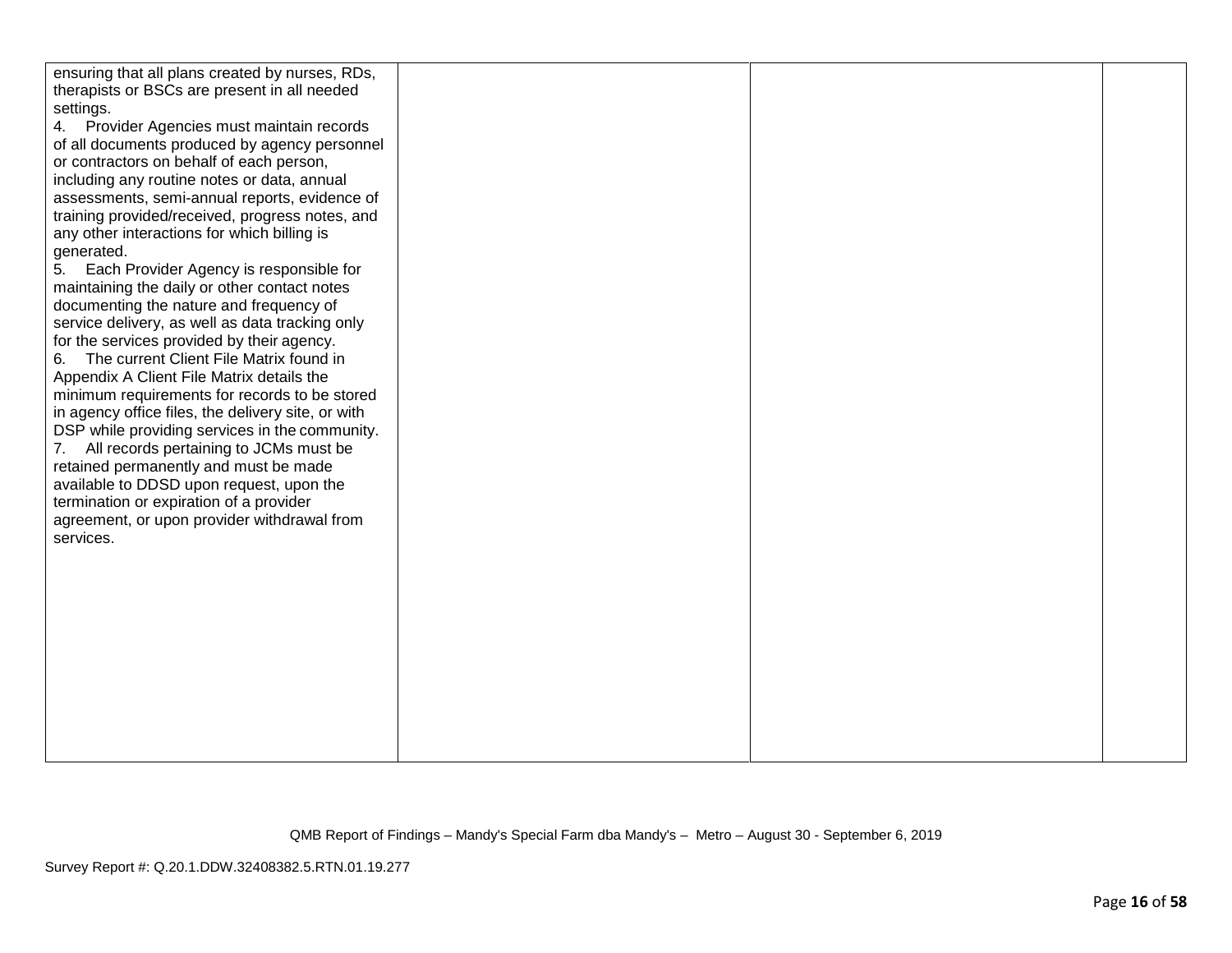| | | | |
|---|---|---|---|
| ensuring that all plans created by nurses, RDs, therapists or BSCs are present in all needed settings.<br>4. Provider Agencies must maintain records of all documents produced by agency personnel or contractors on behalf of each person, including any routine notes or data, annual assessments, semi-annual reports, evidence of training provided/received, progress notes, and any other interactions for which billing is generated.<br>5. Each Provider Agency is responsible for maintaining the daily or other contact notes documenting the nature and frequency of service delivery, as well as data tracking only for the services provided by their agency.<br>6. The current Client File Matrix found in Appendix A Client File Matrix details the minimum requirements for records to be stored in agency office files, the delivery site, or with DSP while providing services in the community.<br>7. All records pertaining to JCMs must be retained permanently and must be made available to DDSD upon request, upon the termination or expiration of a provider agreement, or upon provider withdrawal from services. | | | |

QMB Report of Findings – Mandy's Special Farm dba Mandy's – Metro – August 30 - September 6, 2019

Survey Report #: Q.20.1.DDW.32408382.5.RTN.01.19.277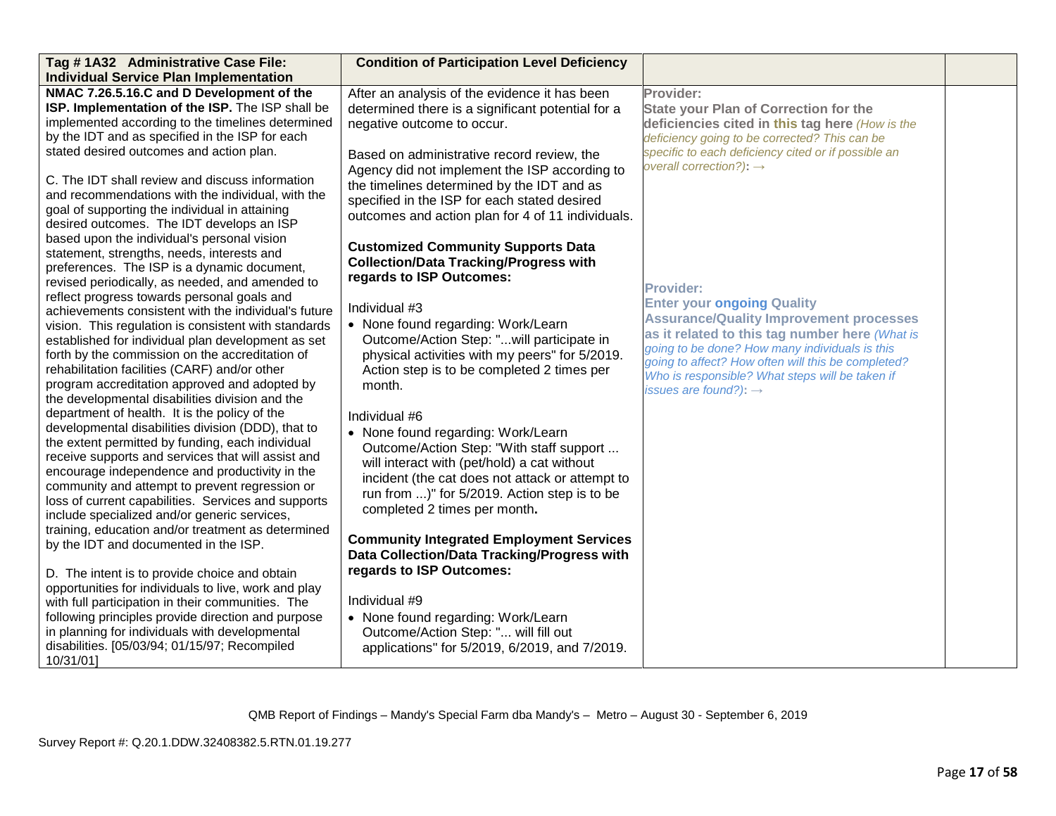| Tag # 1A32 Administrative Case File: Individual Service Plan Implementation | Condition of Participation Level Deficiency | | |
|---|---|---|---|
| **NMAC 7.26.5.16.C and D Development of the ISP. Implementation of the ISP.** The ISP shall be implemented according to the timelines determined by the IDT and as specified in the ISP for each stated desired outcomes and action plan.<br><br>C. The IDT shall review and discuss information and recommendations with the individual, with the goal of supporting the individual in attaining desired outcomes. The IDT develops an ISP based upon the individual's personal vision statement, strengths, needs, interests and preferences. The ISP is a dynamic document, revised periodically, as needed, and amended to reflect progress towards personal goals and achievements consistent with the individual's future vision. This regulation is consistent with standards established for individual plan development as set forth by the commission on the accreditation of rehabilitation facilities (CARF) and/or other program accreditation approved and adopted by the developmental disabilities division and the department of health. It is the policy of the developmental disabilities division (DDD), that to the extent permitted by funding, each individual receive supports and services that will assist and encourage independence and productivity in the community and attempt to prevent regression or loss of current capabilities. Services and supports include specialized and/or generic services, training, education and/or treatment as determined by the IDT and documented in the ISP.<br><br>D. The intent is to provide choice and obtain opportunities for individuals to live, work and play with full participation in their communities. The following principles provide direction and purpose in planning for individuals with developmental disabilities. [05/03/94; 01/15/97; Recompiled 10/31/01] | After an analysis of the evidence it has been determined there is a significant potential for a negative outcome to occur.<br><br>Based on administrative record review, the Agency did not implement the ISP according to the timelines determined by the IDT and as specified in the ISP for each stated desired outcomes and action plan for 4 of 11 individuals.<br><br>**Customized Community Supports Data Collection/Data Tracking/Progress with regards to ISP Outcomes:**<br><br>Individual #3<br>• None found regarding: Work/Learn Outcome/Action Step: "...will participate in physical activities with my peers" for 5/2019. Action step is to be completed 2 times per month.<br><br>Individual #6<br>• None found regarding: Work/Learn Outcome/Action Step: "With staff support ... will interact with (pet/hold) a cat without incident (the cat does not attack or attempt to run from ...)" for 5/2019. Action step is to be completed 2 times per month.<br><br>**Community Integrated Employment Services Data Collection/Data Tracking/Progress with regards to ISP Outcomes:**<br><br>Individual #9<br>• None found regarding: Work/Learn Outcome/Action Step: "... will fill out applications" for 5/2019, 6/2019, and 7/2019. | **Provider:**<br>**State your Plan of Correction for the deficiencies cited in this tag here** *(How is the deficiency going to be corrected? This can be specific to each deficiency cited or if possible an overall correction?)*: →<br><br>**Provider:**<br>**Enter your ongoing Quality Assurance/Quality Improvement processes as it related to this tag number here** *(What is going to be done? How many individuals is this going to affect? How often will this be completed? Who is responsible? What steps will be taken if issues are found?)*: → | |

QMB Report of Findings – Mandy's Special Farm dba Mandy's – Metro – August 30 - September 6, 2019

Survey Report #: Q.20.1.DDW.32408382.5.RTN.01.19.277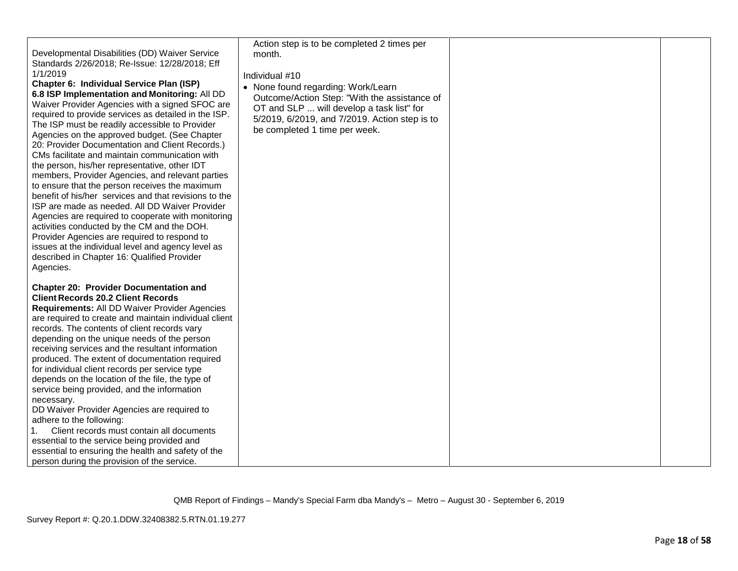| | | | |
|---|---|---|---|
| Developmental Disabilities (DD) Waiver Service Standards 2/26/2018; Re-Issue: 12/28/2018; Eff 1/1/2019<br>**Chapter 6: Individual Service Plan (ISP)**<br>**6.8 ISP Implementation and Monitoring:** All DD Waiver Provider Agencies with a signed SFOC are required to provide services as detailed in the ISP. The ISP must be readily accessible to Provider Agencies on the approved budget. (See Chapter 20: Provider Documentation and Client Records.) CMs facilitate and maintain communication with the person, his/her representative, other IDT members, Provider Agencies, and relevant parties to ensure that the person receives the maximum benefit of his/her services and that revisions to the ISP are made as needed. All DD Waiver Provider Agencies are required to cooperate with monitoring activities conducted by the CM and the DOH. Provider Agencies are required to respond to issues at the individual level and agency level as described in Chapter 16: Qualified Provider Agencies.<br><br>**Chapter 20: Provider Documentation and Client Records 20.2 Client Records Requirements:** All DD Waiver Provider Agencies are required to create and maintain individual client records. The contents of client records vary depending on the unique needs of the person receiving services and the resultant information produced. The extent of documentation required for individual client records per service type depends on the location of the file, the type of service being provided, and the information necessary.<br>DD Waiver Provider Agencies are required to adhere to the following:<br>1. Client records must contain all documents essential to the service being provided and essential to ensuring the health and safety of the person during the provision of the service. | Action step is to be completed 2 times per month.<br><br>Individual #10<br>• None found regarding: Work/Learn Outcome/Action Step: "With the assistance of OT and SLP ... will develop a task list" for 5/2019, 6/2019, and 7/2019. Action step is to be completed 1 time per week. | | |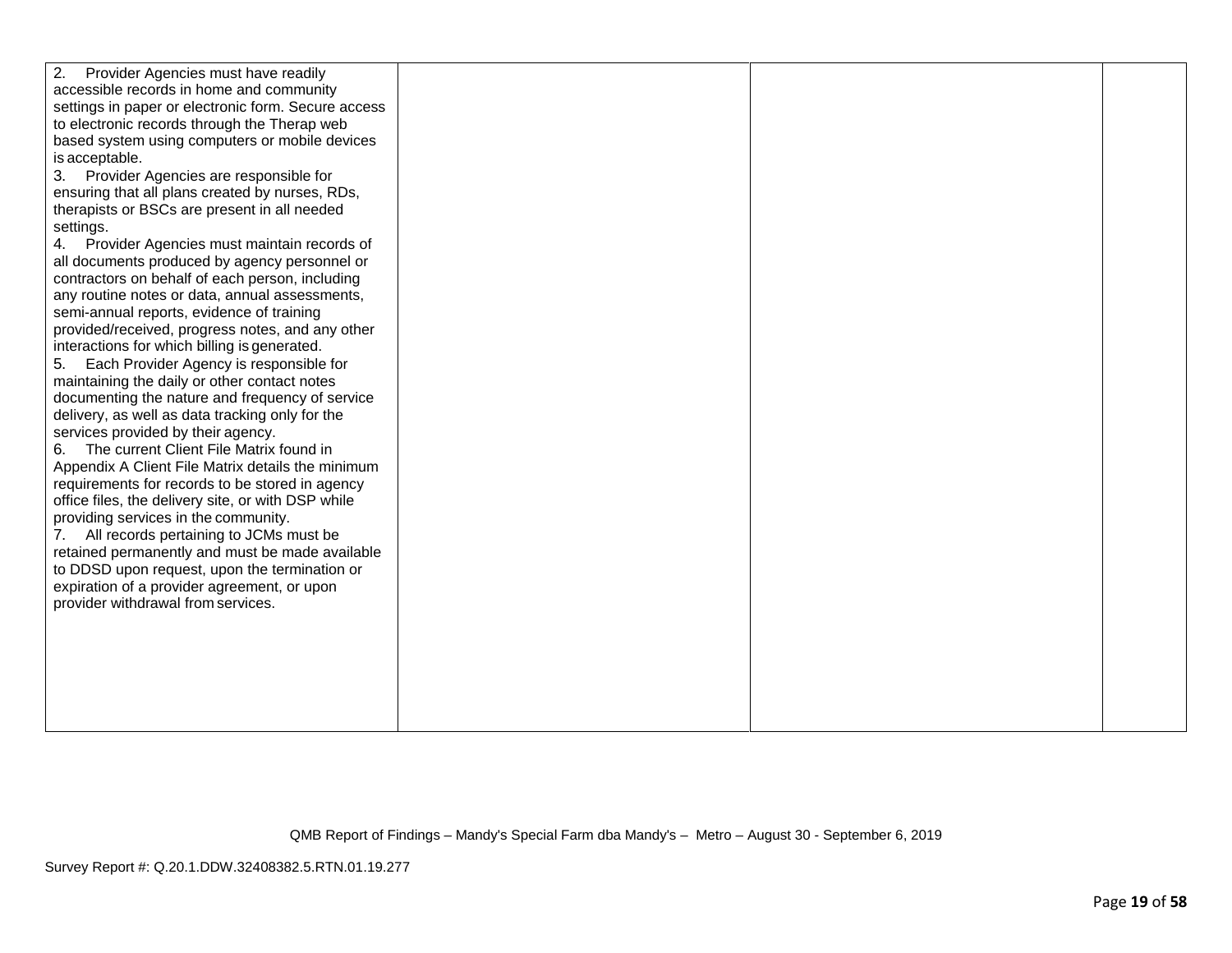| | | | |
|---|---|---|---|
| 2. Provider Agencies must have readily accessible records in home and community settings in paper or electronic form. Secure access to electronic records through the Therap web based system using computers or mobile devices is acceptable.<br>3. Provider Agencies are responsible for ensuring that all plans created by nurses, RDs, therapists or BSCs are present in all needed settings.<br>4. Provider Agencies must maintain records of all documents produced by agency personnel or contractors on behalf of each person, including any routine notes or data, annual assessments, semi-annual reports, evidence of training provided/received, progress notes, and any other interactions for which billing is generated.<br>5. Each Provider Agency is responsible for maintaining the daily or other contact notes documenting the nature and frequency of service delivery, as well as data tracking only for the services provided by their agency.<br>6. The current Client File Matrix found in Appendix A Client File Matrix details the minimum requirements for records to be stored in agency office files, the delivery site, or with DSP while providing services in the community.<br>7. All records pertaining to JCMs must be retained permanently and must be made available to DDSD upon request, upon the termination or expiration of a provider agreement, or upon provider withdrawal from services. | | | |

QMB Report of Findings – Mandy's Special Farm dba Mandy's – Metro – August 30 - September 6, 2019

Survey Report #: Q.20.1.DDW.32408382.5.RTN.01.19.277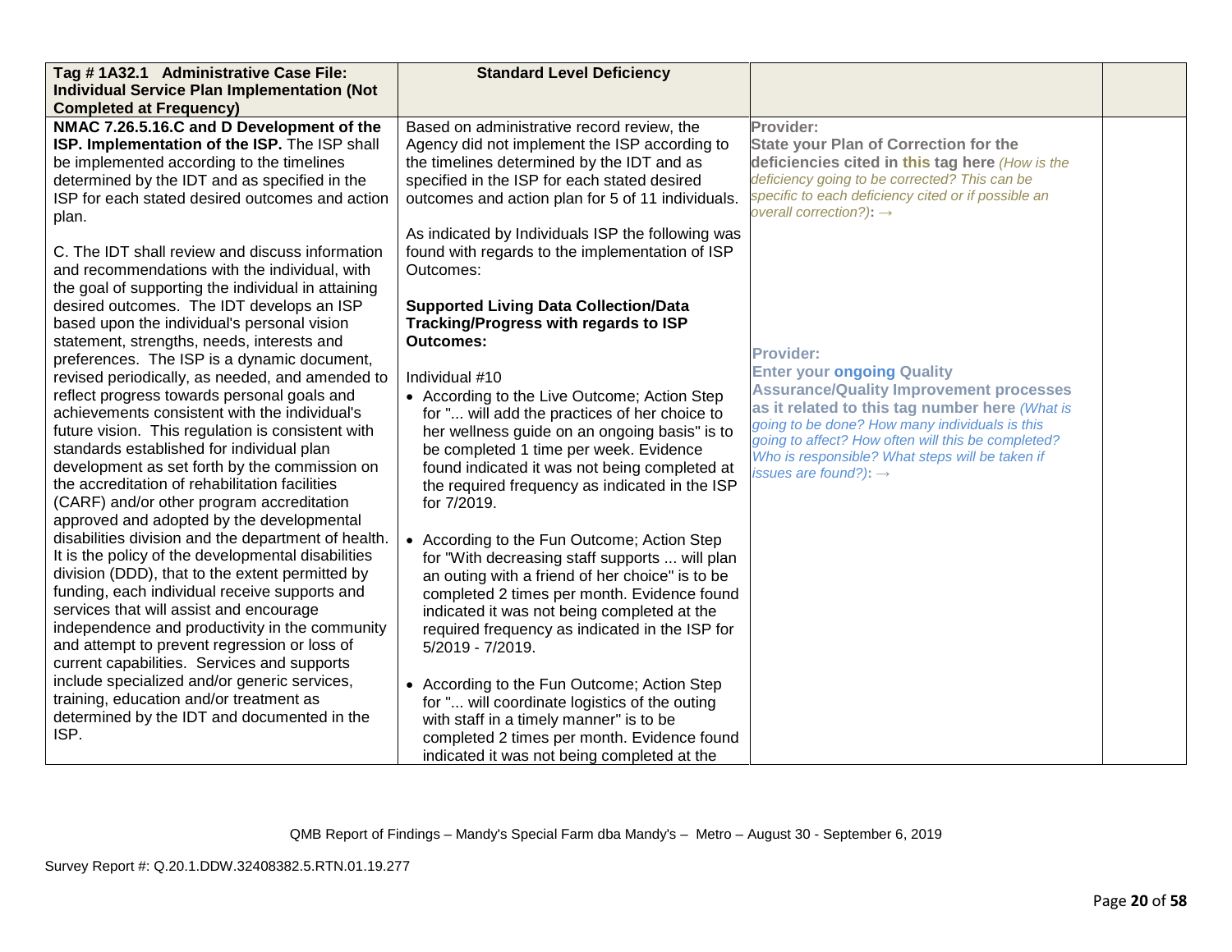| Tag # 1A32.1 Administrative Case File: Individual Service Plan Implementation (Not Completed at Frequency) | Standard Level Deficiency | | |
|---|---|---|---|
| **NMAC 7.26.5.16.C and D Development of the ISP. Implementation of the ISP.** The ISP shall be implemented according to the timelines determined by the IDT and as specified in the ISP for each stated desired outcomes and action plan.<br><br>C. The IDT shall review and discuss information and recommendations with the individual, with the goal of supporting the individual in attaining desired outcomes. The IDT develops an ISP based upon the individual's personal vision statement, strengths, needs, interests and preferences. The ISP is a dynamic document, revised periodically, as needed, and amended to reflect progress towards personal goals and achievements consistent with the individual's future vision. This regulation is consistent with standards established for individual plan development as set forth by the commission on the accreditation of rehabilitation facilities (CARF) and/or other program accreditation approved and adopted by the developmental disabilities division and the department of health. It is the policy of the developmental disabilities division (DDD), that to the extent permitted by funding, each individual receive supports and services that will assist and encourage independence and productivity in the community and attempt to prevent regression or loss of current capabilities. Services and supports include specialized and/or generic services, training, education and/or treatment as determined by the IDT and documented in the ISP. | Based on administrative record review, the Agency did not implement the ISP according to the timelines determined by the IDT and as specified in the ISP for each stated desired outcomes and action plan for 5 of 11 individuals.<br><br>As indicated by Individuals ISP the following was found with regards to the implementation of ISP Outcomes:<br><br>**Supported Living Data Collection/Data Tracking/Progress with regards to ISP Outcomes:**<br><br>Individual #10<br>• According to the Live Outcome; Action Step for "... will add the practices of her choice to her wellness guide on an ongoing basis" is to be completed 1 time per week. Evidence found indicated it was not being completed at the required frequency as indicated in the ISP for 7/2019.<br><br>• According to the Fun Outcome; Action Step for "With decreasing staff supports ... will plan an outing with a friend of her choice" is to be completed 2 times per month. Evidence found indicated it was not being completed at the required frequency as indicated in the ISP for 5/2019 - 7/2019.<br><br>• According to the Fun Outcome; Action Step for "... will coordinate logistics of the outing with staff in a timely manner" is to be completed 2 times per month. Evidence found indicated it was not being completed at the | **Provider:**<br>**State your Plan of Correction for the deficiencies cited in this tag here** *(How is the deficiency going to be corrected? This can be specific to each deficiency cited or if possible an overall correction?)*: →<br><br>**Provider:**<br>**Enter your ongoing Quality Assurance/Quality Improvement processes as it related to this tag number here** *(What is going to be done? How many individuals is this going to affect? How often will this be completed? Who is responsible? What steps will be taken if issues are found?)*: → | |

QMB Report of Findings – Mandy's Special Farm dba Mandy's – Metro – August 30 - September 6, 2019

Survey Report #: Q.20.1.DDW.32408382.5.RTN.01.19.277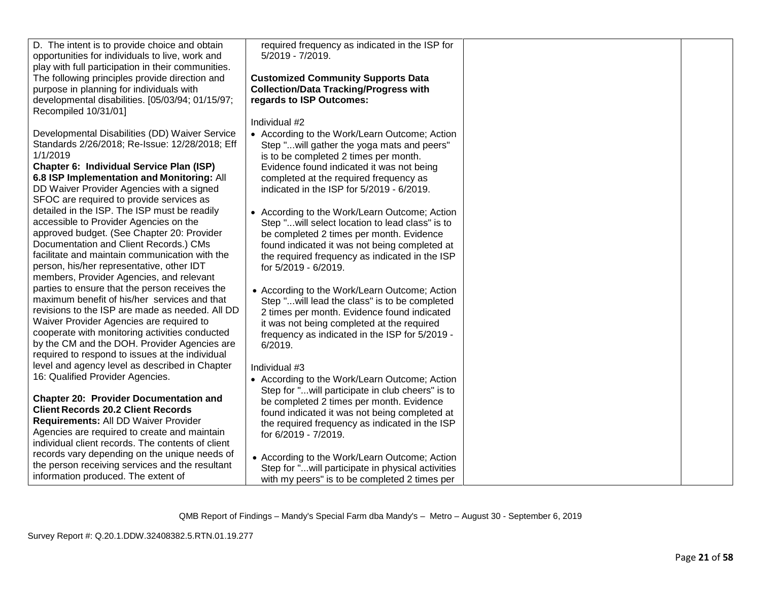| | | | |
|---|---|---|---|
| D. The intent is to provide choice and obtain opportunities for individuals to live, work and play with full participation in their communities. The following principles provide direction and purpose in planning for individuals with developmental disabilities. [05/03/94; 01/15/97; Recompiled 10/31/01]<br><br>Developmental Disabilities (DD) Waiver Service Standards 2/26/2018; Re-Issue: 12/28/2018; Eff 1/1/2019<br>**Chapter 6: Individual Service Plan (ISP)**<br>**6.8 ISP Implementation and Monitoring:** All DD Waiver Provider Agencies with a signed SFOC are required to provide services as detailed in the ISP. The ISP must be readily accessible to Provider Agencies on the approved budget. (See Chapter 20: Provider Documentation and Client Records.) CMs facilitate and maintain communication with the person, his/her representative, other IDT members, Provider Agencies, and relevant parties to ensure that the person receives the maximum benefit of his/her services and that revisions to the ISP are made as needed. All DD Waiver Provider Agencies are required to cooperate with monitoring activities conducted by the CM and the DOH. Provider Agencies are required to respond to issues at the individual level and agency level as described in Chapter 16: Qualified Provider Agencies.<br><br>**Chapter 20: Provider Documentation and Client Records 20.2 Client Records Requirements:** All DD Waiver Provider Agencies are required to create and maintain individual client records. The contents of client records vary depending on the unique needs of the person receiving services and the resultant information produced. The extent of | required frequency as indicated in the ISP for 5/2019 - 7/2019.<br><br>**Customized Community Supports Data Collection/Data Tracking/Progress with regards to ISP Outcomes:**<br><br>Individual #2<br>• According to the Work/Learn Outcome; Action Step "...will gather the yoga mats and peers" is to be completed 2 times per month. Evidence found indicated it was not being completed at the required frequency as indicated in the ISP for 5/2019 - 6/2019.<br><br>• According to the Work/Learn Outcome; Action Step "...will select location to lead class" is to be completed 2 times per month. Evidence found indicated it was not being completed at the required frequency as indicated in the ISP for 5/2019 - 6/2019.<br><br>• According to the Work/Learn Outcome; Action Step "...will lead the class" is to be completed 2 times per month. Evidence found indicated it was not being completed at the required frequency as indicated in the ISP for 5/2019 - 6/2019.<br><br>Individual #3<br>• According to the Work/Learn Outcome; Action Step for "...will participate in club cheers" is to be completed 2 times per month. Evidence found indicated it was not being completed at the required frequency as indicated in the ISP for 6/2019 - 7/2019.<br><br>• According to the Work/Learn Outcome; Action Step for "...will participate in physical activities with my peers" is to be completed 2 times per | | |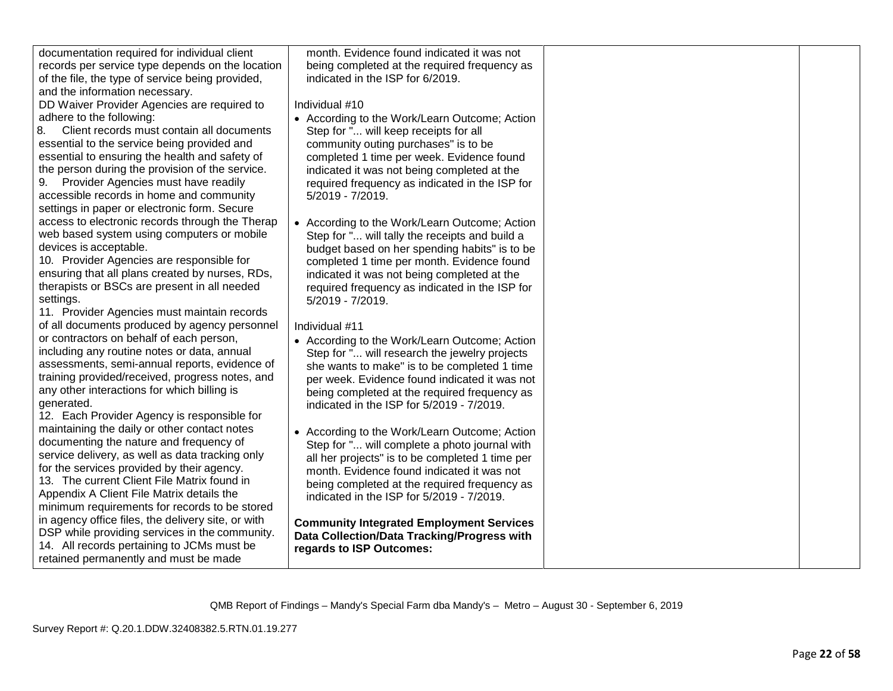| | | | |
|---|---|---|---|
| documentation required for individual client records per service type depends on the location of the file, the type of service being provided, and the information necessary.<br>DD Waiver Provider Agencies are required to adhere to the following:<br>8. Client records must contain all documents essential to the service being provided and essential to ensuring the health and safety of the person during the provision of the service.<br>9. Provider Agencies must have readily accessible records in home and community settings in paper or electronic form. Secure access to electronic records through the Therap web based system using computers or mobile devices is acceptable.<br>10. Provider Agencies are responsible for ensuring that all plans created by nurses, RDs, therapists or BSCs are present in all needed settings.<br>11. Provider Agencies must maintain records of all documents produced by agency personnel or contractors on behalf of each person, including any routine notes or data, annual assessments, semi-annual reports, evidence of training provided/received, progress notes, and any other interactions for which billing is generated.<br>12. Each Provider Agency is responsible for maintaining the daily or other contact notes documenting the nature and frequency of service delivery, as well as data tracking only for the services provided by their agency.<br>13. The current Client File Matrix found in Appendix A Client File Matrix details the minimum requirements for records to be stored in agency office files, the delivery site, or with DSP while providing services in the community.<br>14. All records pertaining to JCMs must be retained permanently and must be made | month. Evidence found indicated it was not being completed at the required frequency as indicated in the ISP for 6/2019.<br><br>Individual #10<br>• According to the Work/Learn Outcome; Action Step for "... will keep receipts for all community outing purchases" is to be completed 1 time per week. Evidence found indicated it was not being completed at the required frequency as indicated in the ISP for 5/2019 - 7/2019.<br><br>• According to the Work/Learn Outcome; Action Step for "... will tally the receipts and build a budget based on her spending habits" is to be completed 1 time per month. Evidence found indicated it was not being completed at the required frequency as indicated in the ISP for 5/2019 - 7/2019.<br><br>Individual #11<br>• According to the Work/Learn Outcome; Action Step for "... will research the jewelry projects she wants to make" is to be completed 1 time per week. Evidence found indicated it was not being completed at the required frequency as indicated in the ISP for 5/2019 - 7/2019.<br><br>• According to the Work/Learn Outcome; Action Step for "... will complete a photo journal with all her projects" is to be completed 1 time per month. Evidence found indicated it was not being completed at the required frequency as indicated in the ISP for 5/2019 - 7/2019.<br><br>**Community Integrated Employment Services Data Collection/Data Tracking/Progress with regards to ISP Outcomes:** | | |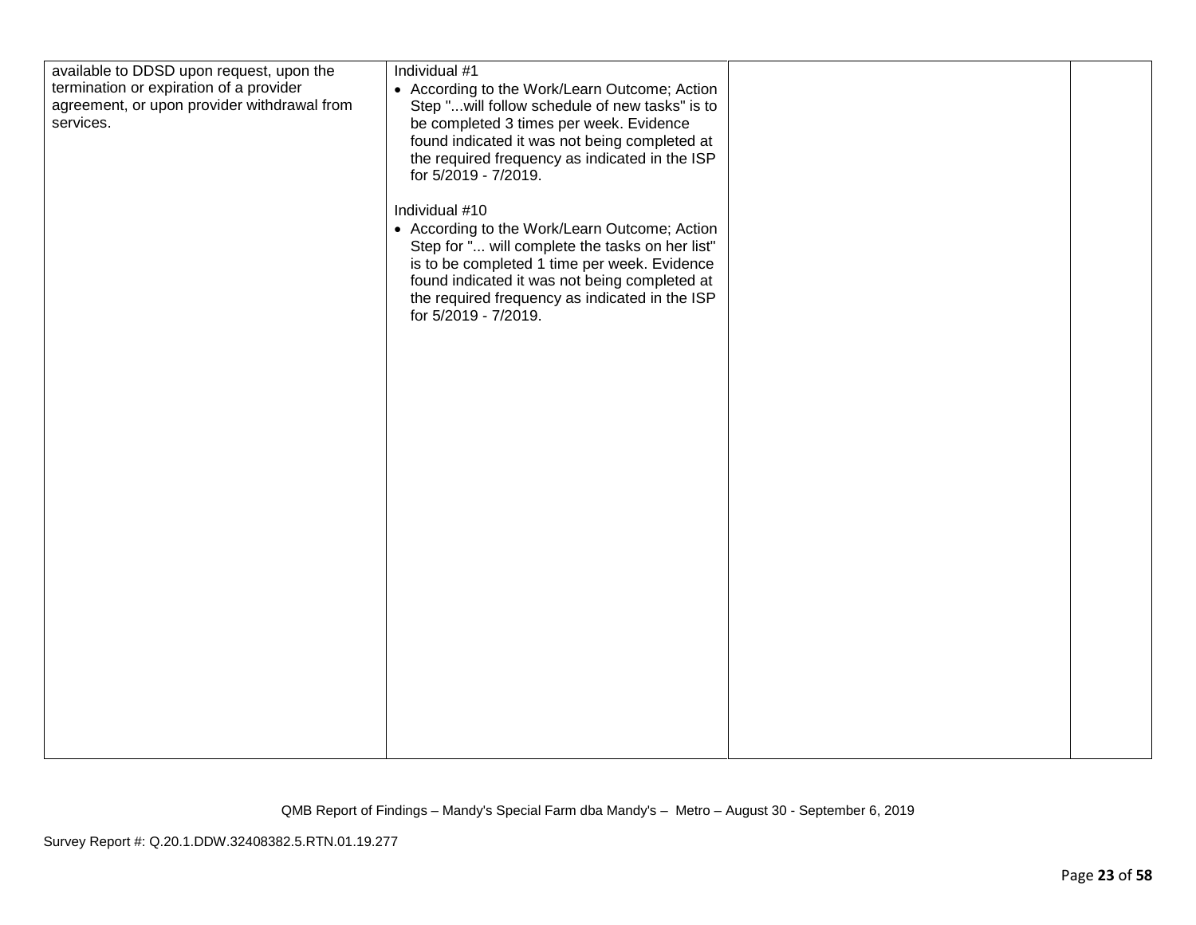| | | | |
|---|---|---|---|
| available to DDSD upon request, upon the termination or expiration of a provider agreement, or upon provider withdrawal from services. | Individual #1<br>• According to the Work/Learn Outcome; Action Step "...will follow schedule of new tasks" is to be completed 3 times per week. Evidence found indicated it was not being completed at the required frequency as indicated in the ISP for 5/2019 - 7/2019.<br><br>Individual #10<br>• According to the Work/Learn Outcome; Action Step for "... will complete the tasks on her list" is to be completed 1 time per week. Evidence found indicated it was not being completed at the required frequency as indicated in the ISP for 5/2019 - 7/2019. | | |

QMB Report of Findings – Mandy's Special Farm dba Mandy's – Metro – August 30 - September 6, 2019

Survey Report #: Q.20.1.DDW.32408382.5.RTN.01.19.277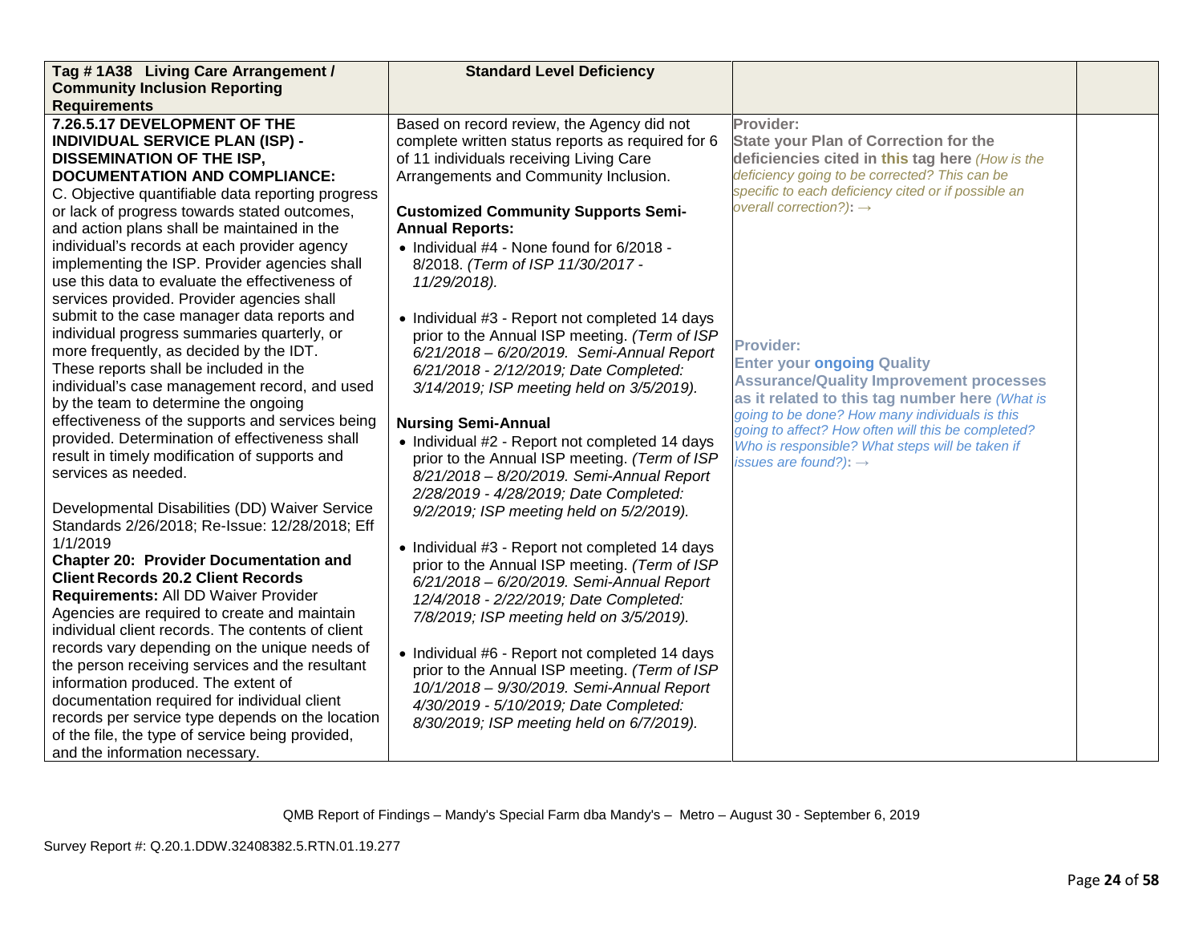| Tag # 1A38 Living Care Arrangement / Community Inclusion Reporting Requirements | Standard Level Deficiency | | |
|---|---|---|---|
| **7.26.5.17 DEVELOPMENT OF THE INDIVIDUAL SERVICE PLAN (ISP) - DISSEMINATION OF THE ISP, DOCUMENTATION AND COMPLIANCE:**<br>C. Objective quantifiable data reporting progress or lack of progress towards stated outcomes, and action plans shall be maintained in the individual's records at each provider agency implementing the ISP. Provider agencies shall use this data to evaluate the effectiveness of services provided. Provider agencies shall submit to the case manager data reports and individual progress summaries quarterly, or more frequently, as decided by the IDT. These reports shall be included in the individual's case management record, and used by the team to determine the ongoing effectiveness of the supports and services being provided. Determination of effectiveness shall result in timely modification of supports and services as needed.<br><br>Developmental Disabilities (DD) Waiver Service Standards 2/26/2018; Re-Issue: 12/28/2018; Eff 1/1/2019<br>**Chapter 20: Provider Documentation and Client Records 20.2 Client Records Requirements:** All DD Waiver Provider Agencies are required to create and maintain individual client records. The contents of client records vary depending on the unique needs of the person receiving services and the resultant information produced. The extent of documentation required for individual client records per service type depends on the location of the file, the type of service being provided, and the information necessary. | Based on record review, the Agency did not complete written status reports as required for 6 of 11 individuals receiving Living Care Arrangements and Community Inclusion.<br><br>**Customized Community Supports Semi-Annual Reports:**<br>• Individual #4 - None found for 6/2018 - 8/2018. *(Term of ISP 11/30/2017 - 11/29/2018).*<br><br>• Individual #3 - Report not completed 14 days prior to the Annual ISP meeting. *(Term of ISP 6/21/2018 – 6/20/2019. Semi-Annual Report 6/21/2018 - 2/12/2019; Date Completed: 3/14/2019; ISP meeting held on 3/5/2019).*<br><br>**Nursing Semi-Annual**<br>• Individual #2 - Report not completed 14 days prior to the Annual ISP meeting. *(Term of ISP 8/21/2018 – 8/20/2019. Semi-Annual Report 2/28/2019 - 4/28/2019; Date Completed: 9/2/2019; ISP meeting held on 5/2/2019).*<br><br>• Individual #3 - Report not completed 14 days prior to the Annual ISP meeting. *(Term of ISP 6/21/2018 – 6/20/2019. Semi-Annual Report 12/4/2018 - 2/22/2019; Date Completed: 7/8/2019; ISP meeting held on 3/5/2019).*<br><br>• Individual #6 - Report not completed 14 days prior to the Annual ISP meeting. *(Term of ISP 10/1/2018 – 9/30/2019. Semi-Annual Report 4/30/2019 - 5/10/2019; Date Completed: 8/30/2019; ISP meeting held on 6/7/2019).* | **Provider:**<br>**State your Plan of Correction for the deficiencies cited in this tag here** *(How is the deficiency going to be corrected? This can be specific to each deficiency cited or if possible an overall correction?):* →<br><br>**Provider:**<br>**Enter your ongoing Quality Assurance/Quality Improvement processes as it related to this tag number here** *(What is going to be done? How many individuals is this going to affect? How often will this be completed? Who is responsible? What steps will be taken if issues are found?):* → | |

QMB Report of Findings – Mandy's Special Farm dba Mandy's – Metro – August 30 - September 6, 2019

Survey Report #: Q.20.1.DDW.32408382.5.RTN.01.19.277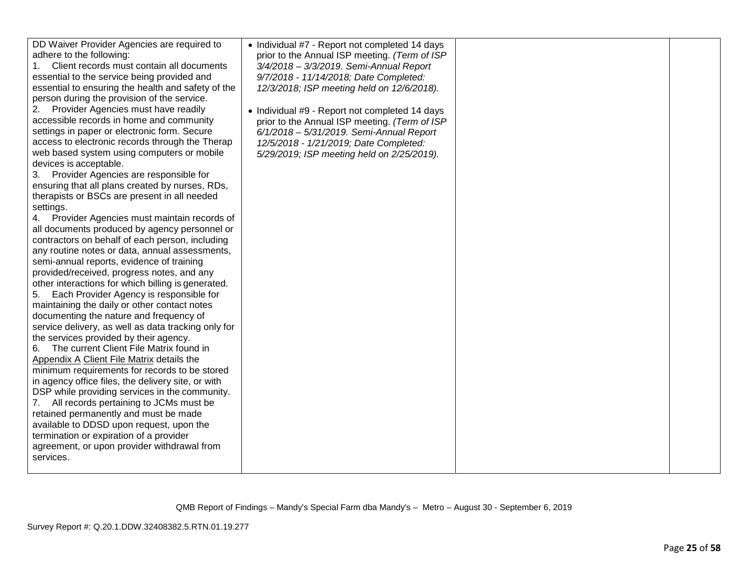| | | | |
|---|---|---|---|
| DD Waiver Provider Agencies are required to adhere to the following:<br>1. Client records must contain all documents essential to the service being provided and essential to ensuring the health and safety of the person during the provision of the service.<br>2. Provider Agencies must have readily accessible records in home and community settings in paper or electronic form. Secure access to electronic records through the Therap web based system using computers or mobile devices is acceptable.<br>3. Provider Agencies are responsible for ensuring that all plans created by nurses, RDs, therapists or BSCs are present in all needed settings.<br>4. Provider Agencies must maintain records of all documents produced by agency personnel or contractors on behalf of each person, including any routine notes or data, annual assessments, semi-annual reports, evidence of training provided/received, progress notes, and any other interactions for which billing is generated.<br>5. Each Provider Agency is responsible for maintaining the daily or other contact notes documenting the nature and frequency of service delivery, as well as data tracking only for the services provided by their agency.<br>6. The current Client File Matrix found in Appendix A Client File Matrix details the minimum requirements for records to be stored in agency office files, the delivery site, or with DSP while providing services in the community.<br>7. All records pertaining to JCMs must be retained permanently and must be made available to DDSD upon request, upon the termination or expiration of a provider agreement, or upon provider withdrawal from services. | • Individual #7 - Report not completed 14 days prior to the Annual ISP meeting. *(Term of ISP 3/4/2018 – 3/3/2019. Semi-Annual Report 9/7/2018 - 11/14/2018; Date Completed: 12/3/2018; ISP meeting held on 12/6/2018).*<br><br>• Individual #9 - Report not completed 14 days prior to the Annual ISP meeting. *(Term of ISP 6/1/2018 – 5/31/2019. Semi-Annual Report 12/5/2018 - 1/21/2019; Date Completed: 5/29/2019; ISP meeting held on 2/25/2019).* | | |

QMB Report of Findings – Mandy's Special Farm dba Mandy's – Metro – August 30 - September 6, 2019

Survey Report #: Q.20.1.DDW.32408382.5.RTN.01.19.277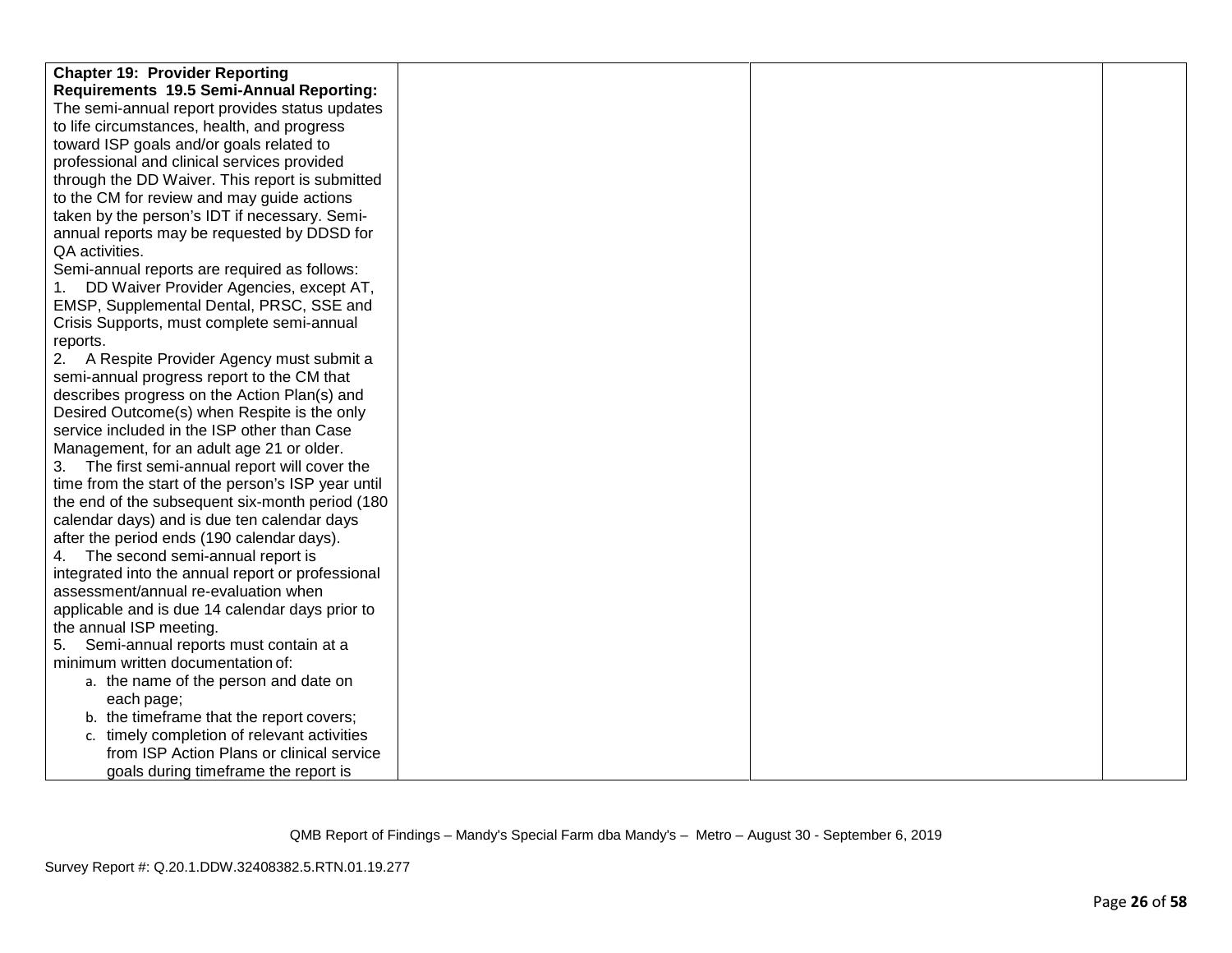| | | | |
|---|---|---|---|
| **Chapter 19: Provider Reporting Requirements 19.5 Semi-Annual Reporting:** The semi-annual report provides status updates to life circumstances, health, and progress toward ISP goals and/or goals related to professional and clinical services provided through the DD Waiver. This report is submitted to the CM for review and may guide actions taken by the person's IDT if necessary. Semi-annual reports may be requested by DDSD for QA activities.<br>Semi-annual reports are required as follows:<br>1. DD Waiver Provider Agencies, except AT, EMSP, Supplemental Dental, PRSC, SSE and Crisis Supports, must complete semi-annual reports.<br>2. A Respite Provider Agency must submit a semi-annual progress report to the CM that describes progress on the Action Plan(s) and Desired Outcome(s) when Respite is the only service included in the ISP other than Case Management, for an adult age 21 or older.<br>3. The first semi-annual report will cover the time from the start of the person's ISP year until the end of the subsequent six-month period (180 calendar days) and is due ten calendar days after the period ends (190 calendar days).<br>4. The second semi-annual report is integrated into the annual report or professional assessment/annual re-evaluation when applicable and is due 14 calendar days prior to the annual ISP meeting.<br>5. Semi-annual reports must contain at a minimum written documentation of:<br>a. the name of the person and date on each page;<br>b. the timeframe that the report covers;<br>c. timely completion of relevant activities from ISP Action Plans or clinical service goals during timeframe the report is | | | |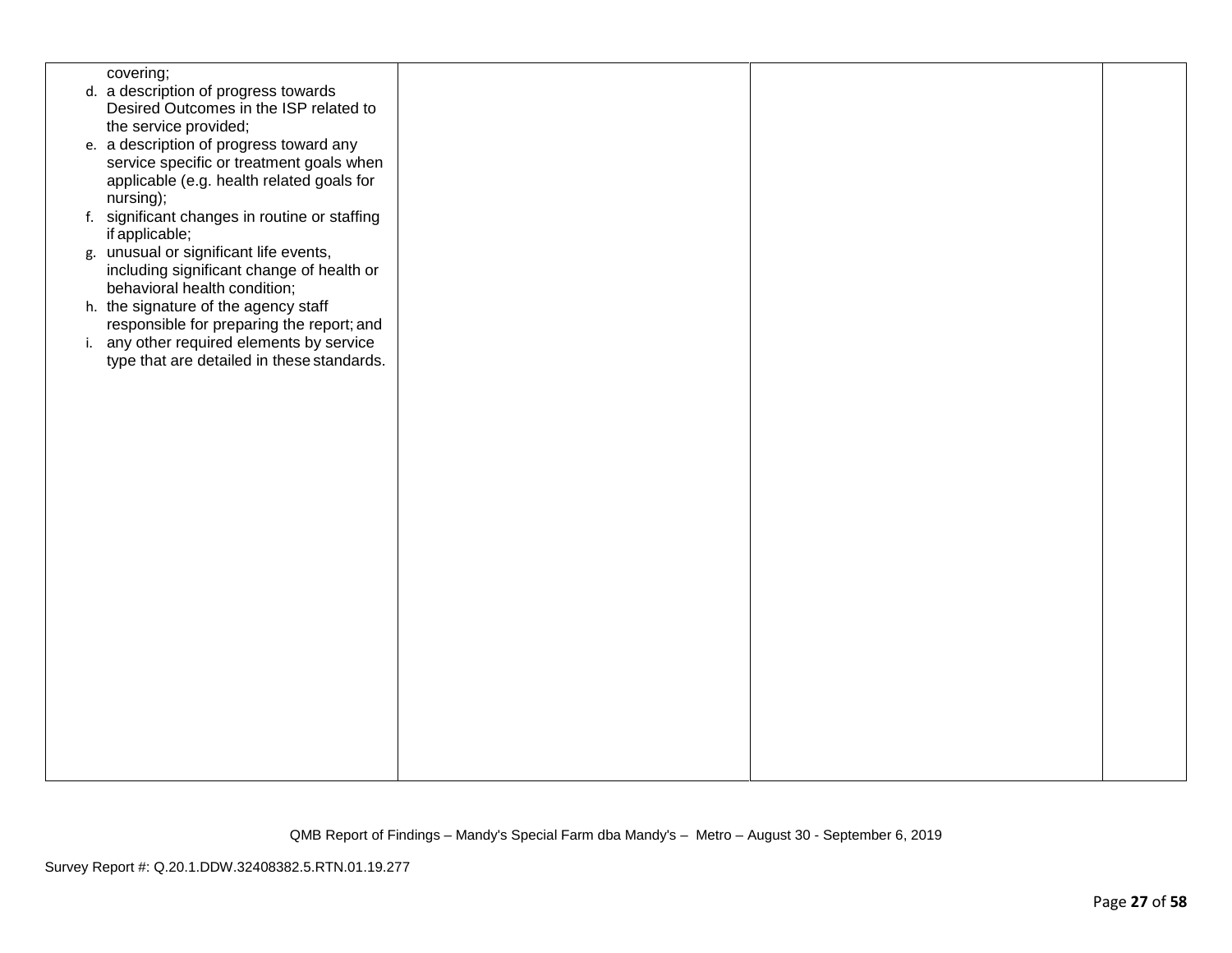| | | | |
|---|---|---|---|
| covering;<br>d. a description of progress towards Desired Outcomes in the ISP related to the service provided;<br>e. a description of progress toward any service specific or treatment goals when applicable (e.g. health related goals for nursing);<br>f. significant changes in routine or staffing if applicable;<br>g. unusual or significant life events, including significant change of health or behavioral health condition;<br>h. the signature of the agency staff responsible for preparing the report; and<br>i. any other required elements by service type that are detailed in these standards. | | | |

QMB Report of Findings – Mandy's Special Farm dba Mandy's – Metro – August 30 - September 6, 2019

Survey Report #: Q.20.1.DDW.32408382.5.RTN.01.19.277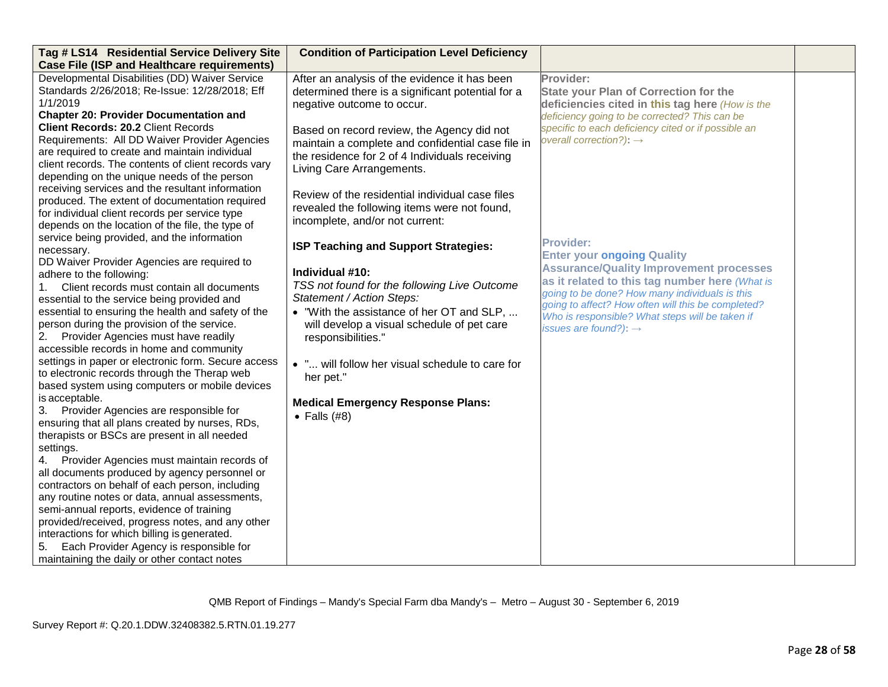| Tag # LS14 Residential Service Delivery Site Case File (ISP and Healthcare requirements) | Condition of Participation Level Deficiency | | |
|---|---|---|---|
| Developmental Disabilities (DD) Waiver Service Standards 2/26/2018; Re-Issue: 12/28/2018; Eff 1/1/2019<br>**Chapter 20: Provider Documentation and Client Records: 20.2** Client Records Requirements: All DD Waiver Provider Agencies are required to create and maintain individual client records. The contents of client records vary depending on the unique needs of the person receiving services and the resultant information produced. The extent of documentation required for individual client records per service type depends on the location of the file, the type of service being provided, and the information necessary.<br>DD Waiver Provider Agencies are required to adhere to the following:<br>1. Client records must contain all documents essential to the service being provided and essential to ensuring the health and safety of the person during the provision of the service.<br>2. Provider Agencies must have readily accessible records in home and community settings in paper or electronic form. Secure access to electronic records through the Therap web based system using computers or mobile devices is acceptable.<br>3. Provider Agencies are responsible for ensuring that all plans created by nurses, RDs, therapists or BSCs are present in all needed settings.<br>4. Provider Agencies must maintain records of all documents produced by agency personnel or contractors on behalf of each person, including any routine notes or data, annual assessments, semi-annual reports, evidence of training provided/received, progress notes, and any other interactions for which billing is generated.<br>5. Each Provider Agency is responsible for maintaining the daily or other contact notes | After an analysis of the evidence it has been determined there is a significant potential for a negative outcome to occur.<br><br>Based on record review, the Agency did not maintain a complete and confidential case file in the residence for 2 of 4 Individuals receiving Living Care Arrangements.<br><br>Review of the residential individual case files revealed the following items were not found, incomplete, and/or not current:<br><br>**ISP Teaching and Support Strategies:**<br><br>**Individual #10:**<br>*TSS not found for the following Live Outcome Statement / Action Steps:*<br>• "With the assistance of her OT and SLP, ... will develop a visual schedule of pet care responsibilities."<br><br>• "... will follow her visual schedule to care for her pet."<br><br>**Medical Emergency Response Plans:**<br>• Falls (#8) | **Provider:**<br>**State your Plan of Correction for the deficiencies cited in this tag here** *(How is the deficiency going to be corrected? This can be specific to each deficiency cited or if possible an overall correction?)*: →<br><br>**Provider:**<br>**Enter your ongoing Quality Assurance/Quality Improvement processes as it related to this tag number here** *(What is going to be done? How many individuals is this going to affect? How often will this be completed? Who is responsible? What steps will be taken if issues are found?)*: → | |

QMB Report of Findings – Mandy's Special Farm dba Mandy's – Metro – August 30 - September 6, 2019

Survey Report #: Q.20.1.DDW.32408382.5.RTN.01.19.277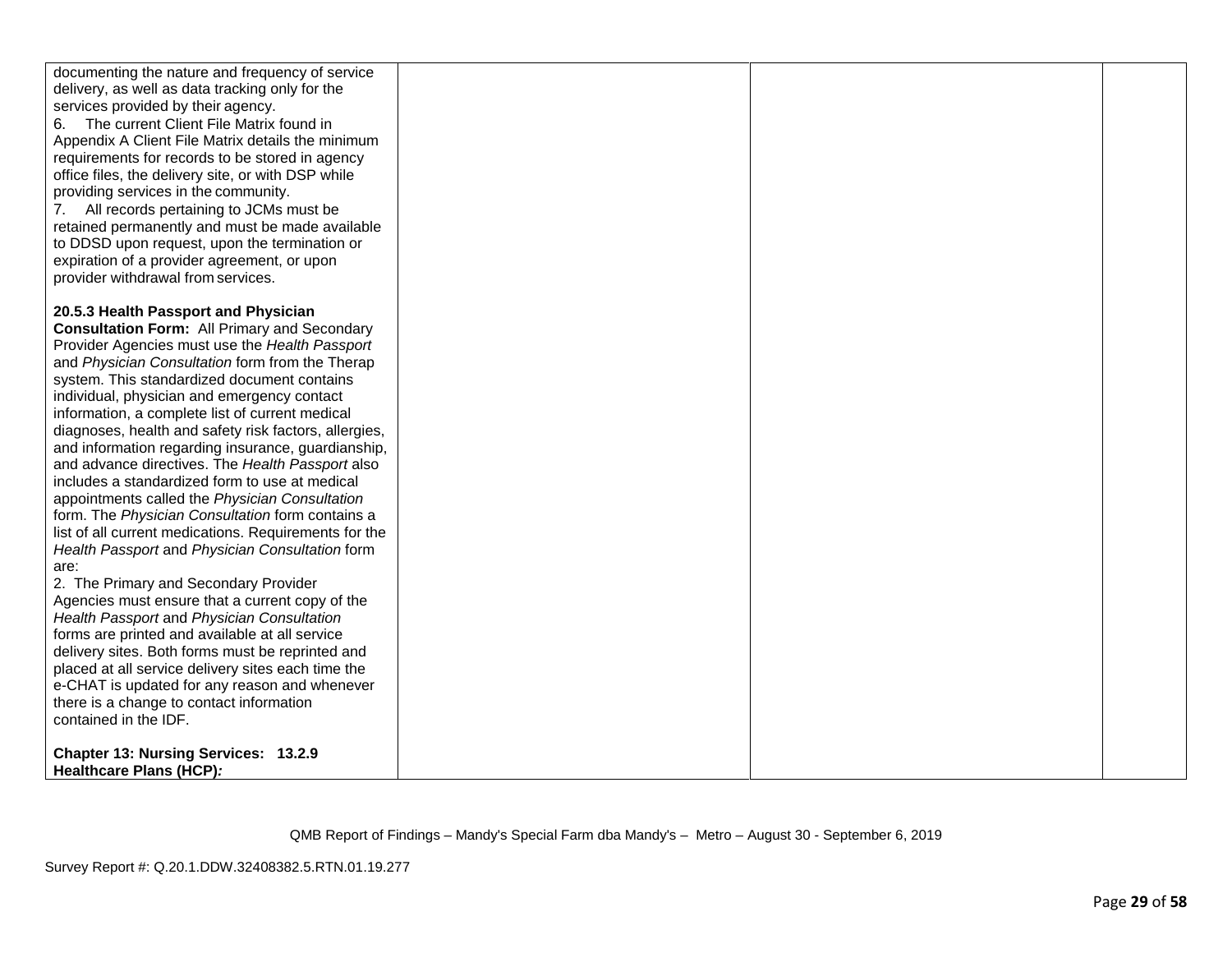| | | | |
|---|---|---|---|
| documenting the nature and frequency of service delivery, as well as data tracking only for the services provided by their agency.<br>6. The current Client File Matrix found in Appendix A Client File Matrix details the minimum requirements for records to be stored in agency office files, the delivery site, or with DSP while providing services in the community.<br>7. All records pertaining to JCMs must be retained permanently and must be made available to DDSD upon request, upon the termination or expiration of a provider agreement, or upon provider withdrawal from services.<br><br>**20.5.3 Health Passport and Physician Consultation Form:** All Primary and Secondary Provider Agencies must use the *Health Passport* and *Physician Consultation* form from the Therap system. This standardized document contains individual, physician and emergency contact information, a complete list of current medical diagnoses, health and safety risk factors, allergies, and information regarding insurance, guardianship, and advance directives. The *Health Passport* also includes a standardized form to use at medical appointments called the *Physician Consultation* form. The *Physician Consultation* form contains a list of all current medications. Requirements for the *Health Passport* and *Physician Consultation* form are:<br>2. The Primary and Secondary Provider Agencies must ensure that a current copy of the *Health Passport* and *Physician Consultation* forms are printed and available at all service delivery sites. Both forms must be reprinted and placed at all service delivery sites each time the e-CHAT is updated for any reason and whenever there is a change to contact information contained in the IDF.<br><br>**Chapter 13: Nursing Services: 13.2.9 Healthcare Plans (HCP)*:*** | | | |

QMB Report of Findings – Mandy's Special Farm dba Mandy's – Metro – August 30 - September 6, 2019

Survey Report #: Q.20.1.DDW.32408382.5.RTN.01.19.277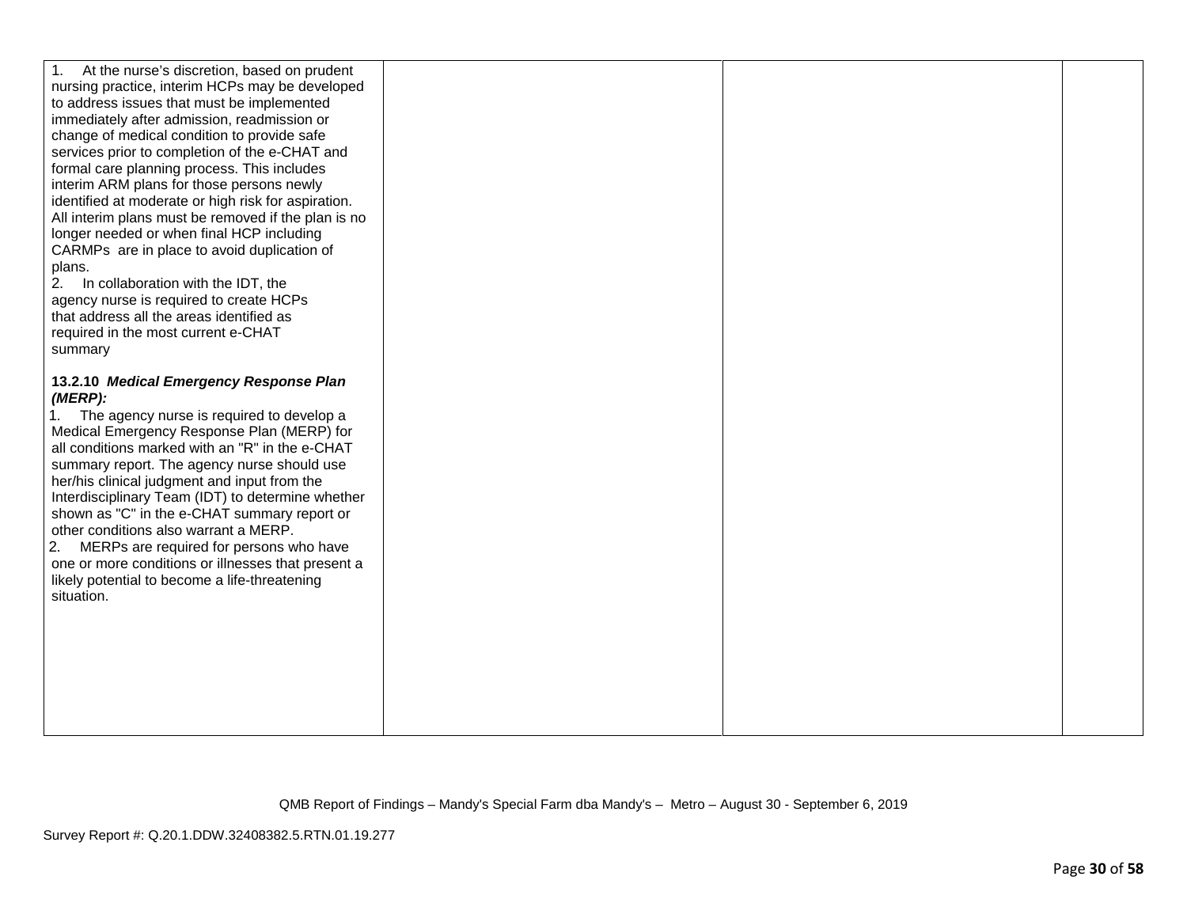| | | | |
|---|---|---|---|
| 1. At the nurse's discretion, based on prudent nursing practice, interim HCPs may be developed to address issues that must be implemented immediately after admission, readmission or change of medical condition to provide safe services prior to completion of the e-CHAT and formal care planning process. This includes interim ARM plans for those persons newly identified at moderate or high risk for aspiration. All interim plans must be removed if the plan is no longer needed or when final HCP including CARMPs are in place to avoid duplication of plans.<br>2. In collaboration with the IDT, the agency nurse is required to create HCPs that address all the areas identified as required in the most current e-CHAT summary<br><br>**13.2.10 *Medical Emergency Response Plan (MERP):***<br>1. The agency nurse is required to develop a Medical Emergency Response Plan (MERP) for all conditions marked with an "R" in the e-CHAT summary report. The agency nurse should use her/his clinical judgment and input from the Interdisciplinary Team (IDT) to determine whether shown as "C" in the e-CHAT summary report or other conditions also warrant a MERP.<br>2. MERPs are required for persons who have one or more conditions or illnesses that present a likely potential to become a life-threatening situation. | | | |

QMB Report of Findings – Mandy's Special Farm dba Mandy's – Metro – August 30 - September 6, 2019

Survey Report #: Q.20.1.DDW.32408382.5.RTN.01.19.277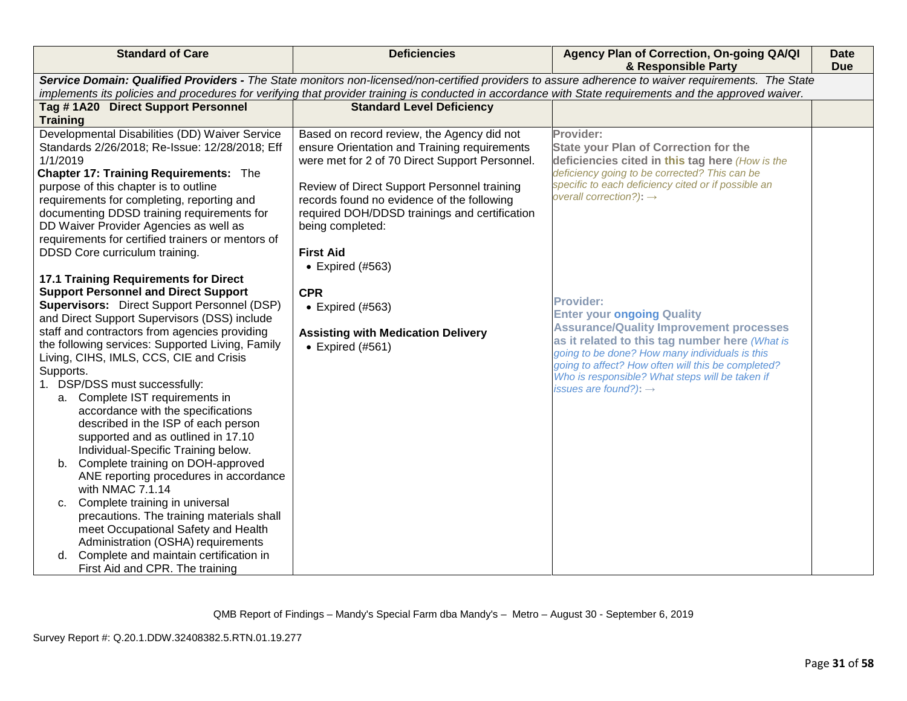| Standard of Care | Deficiencies | Agency Plan of Correction, On-going QA/QI & Responsible Party | Date Due |
|---|---|---|---|
| ***Service Domain: Qualified Providers -*** *The State monitors non-licensed/non-certified providers to assure adherence to waiver requirements. The State implements its policies and procedures for verifying that provider training is conducted in accordance with State requirements and the approved waiver.* | | | |
| **Tag # 1A20 Direct Support Personnel Training** | **Standard Level Deficiency** | | |
| Developmental Disabilities (DD) Waiver Service Standards 2/26/2018; Re-Issue: 12/28/2018; Eff 1/1/2019<br>**Chapter 17: Training Requirements:** The purpose of this chapter is to outline requirements for completing, reporting and documenting DDSD training requirements for DD Waiver Provider Agencies as well as requirements for certified trainers or mentors of DDSD Core curriculum training.<br><br>**17.1 Training Requirements for Direct Support Personnel and Direct Support Supervisors:** Direct Support Personnel (DSP) and Direct Support Supervisors (DSS) include staff and contractors from agencies providing the following services: Supported Living, Family Living, CIHS, IMLS, CCS, CIE and Crisis Supports.<br>1. DSP/DSS must successfully:<br>a. Complete IST requirements in accordance with the specifications described in the ISP of each person supported and as outlined in 17.10 Individual-Specific Training below.<br>b. Complete training on DOH-approved ANE reporting procedures in accordance with NMAC 7.1.14<br>c. Complete training in universal precautions. The training materials shall meet Occupational Safety and Health Administration (OSHA) requirements<br>d. Complete and maintain certification in First Aid and CPR. The training | Based on record review, the Agency did not ensure Orientation and Training requirements were met for 2 of 70 Direct Support Personnel.<br><br>Review of Direct Support Personnel training records found no evidence of the following required DOH/DDSD trainings and certification being completed:<br><br>**First Aid**<br>• Expired (#563)<br><br>**CPR**<br>• Expired (#563)<br><br>**Assisting with Medication Delivery**<br>• Expired (#561) | **Provider:**<br>**State your Plan of Correction for the deficiencies cited in this tag here** *(How is the deficiency going to be corrected? This can be specific to each deficiency cited or if possible an overall correction?):* →<br><br><br><br>**Provider:**<br>**Enter your ongoing Quality Assurance/Quality Improvement processes as it related to this tag number here** *(What is going to be done? How many individuals is this going to affect? How often will this be completed? Who is responsible? What steps will be taken if issues are found?):* → | |

QMB Report of Findings – Mandy's Special Farm dba Mandy's – Metro – August 30 - September 6, 2019

Survey Report #: Q.20.1.DDW.32408382.5.RTN.01.19.277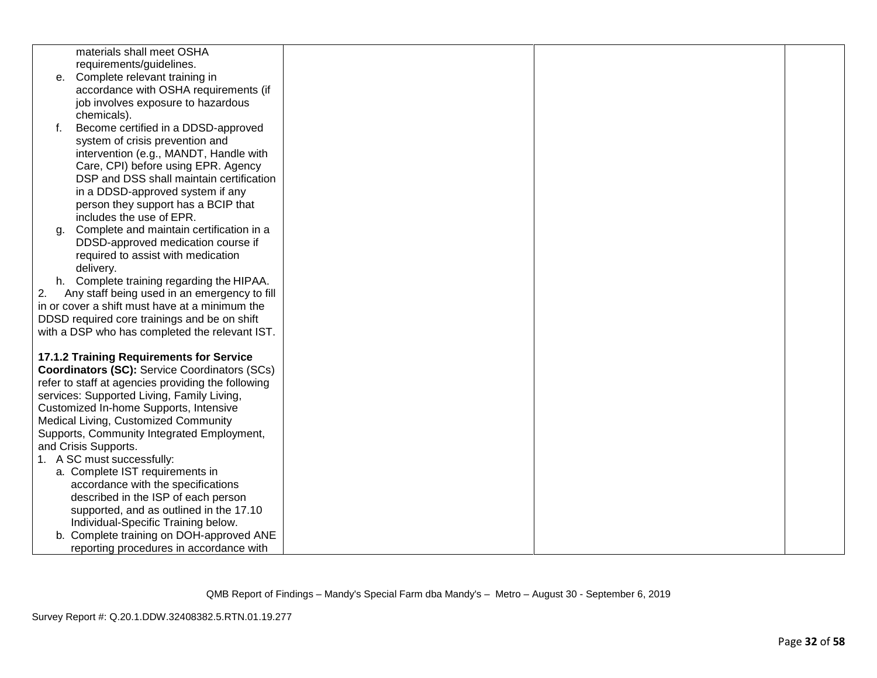| | | | |
|---|---|---|---|
| materials shall meet OSHA requirements/guidelines.<br>e. Complete relevant training in accordance with OSHA requirements (if job involves exposure to hazardous chemicals).<br>f. Become certified in a DDSD-approved system of crisis prevention and intervention (e.g., MANDT, Handle with Care, CPI) before using EPR. Agency DSP and DSS shall maintain certification in a DDSD-approved system if any person they support has a BCIP that includes the use of EPR.<br>g. Complete and maintain certification in a DDSD-approved medication course if required to assist with medication delivery.<br>h. Complete training regarding the HIPAA.<br>2. Any staff being used in an emergency to fill in or cover a shift must have at a minimum the DDSD required core trainings and be on shift with a DSP who has completed the relevant IST.<br><br>**17.1.2 Training Requirements for Service Coordinators (SC):** Service Coordinators (SCs) refer to staff at agencies providing the following services: Supported Living, Family Living, Customized In-home Supports, Intensive Medical Living, Customized Community Supports, Community Integrated Employment, and Crisis Supports.<br>1. A SC must successfully:<br>a. Complete IST requirements in accordance with the specifications described in the ISP of each person supported, and as outlined in the 17.10 Individual-Specific Training below.<br>b. Complete training on DOH-approved ANE reporting procedures in accordance with | | | |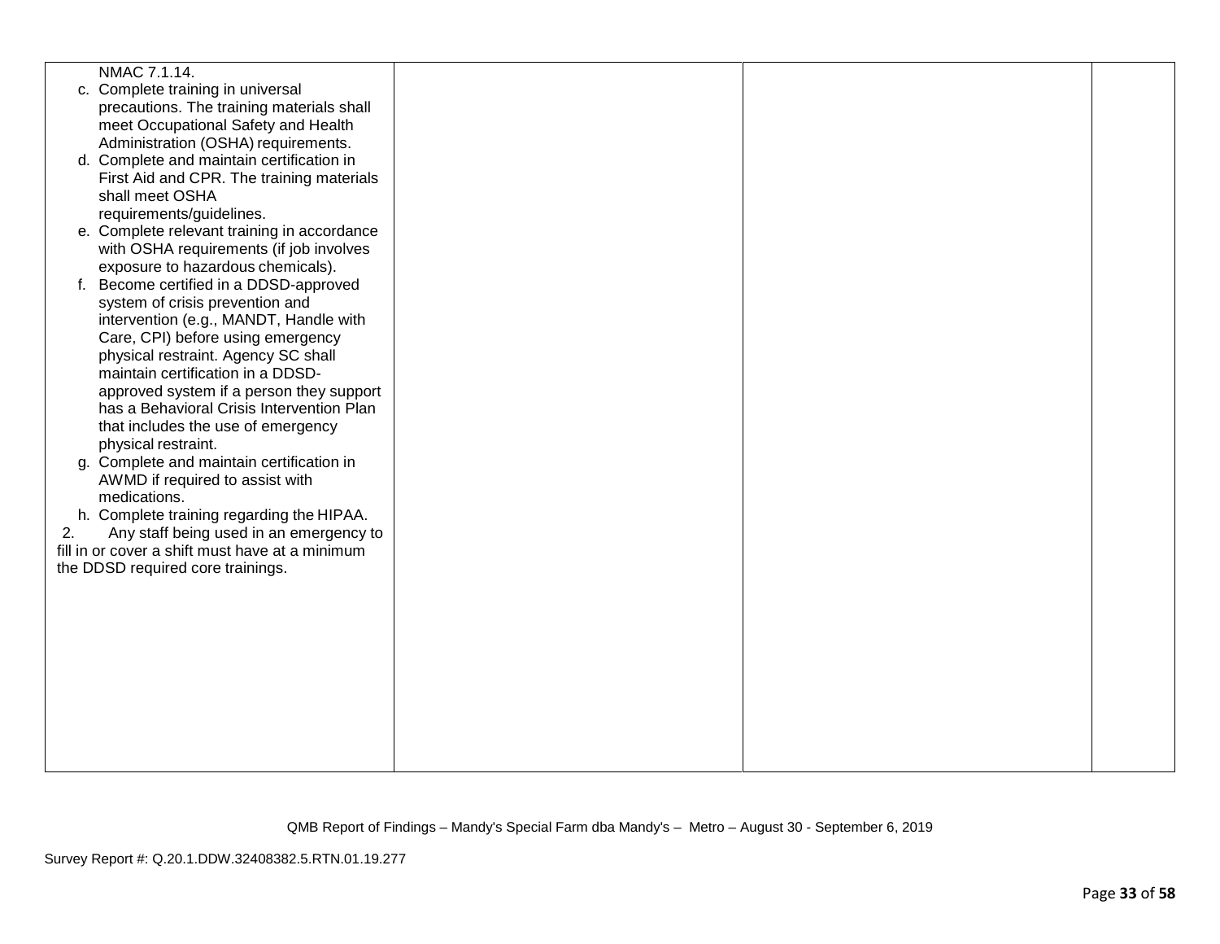| | | | |
|---|---|---|---|
| NMAC 7.1.14.<br>c. Complete training in universal precautions. The training materials shall meet Occupational Safety and Health Administration (OSHA) requirements.<br>d. Complete and maintain certification in First Aid and CPR. The training materials shall meet OSHA requirements/guidelines.<br>e. Complete relevant training in accordance with OSHA requirements (if job involves exposure to hazardous chemicals).<br>f. Become certified in a DDSD-approved system of crisis prevention and intervention (e.g., MANDT, Handle with Care, CPI) before using emergency physical restraint. Agency SC shall maintain certification in a DDSD-approved system if a person they support has a Behavioral Crisis Intervention Plan that includes the use of emergency physical restraint.<br>g. Complete and maintain certification in AWMD if required to assist with medications.<br>h. Complete training regarding the HIPAA.<br>2. Any staff being used in an emergency to fill in or cover a shift must have at a minimum the DDSD required core trainings. | | | |

QMB Report of Findings – Mandy's Special Farm dba Mandy's – Metro – August 30 - September 6, 2019

Survey Report #: Q.20.1.DDW.32408382.5.RTN.01.19.277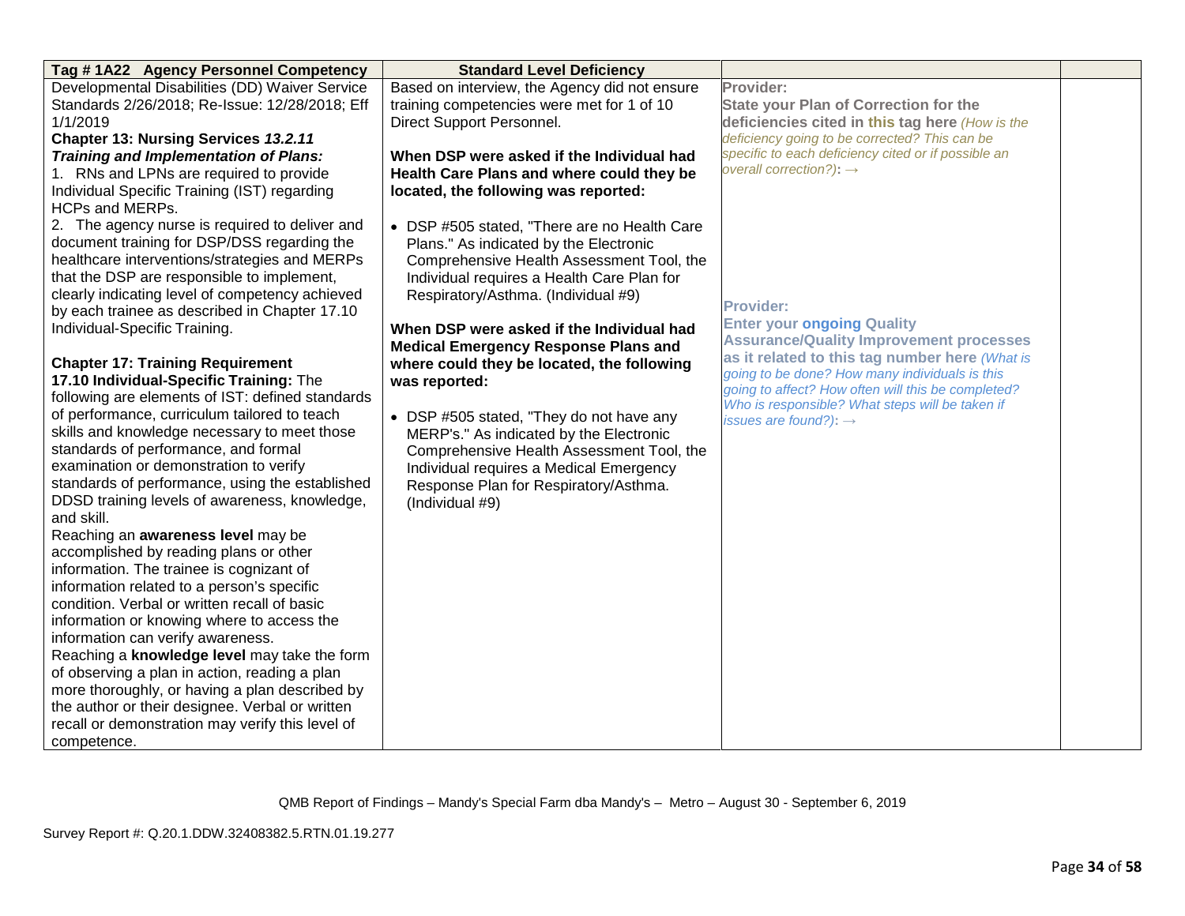| Tag # 1A22 Agency Personnel Competency | Standard Level Deficiency | | |
|---|---|---|---|
| Developmental Disabilities (DD) Waiver Service Standards 2/26/2018; Re-Issue: 12/28/2018; Eff 1/1/2019<br>**Chapter 13: Nursing Services *13.2.11 Training and Implementation of Plans:***<br>1. RNs and LPNs are required to provide Individual Specific Training (IST) regarding HCPs and MERPs.<br>2. The agency nurse is required to deliver and document training for DSP/DSS regarding the healthcare interventions/strategies and MERPs that the DSP are responsible to implement, clearly indicating level of competency achieved by each trainee as described in Chapter 17.10 Individual-Specific Training.<br><br>**Chapter 17: Training Requirement**<br>**17.10 Individual-Specific Training:** The following are elements of IST: defined standards of performance, curriculum tailored to teach skills and knowledge necessary to meet those standards of performance, and formal examination or demonstration to verify standards of performance, using the established DDSD training levels of awareness, knowledge, and skill.<br>Reaching an **awareness level** may be accomplished by reading plans or other information. The trainee is cognizant of information related to a person's specific condition. Verbal or written recall of basic information or knowing where to access the information can verify awareness.<br>Reaching a **knowledge level** may take the form of observing a plan in action, reading a plan more thoroughly, or having a plan described by the author or their designee. Verbal or written recall or demonstration may verify this level of competence. | Based on interview, the Agency did not ensure training competencies were met for 1 of 10 Direct Support Personnel.<br><br>**When DSP were asked if the Individual had Health Care Plans and where could they be located, the following was reported:**<br><br>• DSP #505 stated, "There are no Health Care Plans." As indicated by the Electronic Comprehensive Health Assessment Tool, the Individual requires a Health Care Plan for Respiratory/Asthma. (Individual #9)<br><br>**When DSP were asked if the Individual had Medical Emergency Response Plans and where could they be located, the following was reported:**<br><br>• DSP #505 stated, "They do not have any MERP's." As indicated by the Electronic Comprehensive Health Assessment Tool, the Individual requires a Medical Emergency Response Plan for Respiratory/Asthma. (Individual #9) | **Provider:**<br>**State your Plan of Correction for the deficiencies cited in this tag here** *(How is the deficiency going to be corrected? This can be specific to each deficiency cited or if possible an overall correction?)*: →<br><br>**Provider:**<br>**Enter your ongoing Quality Assurance/Quality Improvement processes as it related to this tag number here** *(What is going to be done? How many individuals is this going to affect? How often will this be completed? Who is responsible? What steps will be taken if issues are found?)*: → | |

QMB Report of Findings – Mandy's Special Farm dba Mandy's – Metro – August 30 - September 6, 2019

Survey Report #: Q.20.1.DDW.32408382.5.RTN.01.19.277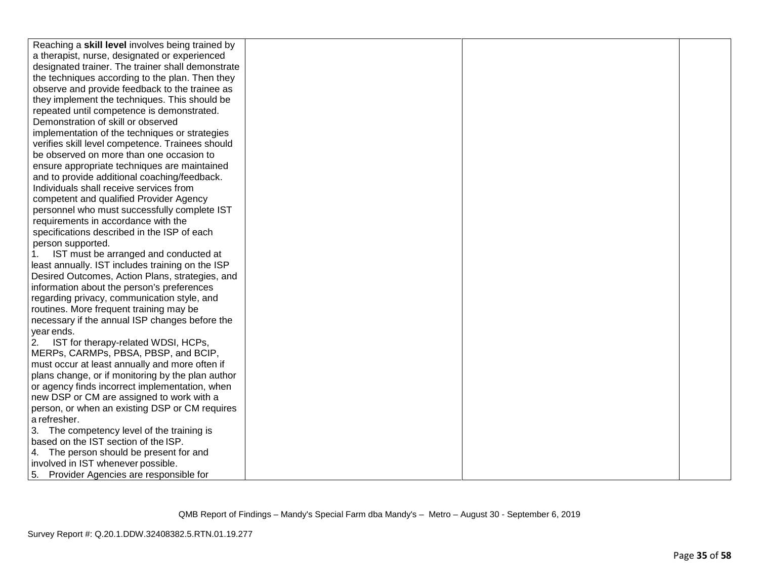| | | | |
|---|---|---|---|
| Reaching a **skill level** involves being trained by a therapist, nurse, designated or experienced designated trainer. The trainer shall demonstrate the techniques according to the plan. Then they observe and provide feedback to the trainee as they implement the techniques. This should be repeated until competence is demonstrated. Demonstration of skill or observed implementation of the techniques or strategies verifies skill level competence. Trainees should be observed on more than one occasion to ensure appropriate techniques are maintained and to provide additional coaching/feedback. Individuals shall receive services from competent and qualified Provider Agency personnel who must successfully complete IST requirements in accordance with the specifications described in the ISP of each person supported.<br>1. IST must be arranged and conducted at least annually. IST includes training on the ISP Desired Outcomes, Action Plans, strategies, and information about the person's preferences regarding privacy, communication style, and routines. More frequent training may be necessary if the annual ISP changes before the year ends.<br>2. IST for therapy-related WDSI, HCPs, MERPs, CARMPs, PBSA, PBSP, and BCIP, must occur at least annually and more often if plans change, or if monitoring by the plan author or agency finds incorrect implementation, when new DSP or CM are assigned to work with a person, or when an existing DSP or CM requires a refresher.<br>3. The competency level of the training is based on the IST section of the ISP.<br>4. The person should be present for and involved in IST whenever possible.<br>5. Provider Agencies are responsible for | | | |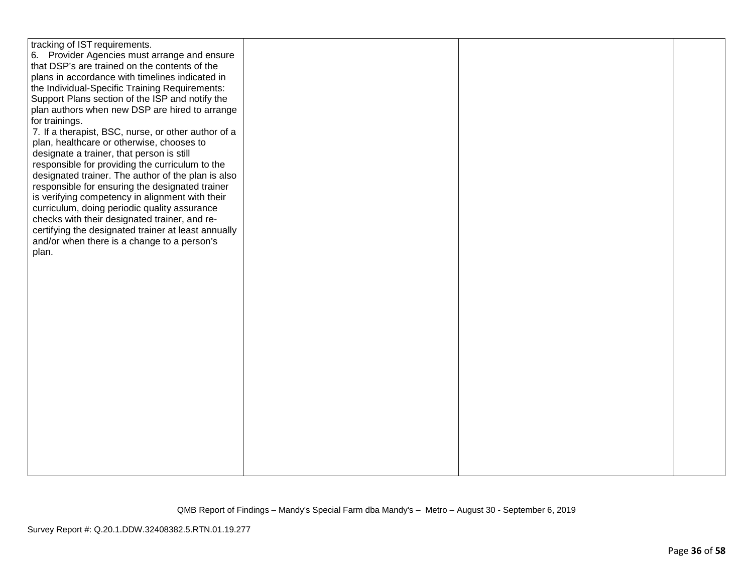| | | | |
|---|---|---|---|
| tracking of IST requirements.<br>6. Provider Agencies must arrange and ensure that DSP's are trained on the contents of the plans in accordance with timelines indicated in the Individual-Specific Training Requirements: Support Plans section of the ISP and notify the plan authors when new DSP are hired to arrange for trainings.<br>7. If a therapist, BSC, nurse, or other author of a plan, healthcare or otherwise, chooses to designate a trainer, that person is still responsible for providing the curriculum to the designated trainer. The author of the plan is also responsible for ensuring the designated trainer is verifying competency in alignment with their curriculum, doing periodic quality assurance checks with their designated trainer, and re-certifying the designated trainer at least annually and/or when there is a change to a person's plan. | | | |

QMB Report of Findings – Mandy's Special Farm dba Mandy's – Metro – August 30 - September 6, 2019

Survey Report #: Q.20.1.DDW.32408382.5.RTN.01.19.277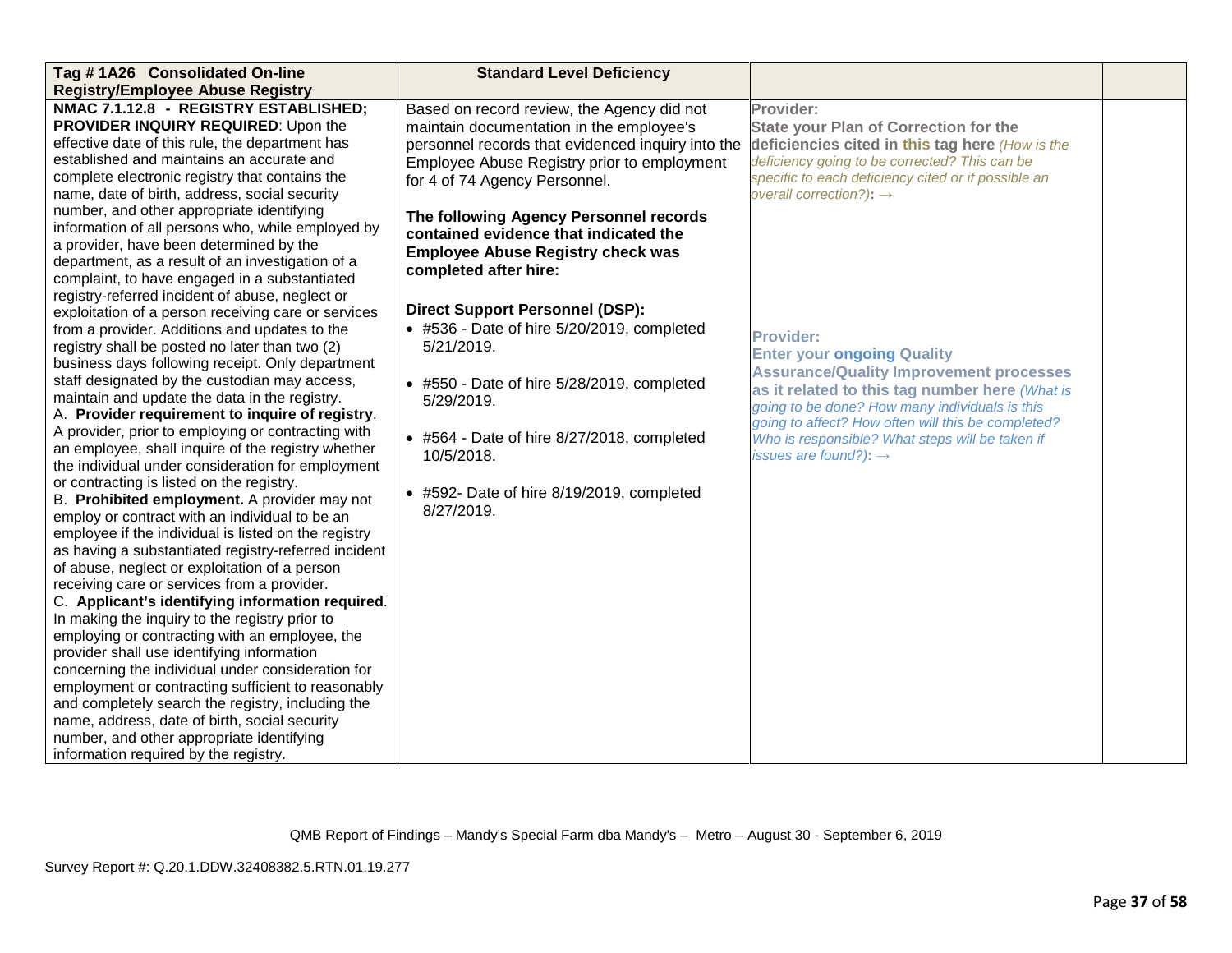| Tag # 1A26 Consolidated On-line Registry/Employee Abuse Registry | Standard Level Deficiency | | |
|---|---|---|---|
| **NMAC 7.1.12.8 - REGISTRY ESTABLISHED; PROVIDER INQUIRY REQUIRED**: Upon the effective date of this rule, the department has established and maintains an accurate and complete electronic registry that contains the name, date of birth, address, social security number, and other appropriate identifying information of all persons who, while employed by a provider, have been determined by the department, as a result of an investigation of a complaint, to have engaged in a substantiated registry-referred incident of abuse, neglect or exploitation of a person receiving care or services from a provider. Additions and updates to the registry shall be posted no later than two (2) business days following receipt. Only department staff designated by the custodian may access, maintain and update the data in the registry.<br>A. **Provider requirement to inquire of registry**. A provider, prior to employing or contracting with an employee, shall inquire of the registry whether the individual under consideration for employment or contracting is listed on the registry.<br>B. **Prohibited employment.** A provider may not employ or contract with an individual to be an employee if the individual is listed on the registry as having a substantiated registry-referred incident of abuse, neglect or exploitation of a person receiving care or services from a provider.<br>C. **Applicant's identifying information required**. In making the inquiry to the registry prior to employing or contracting with an employee, the provider shall use identifying information concerning the individual under consideration for employment or contracting sufficient to reasonably and completely search the registry, including the name, address, date of birth, social security number, and other appropriate identifying information required by the registry. | Based on record review, the Agency did not maintain documentation in the employee's personnel records that evidenced inquiry into the Employee Abuse Registry prior to employment for 4 of 74 Agency Personnel.<br><br>**The following Agency Personnel records contained evidence that indicated the Employee Abuse Registry check was completed after hire:**<br><br>**Direct Support Personnel (DSP):**<br>• #536 - Date of hire 5/20/2019, completed 5/21/2019.<br>• #550 - Date of hire 5/28/2019, completed 5/29/2019.<br>• #564 - Date of hire 8/27/2018, completed 10/5/2018.<br>• #592- Date of hire 8/19/2019, completed 8/27/2019. | **Provider:**<br>**State your Plan of Correction for the deficiencies cited in this tag here** *(How is the deficiency going to be corrected? This can be specific to each deficiency cited or if possible an overall correction?)*: →<br><br>**Provider:**<br>**Enter your ongoing Quality Assurance/Quality Improvement processes as it related to this tag number here** *(What is going to be done? How many individuals is this going to affect? How often will this be completed? Who is responsible? What steps will be taken if issues are found?)*: → | |

QMB Report of Findings – Mandy's Special Farm dba Mandy's – Metro – August 30 - September 6, 2019

Survey Report #: Q.20.1.DDW.32408382.5.RTN.01.19.277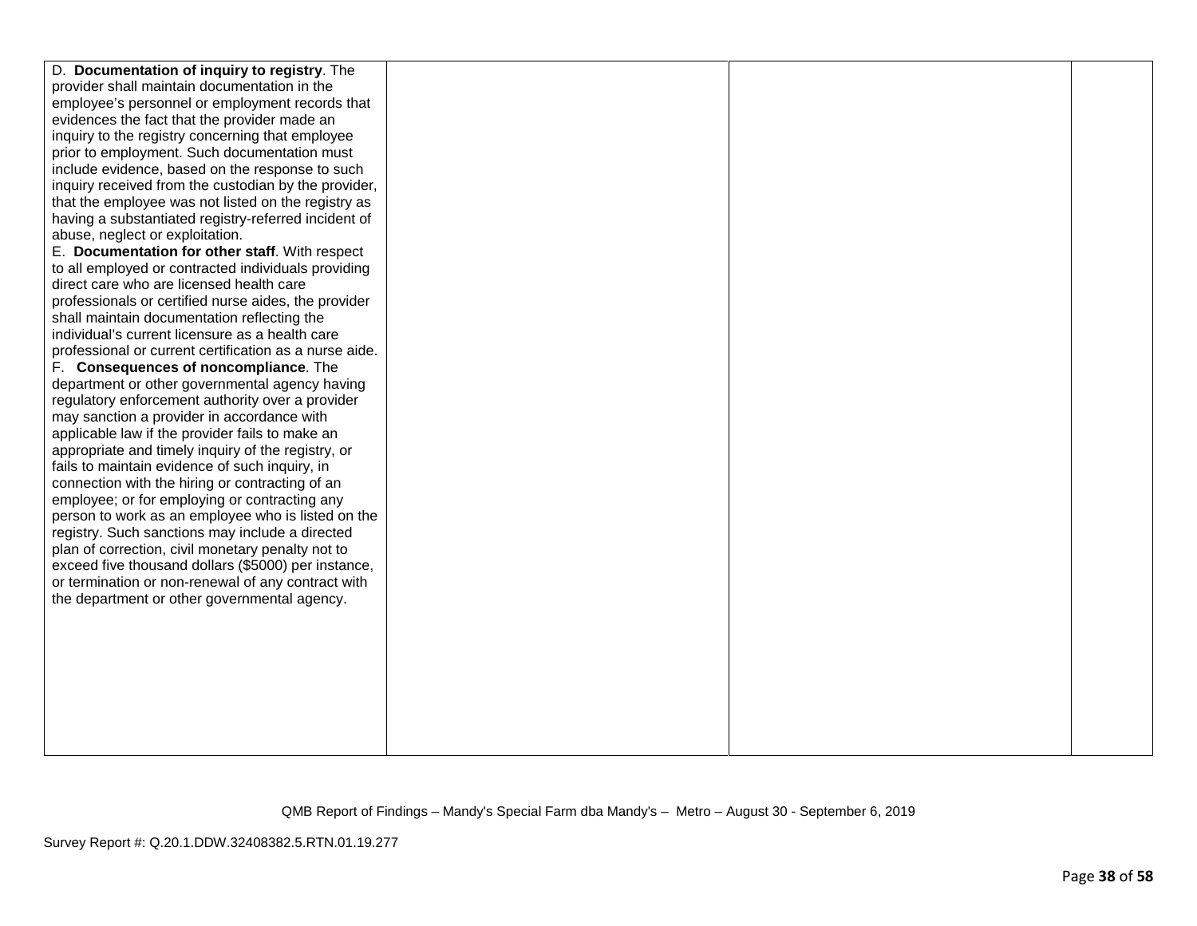| | | | |
|---|---|---|---|
| D. **Documentation of inquiry to registry**. The provider shall maintain documentation in the employee's personnel or employment records that evidences the fact that the provider made an inquiry to the registry concerning that employee prior to employment. Such documentation must include evidence, based on the response to such inquiry received from the custodian by the provider, that the employee was not listed on the registry as having a substantiated registry-referred incident of abuse, neglect or exploitation.<br>E. **Documentation for other staff**. With respect to all employed or contracted individuals providing direct care who are licensed health care professionals or certified nurse aides, the provider shall maintain documentation reflecting the individual's current licensure as a health care professional or current certification as a nurse aide.<br>F. **Consequences of noncompliance**. The department or other governmental agency having regulatory enforcement authority over a provider may sanction a provider in accordance with applicable law if the provider fails to make an appropriate and timely inquiry of the registry, or fails to maintain evidence of such inquiry, in connection with the hiring or contracting of an employee; or for employing or contracting any person to work as an employee who is listed on the registry. Such sanctions may include a directed plan of correction, civil monetary penalty not to exceed five thousand dollars ($5000) per instance, or termination or non-renewal of any contract with the department or other governmental agency. | | | |

QMB Report of Findings – Mandy's Special Farm dba Mandy's – Metro – August 30 - September 6, 2019

Survey Report #: Q.20.1.DDW.32408382.5.RTN.01.19.277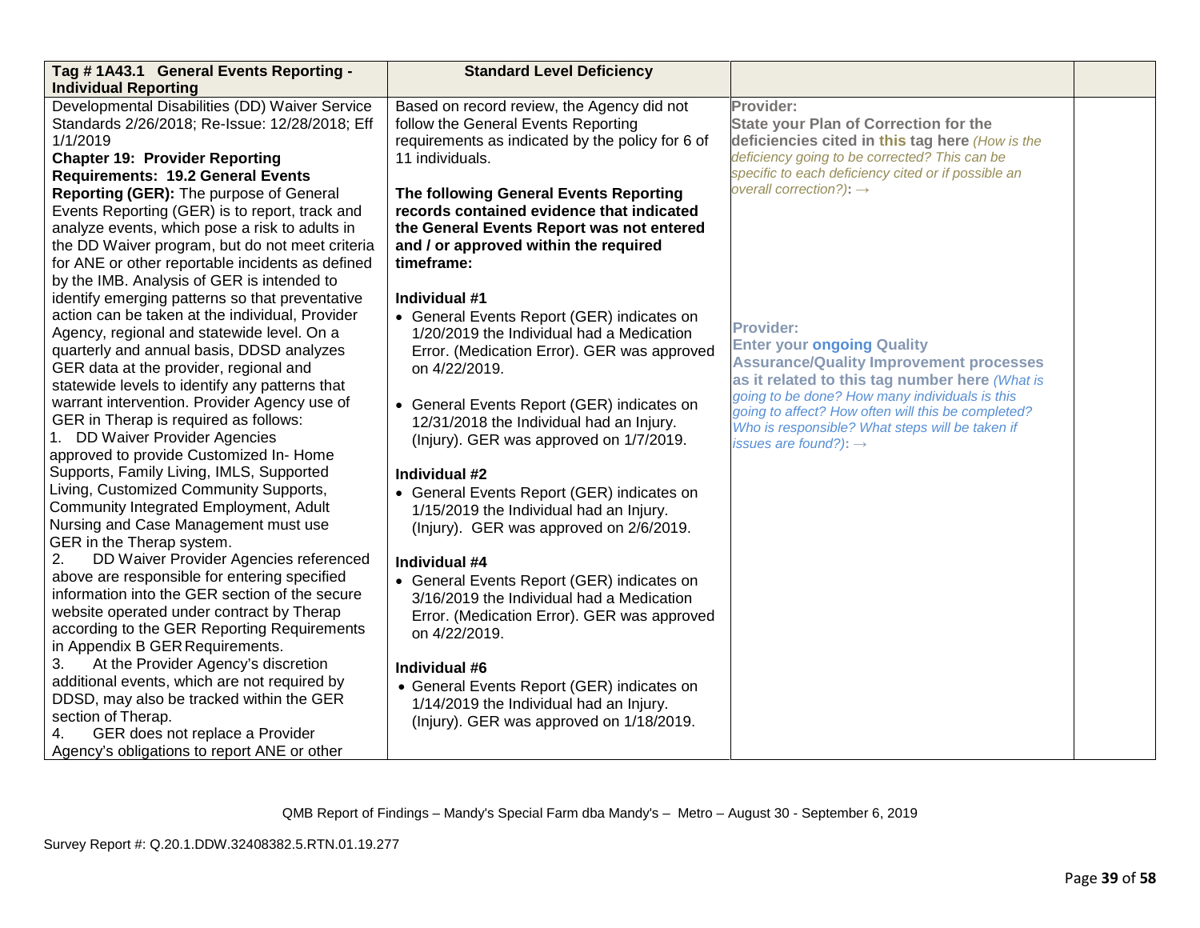| Tag # 1A43.1 General Events Reporting - Individual Reporting | Standard Level Deficiency | | |
|---|---|---|---|
| Developmental Disabilities (DD) Waiver Service Standards 2/26/2018; Re-Issue: 12/28/2018; Eff 1/1/2019<br>**Chapter 19: Provider Reporting Requirements: 19.2 General Events Reporting (GER):** The purpose of General Events Reporting (GER) is to report, track and analyze events, which pose a risk to adults in the DD Waiver program, but do not meet criteria for ANE or other reportable incidents as defined by the IMB. Analysis of GER is intended to identify emerging patterns so that preventative action can be taken at the individual, Provider Agency, regional and statewide level. On a quarterly and annual basis, DDSD analyzes GER data at the provider, regional and statewide levels to identify any patterns that warrant intervention. Provider Agency use of GER in Therap is required as follows:<br>1. DD Waiver Provider Agencies approved to provide Customized In- Home Supports, Family Living, IMLS, Supported Living, Customized Community Supports, Community Integrated Employment, Adult Nursing and Case Management must use GER in the Therap system.<br>2. DD Waiver Provider Agencies referenced above are responsible for entering specified information into the GER section of the secure website operated under contract by Therap according to the GER Reporting Requirements in Appendix B GER Requirements.<br>3. At the Provider Agency's discretion additional events, which are not required by DDSD, may also be tracked within the GER section of Therap.<br>4. GER does not replace a Provider Agency's obligations to report ANE or other | Based on record review, the Agency did not follow the General Events Reporting requirements as indicated by the policy for 6 of 11 individuals.<br><br>**The following General Events Reporting records contained evidence that indicated the General Events Report was not entered and / or approved within the required timeframe:**<br><br>**Individual #1**<br>• General Events Report (GER) indicates on 1/20/2019 the Individual had a Medication Error. (Medication Error). GER was approved on 4/22/2019.<br><br>• General Events Report (GER) indicates on 12/31/2018 the Individual had an Injury. (Injury). GER was approved on 1/7/2019.<br><br>**Individual #2**<br>• General Events Report (GER) indicates on 1/15/2019 the Individual had an Injury. (Injury). GER was approved on 2/6/2019.<br><br>**Individual #4**<br>• General Events Report (GER) indicates on 3/16/2019 the Individual had a Medication Error. (Medication Error). GER was approved on 4/22/2019.<br><br>**Individual #6**<br>• General Events Report (GER) indicates on 1/14/2019 the Individual had an Injury. (Injury). GER was approved on 1/18/2019. | **Provider:**<br>**State your Plan of Correction for the deficiencies cited in this tag here** *(How is the deficiency going to be corrected? This can be specific to each deficiency cited or if possible an overall correction?)*: →<br><br>**Provider:**<br>**Enter your ongoing Quality Assurance/Quality Improvement processes as it related to this tag number here** *(What is going to be done? How many individuals is this going to affect? How often will this be completed? Who is responsible? What steps will be taken if issues are found?)*: → | |

QMB Report of Findings – Mandy's Special Farm dba Mandy's – Metro – August 30 - September 6, 2019

Survey Report #: Q.20.1.DDW.32408382.5.RTN.01.19.277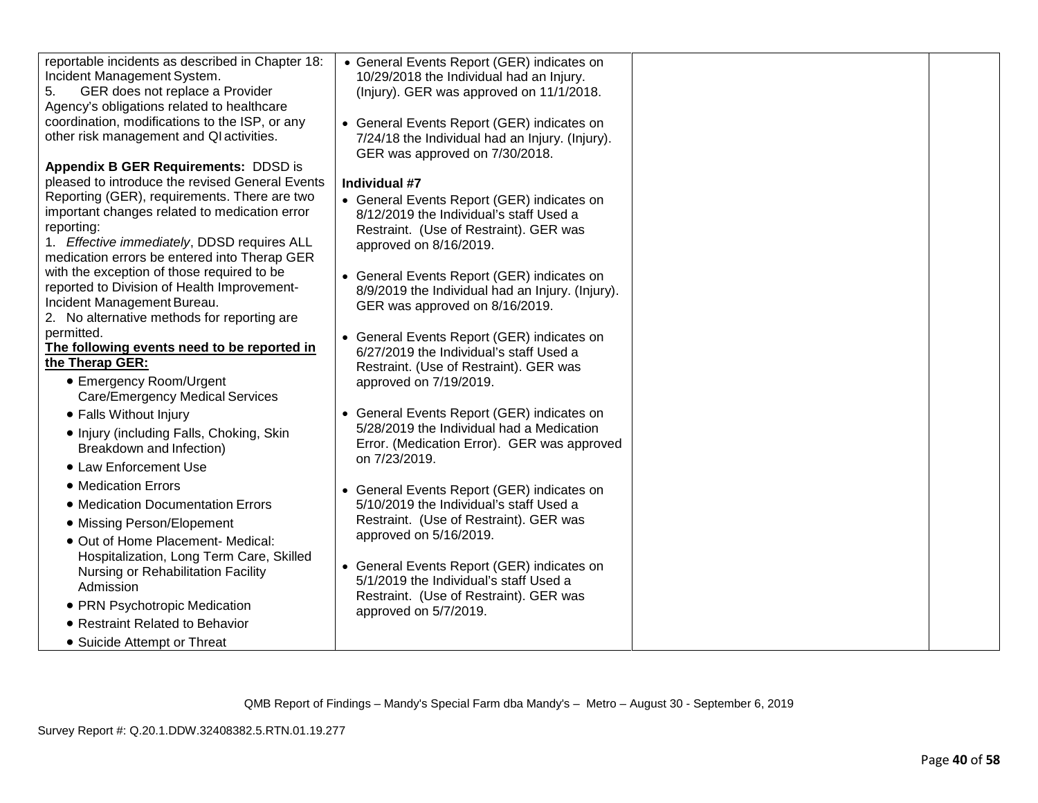| | | | |
|---|---|---|---|
| reportable incidents as described in Chapter 18: Incident Management System.<br>5. GER does not replace a Provider Agency's obligations related to healthcare coordination, modifications to the ISP, or any other risk management and QI activities.<br><br>**Appendix B GER Requirements:** DDSD is pleased to introduce the revised General Events Reporting (GER), requirements. There are two important changes related to medication error reporting:<br>1. *Effective immediately*, DDSD requires ALL medication errors be entered into Therap GER with the exception of those required to be reported to Division of Health Improvement-Incident Management Bureau.<br>2. No alternative methods for reporting are permitted.<br>**The following events need to be reported in the Therap GER:**<br>• Emergency Room/Urgent Care/Emergency Medical Services<br>• Falls Without Injury<br>• Injury (including Falls, Choking, Skin Breakdown and Infection)<br>• Law Enforcement Use<br>• Medication Errors<br>• Medication Documentation Errors<br>• Missing Person/Elopement<br>• Out of Home Placement- Medical: Hospitalization, Long Term Care, Skilled Nursing or Rehabilitation Facility Admission<br>• PRN Psychotropic Medication<br>• Restraint Related to Behavior<br>• Suicide Attempt or Threat | • General Events Report (GER) indicates on 10/29/2018 the Individual had an Injury. (Injury). GER was approved on 11/1/2018.<br><br>• General Events Report (GER) indicates on 7/24/18 the Individual had an Injury. (Injury). GER was approved on 7/30/2018.<br><br>**Individual #7**<br>• General Events Report (GER) indicates on 8/12/2019 the Individual's staff Used a Restraint. (Use of Restraint). GER was approved on 8/16/2019.<br><br>• General Events Report (GER) indicates on 8/9/2019 the Individual had an Injury. (Injury). GER was approved on 8/16/2019.<br><br>• General Events Report (GER) indicates on 6/27/2019 the Individual's staff Used a Restraint. (Use of Restraint). GER was approved on 7/19/2019.<br><br>• General Events Report (GER) indicates on 5/28/2019 the Individual had a Medication Error. (Medication Error). GER was approved on 7/23/2019.<br><br>• General Events Report (GER) indicates on 5/10/2019 the Individual's staff Used a Restraint. (Use of Restraint). GER was approved on 5/16/2019.<br><br>• General Events Report (GER) indicates on 5/1/2019 the Individual's staff Used a Restraint. (Use of Restraint). GER was approved on 5/7/2019. | | |

QMB Report of Findings – Mandy's Special Farm dba Mandy's – Metro – August 30 - September 6, 2019

Survey Report #: Q.20.1.DDW.32408382.5.RTN.01.19.277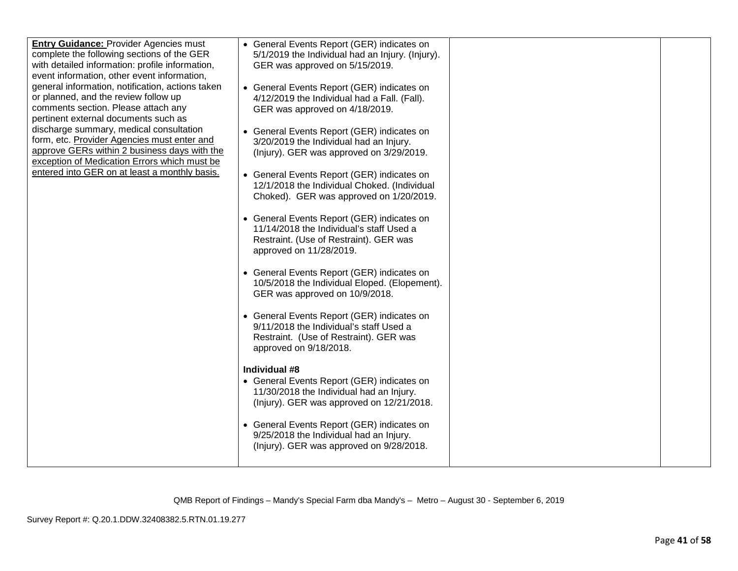| | | | |
|---|---|---|---|
| **Entry Guidance:** Provider Agencies must complete the following sections of the GER with detailed information: profile information, event information, other event information, general information, notification, actions taken or planned, and the review follow up comments section. Please attach any pertinent external documents such as discharge summary, medical consultation form, etc. Provider Agencies must enter and approve GERs within 2 business days with the exception of Medication Errors which must be entered into GER on at least a monthly basis. | • General Events Report (GER) indicates on 5/1/2019 the Individual had an Injury. (Injury). GER was approved on 5/15/2019.<br><br>• General Events Report (GER) indicates on 4/12/2019 the Individual had a Fall. (Fall). GER was approved on 4/18/2019.<br><br>• General Events Report (GER) indicates on 3/20/2019 the Individual had an Injury. (Injury). GER was approved on 3/29/2019.<br><br>• General Events Report (GER) indicates on 12/1/2018 the Individual Choked. (Individual Choked). GER was approved on 1/20/2019.<br><br>• General Events Report (GER) indicates on 11/14/2018 the Individual's staff Used a Restraint. (Use of Restraint). GER was approved on 11/28/2019.<br><br>• General Events Report (GER) indicates on 10/5/2018 the Individual Eloped. (Elopement). GER was approved on 10/9/2018.<br><br>• General Events Report (GER) indicates on 9/11/2018 the Individual's staff Used a Restraint. (Use of Restraint). GER was approved on 9/18/2018.<br><br>**Individual #8**<br>• General Events Report (GER) indicates on 11/30/2018 the Individual had an Injury. (Injury). GER was approved on 12/21/2018.<br><br>• General Events Report (GER) indicates on 9/25/2018 the Individual had an Injury. (Injury). GER was approved on 9/28/2018. | | |

QMB Report of Findings – Mandy's Special Farm dba Mandy's – Metro – August 30 - September 6, 2019

Survey Report #: Q.20.1.DDW.32408382.5.RTN.01.19.277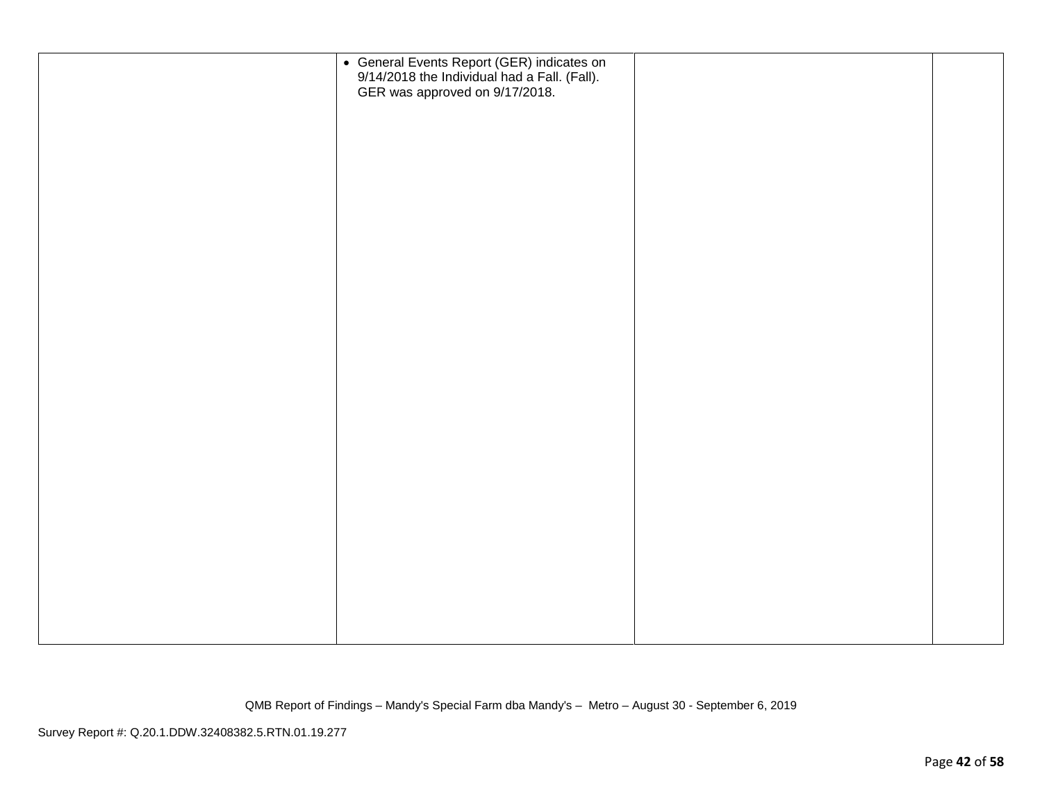| | | | |
|---|---|---|---|
| | • General Events Report (GER) indicates on 9/14/2018 the Individual had a Fall. (Fall). GER was approved on 9/17/2018. | | |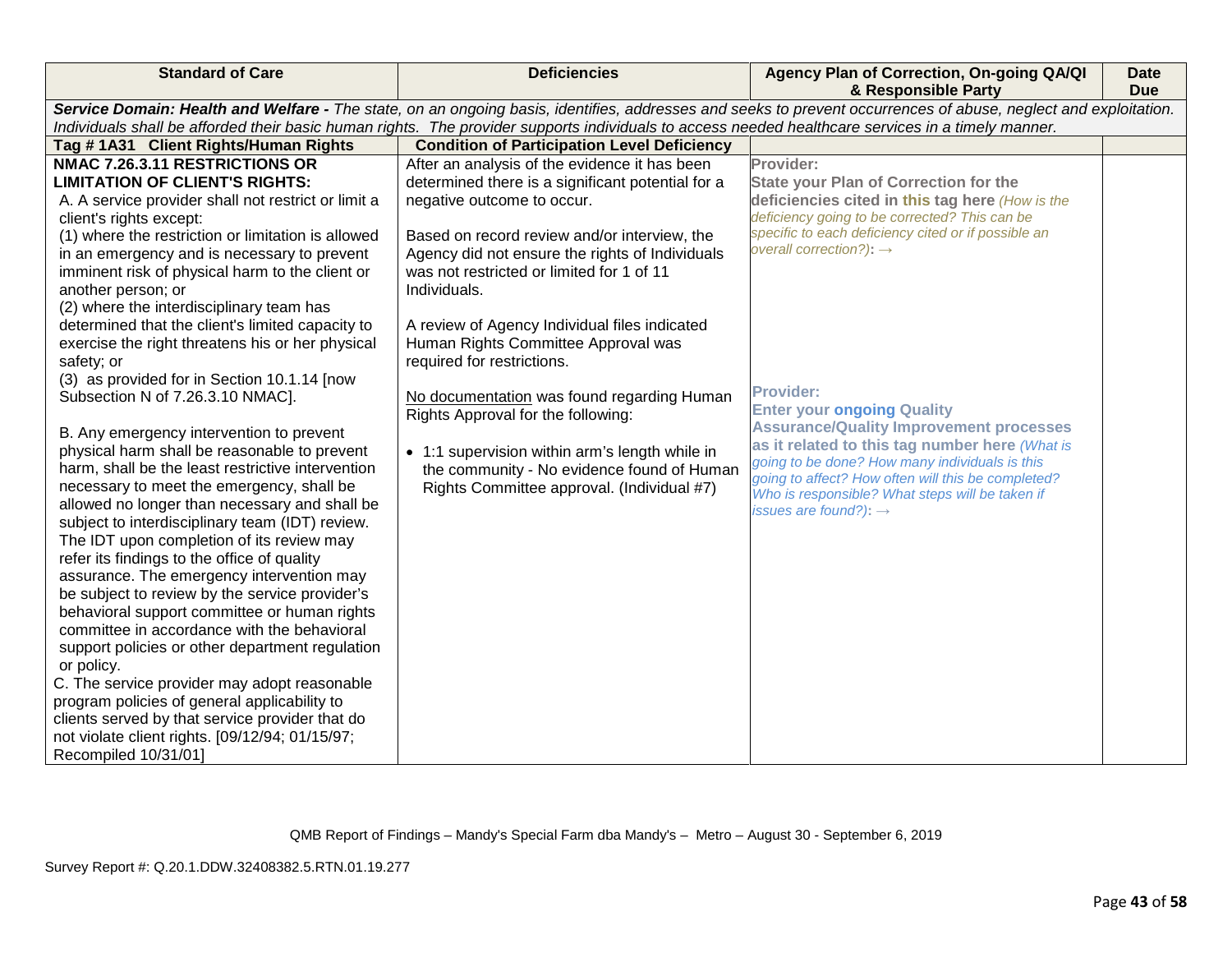| Standard of Care | Deficiencies | Agency Plan of Correction, On-going QA/QI & Responsible Party | Date Due |
|---|---|---|---|
| ***Service Domain: Health and Welfare -*** *The state, on an ongoing basis, identifies, addresses and seeks to prevent occurrences of abuse, neglect and exploitation. Individuals shall be afforded their basic human rights. The provider supports individuals to access needed healthcare services in a timely manner.* | | | |
| **Tag # 1A31 Client Rights/Human Rights** | **Condition of Participation Level Deficiency** | | |
| **NMAC 7.26.3.11 RESTRICTIONS OR LIMITATION OF CLIENT'S RIGHTS:**<br>A. A service provider shall not restrict or limit a client's rights except:<br>(1) where the restriction or limitation is allowed in an emergency and is necessary to prevent imminent risk of physical harm to the client or another person; or<br>(2) where the interdisciplinary team has determined that the client's limited capacity to exercise the right threatens his or her physical safety; or<br>(3) as provided for in Section 10.1.14 [now Subsection N of 7.26.3.10 NMAC].<br><br>B. Any emergency intervention to prevent physical harm shall be reasonable to prevent harm, shall be the least restrictive intervention necessary to meet the emergency, shall be allowed no longer than necessary and shall be subject to interdisciplinary team (IDT) review. The IDT upon completion of its review may refer its findings to the office of quality assurance. The emergency intervention may be subject to review by the service provider's behavioral support committee or human rights committee in accordance with the behavioral support policies or other department regulation or policy.<br>C. The service provider may adopt reasonable program policies of general applicability to clients served by that service provider that do not violate client rights. [09/12/94; 01/15/97; Recompiled 10/31/01] | After an analysis of the evidence it has been determined there is a significant potential for a negative outcome to occur.<br><br>Based on record review and/or interview, the Agency did not ensure the rights of Individuals was not restricted or limited for 1 of 11 Individuals.<br><br>A review of Agency Individual files indicated Human Rights Committee Approval was required for restrictions.<br><br>No documentation was found regarding Human Rights Approval for the following:<br><br>• 1:1 supervision within arm's length while in the community - No evidence found of Human Rights Committee approval. (Individual #7) | **Provider:**<br>**State your Plan of Correction for the deficiencies cited in this tag here** *(How is the deficiency going to be corrected? This can be specific to each deficiency cited or if possible an overall correction?)*: →<br><br><br><br>**Provider:**<br>**Enter your ongoing Quality Assurance/Quality Improvement processes as it related to this tag number here** *(What is going to be done? How many individuals is this going to affect? How often will this be completed? Who is responsible? What steps will be taken if issues are found?)*: → | |

QMB Report of Findings – Mandy's Special Farm dba Mandy's – Metro – August 30 - September 6, 2019

Survey Report #: Q.20.1.DDW.32408382.5.RTN.01.19.277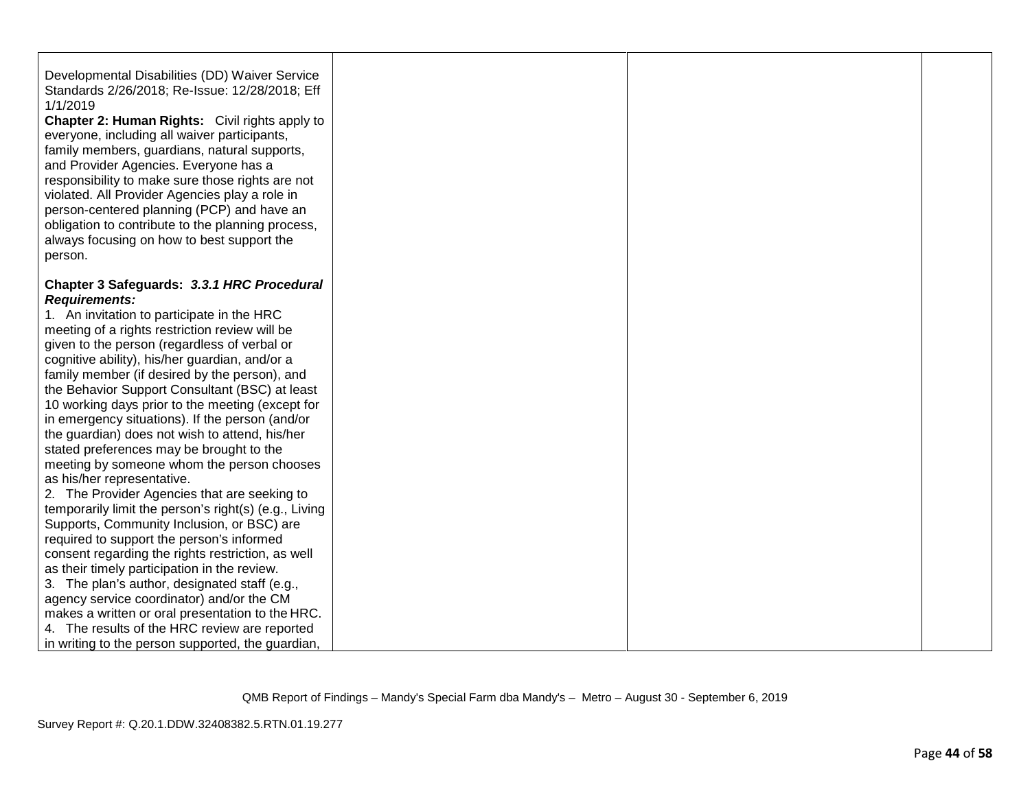| | | | |
|---|---|---|---|
| Developmental Disabilities (DD) Waiver Service Standards 2/26/2018; Re-Issue: 12/28/2018; Eff 1/1/2019<br>**Chapter 2: Human Rights:** Civil rights apply to everyone, including all waiver participants, family members, guardians, natural supports, and Provider Agencies. Everyone has a responsibility to make sure those rights are not violated. All Provider Agencies play a role in person-centered planning (PCP) and have an obligation to contribute to the planning process, always focusing on how to best support the person.<br><br>**Chapter 3 Safeguards:** ***3.3.1 HRC Procedural Requirements:***<br>1. An invitation to participate in the HRC meeting of a rights restriction review will be given to the person (regardless of verbal or cognitive ability), his/her guardian, and/or a family member (if desired by the person), and the Behavior Support Consultant (BSC) at least 10 working days prior to the meeting (except for in emergency situations). If the person (and/or the guardian) does not wish to attend, his/her stated preferences may be brought to the meeting by someone whom the person chooses as his/her representative.<br>2. The Provider Agencies that are seeking to temporarily limit the person's right(s) (e.g., Living Supports, Community Inclusion, or BSC) are required to support the person's informed consent regarding the rights restriction, as well as their timely participation in the review.<br>3. The plan's author, designated staff (e.g., agency service coordinator) and/or the CM makes a written or oral presentation to the HRC.<br>4. The results of the HRC review are reported in writing to the person supported, the guardian, | | | |

QMB Report of Findings – Mandy's Special Farm dba Mandy's – Metro – August 30 - September 6, 2019

Survey Report #: Q.20.1.DDW.32408382.5.RTN.01.19.277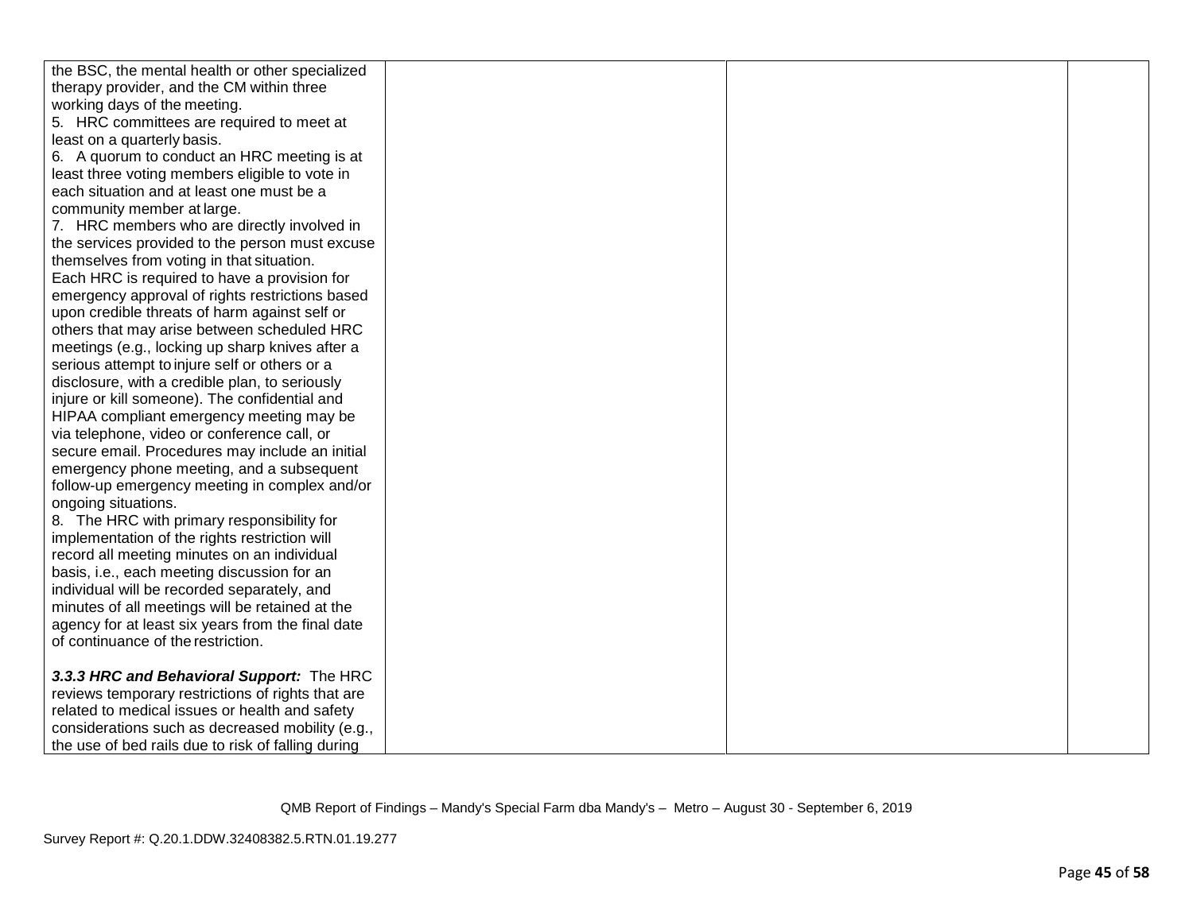| | | | |
|---|---|---|---|
| the BSC, the mental health or other specialized therapy provider, and the CM within three working days of the meeting.<br>5. HRC committees are required to meet at least on a quarterly basis.<br>6. A quorum to conduct an HRC meeting is at least three voting members eligible to vote in each situation and at least one must be a community member at large.<br>7. HRC members who are directly involved in the services provided to the person must excuse themselves from voting in that situation.<br>Each HRC is required to have a provision for emergency approval of rights restrictions based upon credible threats of harm against self or others that may arise between scheduled HRC meetings (e.g., locking up sharp knives after a serious attempt to injure self or others or a disclosure, with a credible plan, to seriously injure or kill someone). The confidential and HIPAA compliant emergency meeting may be via telephone, video or conference call, or secure email. Procedures may include an initial emergency phone meeting, and a subsequent follow-up emergency meeting in complex and/or ongoing situations.<br>8. The HRC with primary responsibility for implementation of the rights restriction will record all meeting minutes on an individual basis, i.e., each meeting discussion for an individual will be recorded separately, and minutes of all meetings will be retained at the agency for at least six years from the final date of continuance of the restriction.<br><br>***3.3.3 HRC and Behavioral Support:*** The HRC reviews temporary restrictions of rights that are related to medical issues or health and safety considerations such as decreased mobility (e.g., the use of bed rails due to risk of falling during | | | |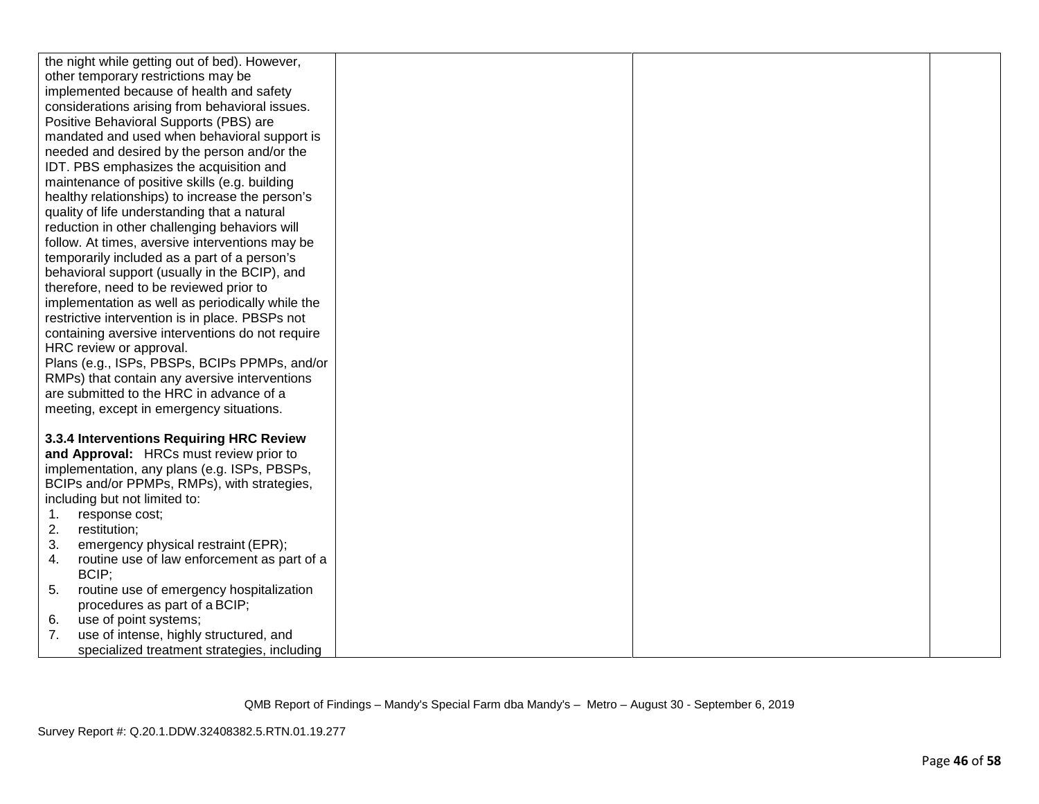| | | | |
|---|---|---|---|
| the night while getting out of bed). However, other temporary restrictions may be implemented because of health and safety considerations arising from behavioral issues. Positive Behavioral Supports (PBS) are mandated and used when behavioral support is needed and desired by the person and/or the IDT. PBS emphasizes the acquisition and maintenance of positive skills (e.g. building healthy relationships) to increase the person's quality of life understanding that a natural reduction in other challenging behaviors will follow. At times, aversive interventions may be temporarily included as a part of a person's behavioral support (usually in the BCIP), and therefore, need to be reviewed prior to implementation as well as periodically while the restrictive intervention is in place. PBSPs not containing aversive interventions do not require HRC review or approval.<br>Plans (e.g., ISPs, PBSPs, BCIPs PPMPs, and/or RMPs) that contain any aversive interventions are submitted to the HRC in advance of a meeting, except in emergency situations.<br><br>**3.3.4 Interventions Requiring HRC Review and Approval:** HRCs must review prior to implementation, any plans (e.g. ISPs, PBSPs, BCIPs and/or PPMPs, RMPs), with strategies, including but not limited to:<br>1. response cost;<br>2. restitution;<br>3. emergency physical restraint (EPR);<br>4. routine use of law enforcement as part of a BCIP;<br>5. routine use of emergency hospitalization procedures as part of a BCIP;<br>6. use of point systems;<br>7. use of intense, highly structured, and specialized treatment strategies, including | | | |

QMB Report of Findings – Mandy's Special Farm dba Mandy's – Metro – August 30 - September 6, 2019

Survey Report #: Q.20.1.DDW.32408382.5.RTN.01.19.277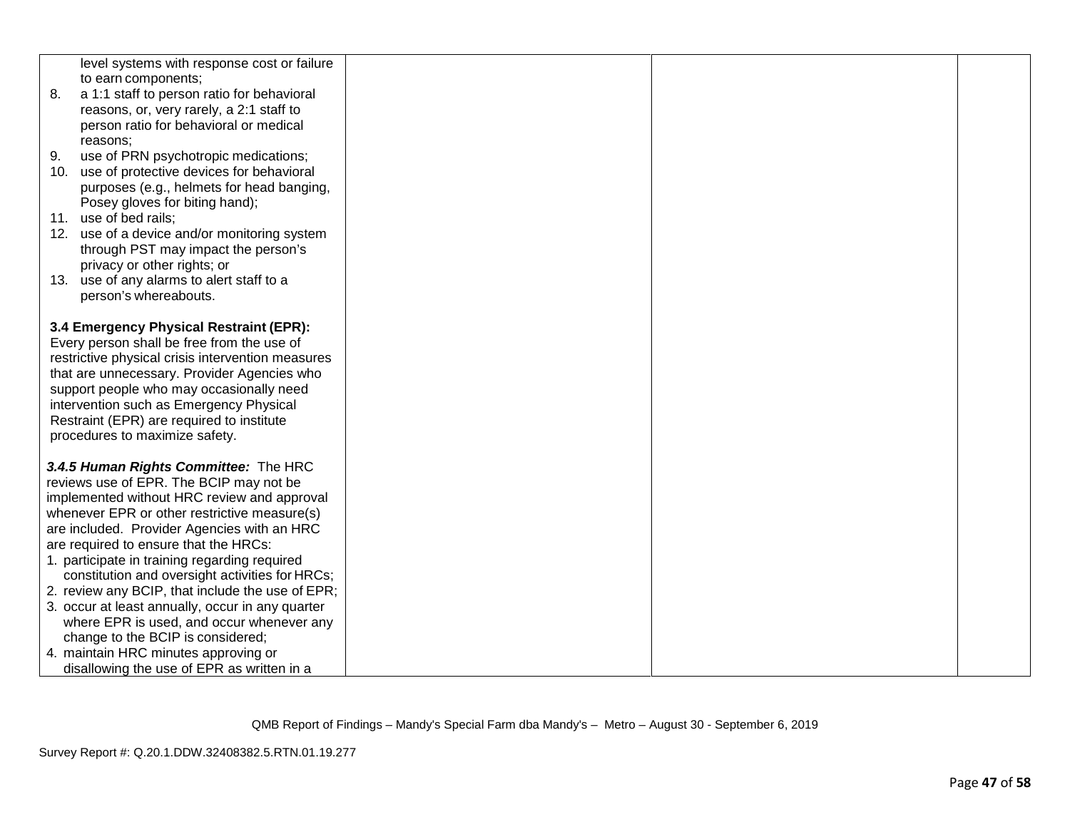| | | | |
|---|---|---|---|
| level systems with response cost or failure to earn components;<br>8. a 1:1 staff to person ratio for behavioral reasons, or, very rarely, a 2:1 staff to person ratio for behavioral or medical reasons;<br>9. use of PRN psychotropic medications;<br>10. use of protective devices for behavioral purposes (e.g., helmets for head banging, Posey gloves for biting hand);<br>11. use of bed rails;<br>12. use of a device and/or monitoring system through PST may impact the person's privacy or other rights; or<br>13. use of any alarms to alert staff to a person's whereabouts.<br><br>**3.4 Emergency Physical Restraint (EPR):** Every person shall be free from the use of restrictive physical crisis intervention measures that are unnecessary. Provider Agencies who support people who may occasionally need intervention such as Emergency Physical Restraint (EPR) are required to institute procedures to maximize safety.<br><br>***3.4.5 Human Rights Committee:*** The HRC reviews use of EPR. The BCIP may not be implemented without HRC review and approval whenever EPR or other restrictive measure(s) are included. Provider Agencies with an HRC are required to ensure that the HRCs:<br>1. participate in training regarding required constitution and oversight activities for HRCs;<br>2. review any BCIP, that include the use of EPR;<br>3. occur at least annually, occur in any quarter where EPR is used, and occur whenever any change to the BCIP is considered;<br>4. maintain HRC minutes approving or disallowing the use of EPR as written in a | | | |

QMB Report of Findings – Mandy's Special Farm dba Mandy's – Metro – August 30 - September 6, 2019

Survey Report #: Q.20.1.DDW.32408382.5.RTN.01.19.277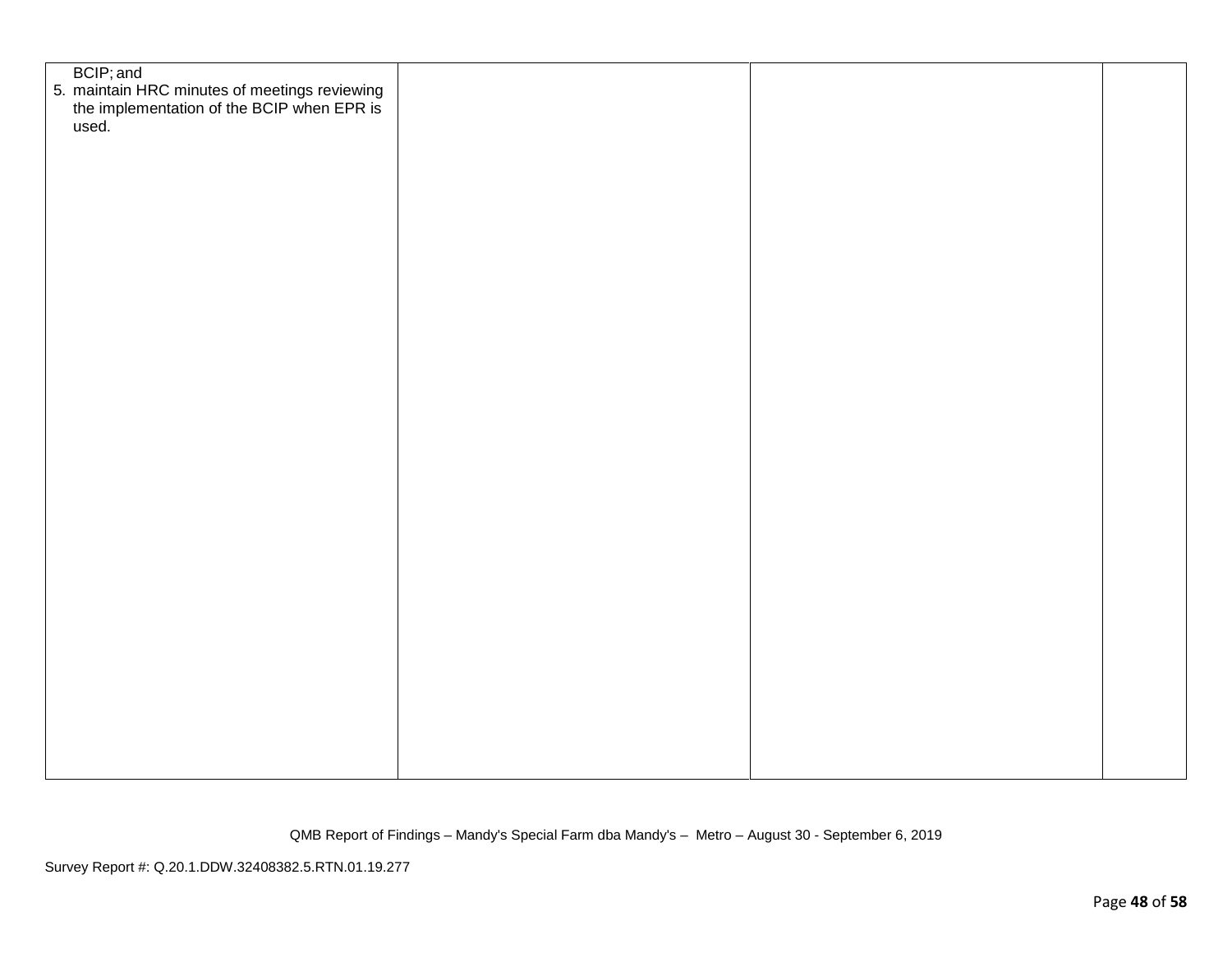| | | | |
|---|---|---|---|
| BCIP; and<br>5. maintain HRC minutes of meetings reviewing the implementation of the BCIP when EPR is used. | | | |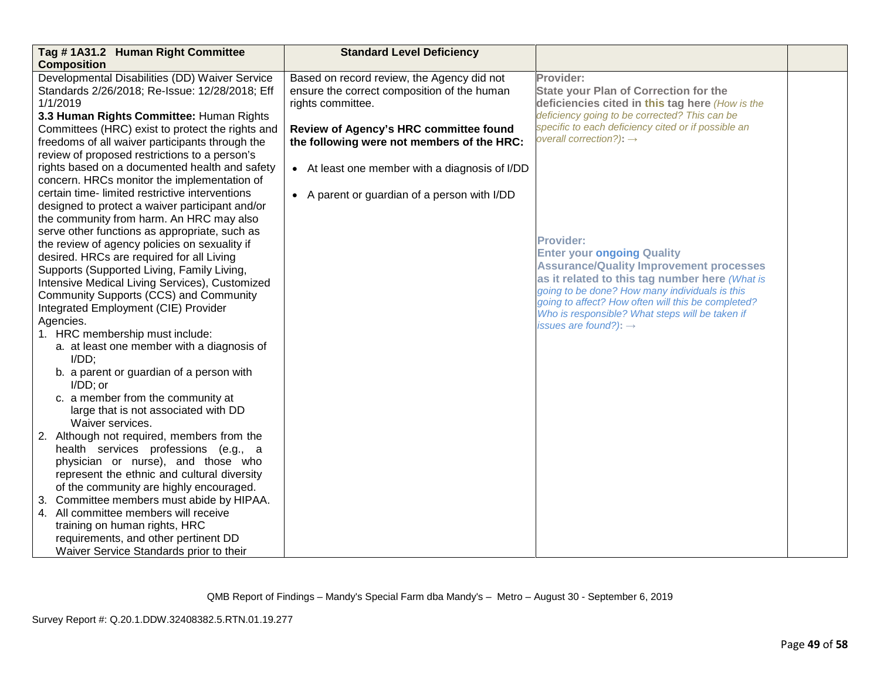| Tag # 1A31.2 Human Right Committee Composition | Standard Level Deficiency | | |
|---|---|---|---|
| Developmental Disabilities (DD) Waiver Service Standards 2/26/2018; Re-Issue: 12/28/2018; Eff 1/1/2019<br>**3.3 Human Rights Committee:** Human Rights Committees (HRC) exist to protect the rights and freedoms of all waiver participants through the review of proposed restrictions to a person's rights based on a documented health and safety concern. HRCs monitor the implementation of certain time- limited restrictive interventions designed to protect a waiver participant and/or the community from harm. An HRC may also serve other functions as appropriate, such as the review of agency policies on sexuality if desired. HRCs are required for all Living Supports (Supported Living, Family Living, Intensive Medical Living Services), Customized Community Supports (CCS) and Community Integrated Employment (CIE) Provider Agencies.<br>1. HRC membership must include:<br>a. at least one member with a diagnosis of I/DD;<br>b. a parent or guardian of a person with I/DD; or<br>c. a member from the community at large that is not associated with DD Waiver services.<br>2. Although not required, members from the health services professions (e.g., a physician or nurse), and those who represent the ethnic and cultural diversity of the community are highly encouraged.<br>3. Committee members must abide by HIPAA.<br>4. All committee members will receive training on human rights, HRC requirements, and other pertinent DD Waiver Service Standards prior to their | Based on record review, the Agency did not ensure the correct composition of the human rights committee.<br><br>**Review of Agency's HRC committee found the following were not members of the HRC:**<br><br>• At least one member with a diagnosis of I/DD<br><br>• A parent or guardian of a person with I/DD | **Provider:**<br>**State your Plan of Correction for the deficiencies cited in this tag here** *(How is the deficiency going to be corrected? This can be specific to each deficiency cited or if possible an overall correction?)*: →<br><br><br><br><br>**Provider:**<br>**Enter your ongoing Quality Assurance/Quality Improvement processes as it related to this tag number here** *(What is going to be done? How many individuals is this going to affect? How often will this be completed? Who is responsible? What steps will be taken if issues are found?)*: → | |

QMB Report of Findings – Mandy's Special Farm dba Mandy's – Metro – August 30 - September 6, 2019

Survey Report #: Q.20.1.DDW.32408382.5.RTN.01.19.277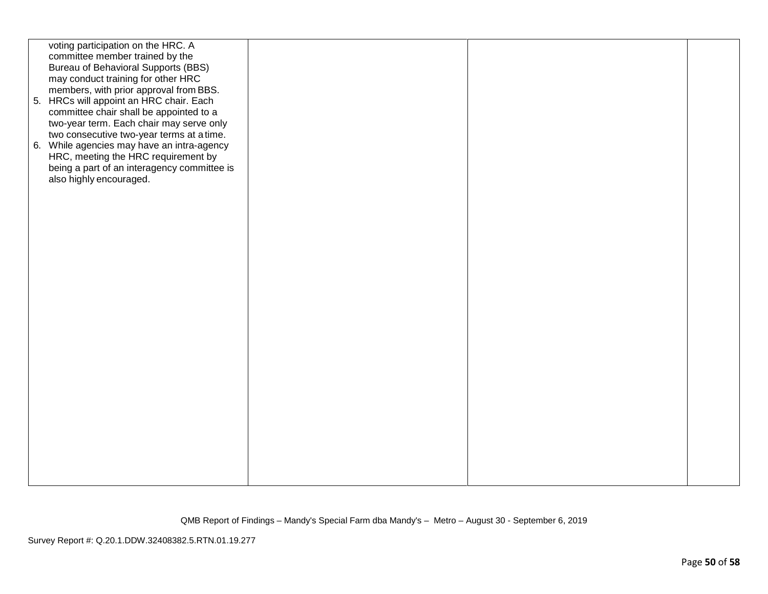| | | | |
|---|---|---|---|
| voting participation on the HRC. A committee member trained by the Bureau of Behavioral Supports (BBS) may conduct training for other HRC members, with prior approval from BBS.<br>5. HRCs will appoint an HRC chair. Each committee chair shall be appointed to a two-year term. Each chair may serve only two consecutive two-year terms at a time.<br>6. While agencies may have an intra-agency HRC, meeting the HRC requirement by being a part of an interagency committee is also highly encouraged. | | | |

QMB Report of Findings – Mandy's Special Farm dba Mandy's – Metro – August 30 - September 6, 2019

Survey Report #: Q.20.1.DDW.32408382.5.RTN.01.19.277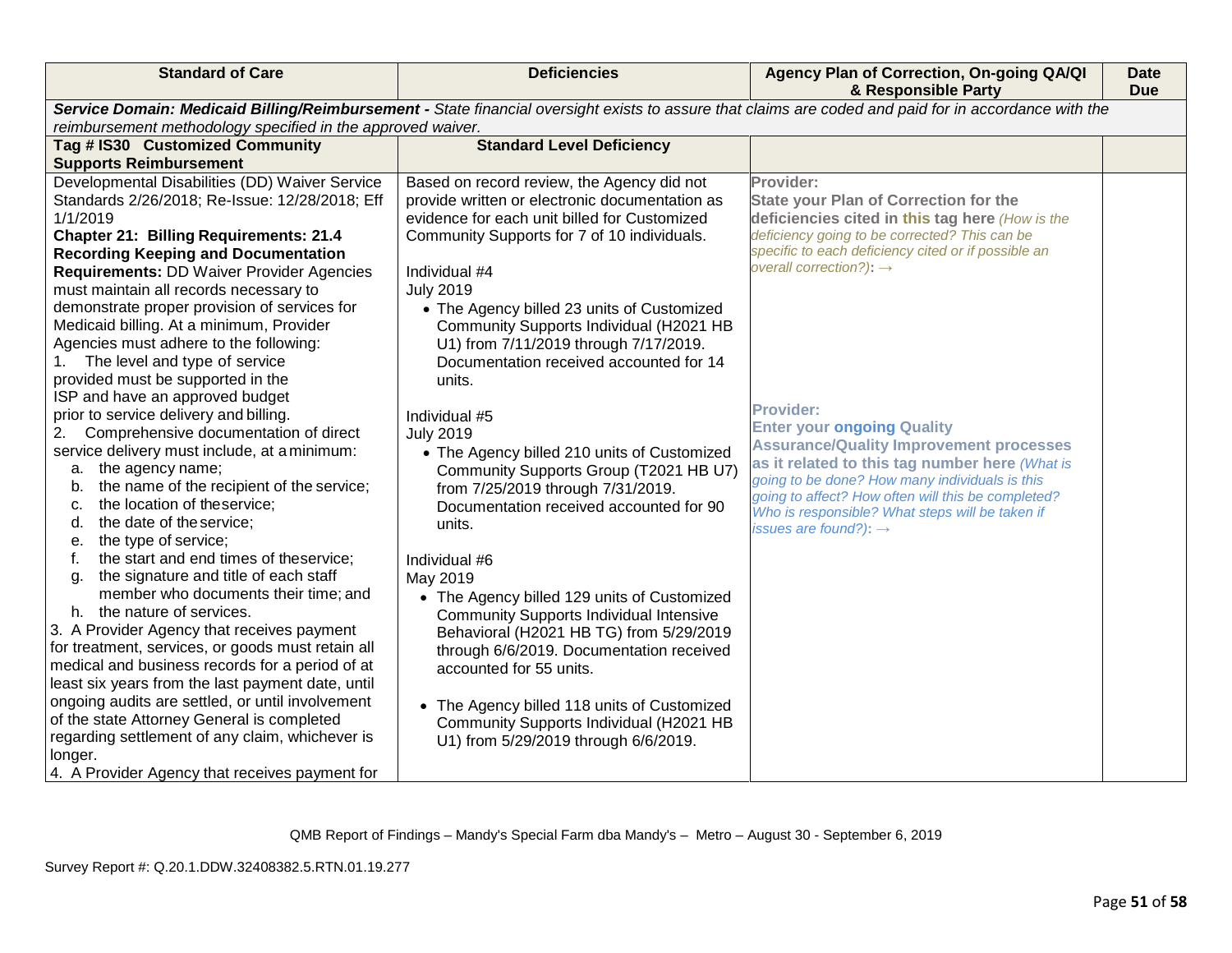| Standard of Care | Deficiencies | Agency Plan of Correction, On-going QA/QI & Responsible Party | Date Due |
|---|---|---|---|
| ***Service Domain: Medicaid Billing/Reimbursement -*** *State financial oversight exists to assure that claims are coded and paid for in accordance with the reimbursement methodology specified in the approved waiver.* | | | |
| **Tag # IS30 Customized Community Supports Reimbursement** | **Standard Level Deficiency** | | |
| Developmental Disabilities (DD) Waiver Service Standards 2/26/2018; Re-Issue: 12/28/2018; Eff 1/1/2019<br>**Chapter 21: Billing Requirements: 21.4 Recording Keeping and Documentation Requirements:** DD Waiver Provider Agencies must maintain all records necessary to demonstrate proper provision of services for Medicaid billing. At a minimum, Provider Agencies must adhere to the following:<br>1. The level and type of service provided must be supported in the ISP and have an approved budget prior to service delivery and billing.<br>2. Comprehensive documentation of direct service delivery must include, at a minimum:<br>a. the agency name;<br>b. the name of the recipient of the service;<br>c. the location of the service;<br>d. the date of the service;<br>e. the type of service;<br>f. the start and end times of the service;<br>g. the signature and title of each staff member who documents their time; and<br>h. the nature of services.<br>3. A Provider Agency that receives payment for treatment, services, or goods must retain all medical and business records for a period of at least six years from the last payment date, until ongoing audits are settled, or until involvement of the state Attorney General is completed regarding settlement of any claim, whichever is longer.<br>4. A Provider Agency that receives payment for | Based on record review, the Agency did not provide written or electronic documentation as evidence for each unit billed for Customized Community Supports for 7 of 10 individuals.<br><br>Individual #4<br>July 2019<br>• The Agency billed 23 units of Customized Community Supports Individual (H2021 HB U1) from 7/11/2019 through 7/17/2019. Documentation received accounted for 14 units.<br><br>Individual #5<br>July 2019<br>• The Agency billed 210 units of Customized Community Supports Group (T2021 HB U7) from 7/25/2019 through 7/31/2019. Documentation received accounted for 90 units.<br><br>Individual #6<br>May 2019<br>• The Agency billed 129 units of Customized Community Supports Individual Intensive Behavioral (H2021 HB TG) from 5/29/2019 through 6/6/2019. Documentation received accounted for 55 units.<br><br>• The Agency billed 118 units of Customized Community Supports Individual (H2021 HB U1) from 5/29/2019 through 6/6/2019. | **Provider:**<br>**State your Plan of Correction for the deficiencies cited in this tag here** *(How is the deficiency going to be corrected? This can be specific to each deficiency cited or if possible an overall correction?)*: →<br><br>**Provider:**<br>**Enter your ongoing Quality Assurance/Quality Improvement processes as it related to this tag number here** *(What is going to be done? How many individuals is this going to affect? How often will this be completed? Who is responsible? What steps will be taken if issues are found?)*: → | |

QMB Report of Findings – Mandy's Special Farm dba Mandy's – Metro – August 30 - September 6, 2019

Survey Report #: Q.20.1.DDW.32408382.5.RTN.01.19.277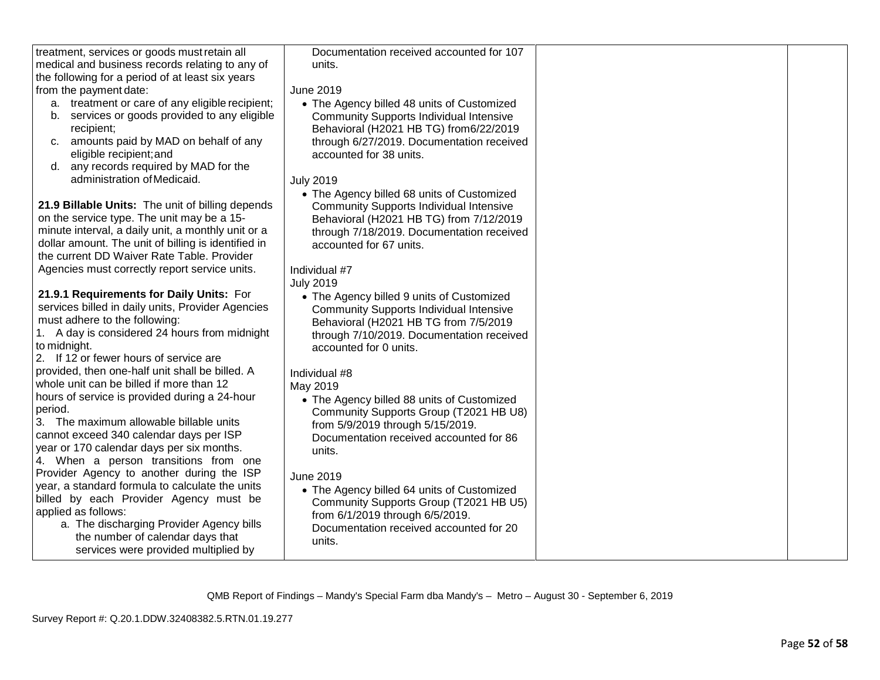| | | | |
|---|---|---|---|
| treatment, services or goods must retain all medical and business records relating to any of the following for a period of at least six years from the payment date:<br>a. treatment or care of any eligible recipient;<br>b. services or goods provided to any eligible recipient;<br>c. amounts paid by MAD on behalf of any eligible recipient; and<br>d. any records required by MAD for the administration of Medicaid.<br><br>**21.9 Billable Units:** The unit of billing depends on the service type. The unit may be a 15-minute interval, a daily unit, a monthly unit or a dollar amount. The unit of billing is identified in the current DD Waiver Rate Table. Provider Agencies must correctly report service units.<br><br>**21.9.1 Requirements for Daily Units:** For services billed in daily units, Provider Agencies must adhere to the following:<br>1. A day is considered 24 hours from midnight to midnight.<br>2. If 12 or fewer hours of service are provided, then one-half unit shall be billed. A whole unit can be billed if more than 12 hours of service is provided during a 24-hour period.<br>3. The maximum allowable billable units cannot exceed 340 calendar days per ISP year or 170 calendar days per six months.<br>4. When a person transitions from one Provider Agency to another during the ISP year, a standard formula to calculate the units billed by each Provider Agency must be applied as follows:<br>a. The discharging Provider Agency bills the number of calendar days that services were provided multiplied by | Documentation received accounted for 107 units.<br><br>June 2019<br>• The Agency billed 48 units of Customized Community Supports Individual Intensive Behavioral (H2021 HB TG) from6/22/2019 through 6/27/2019. Documentation received accounted for 38 units.<br><br>July 2019<br>• The Agency billed 68 units of Customized Community Supports Individual Intensive Behavioral (H2021 HB TG) from 7/12/2019 through 7/18/2019. Documentation received accounted for 67 units.<br><br>Individual #7<br>July 2019<br>• The Agency billed 9 units of Customized Community Supports Individual Intensive Behavioral (H2021 HB TG from 7/5/2019 through 7/10/2019. Documentation received accounted for 0 units.<br><br>Individual #8<br>May 2019<br>• The Agency billed 88 units of Customized Community Supports Group (T2021 HB U8) from 5/9/2019 through 5/15/2019. Documentation received accounted for 86 units.<br><br>June 2019<br>• The Agency billed 64 units of Customized Community Supports Group (T2021 HB U5) from 6/1/2019 through 6/5/2019. Documentation received accounted for 20 units. | | |

QMB Report of Findings – Mandy's Special Farm dba Mandy's – Metro – August 30 - September 6, 2019

Survey Report #: Q.20.1.DDW.32408382.5.RTN.01.19.277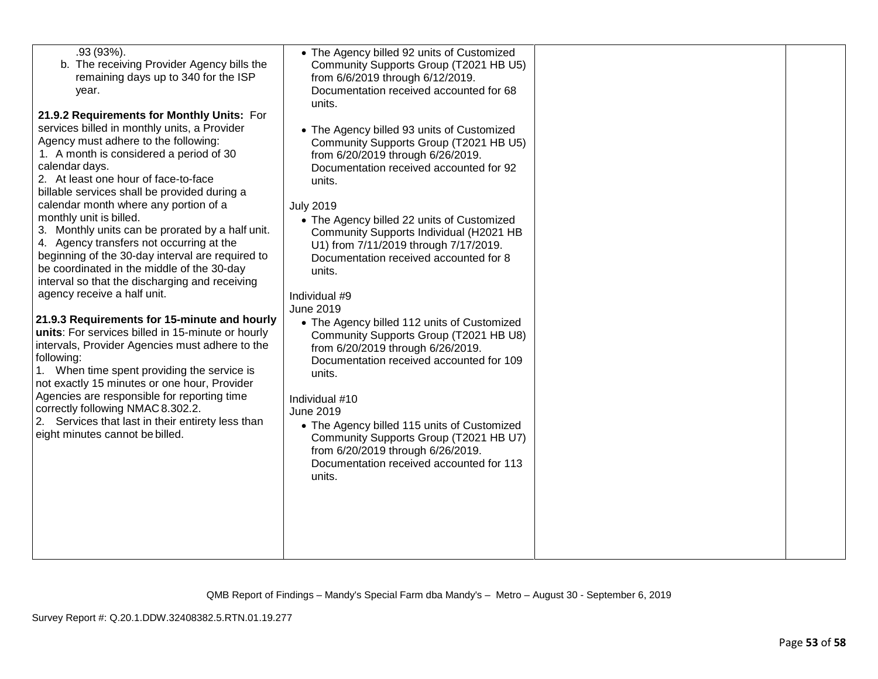| | | | |
|---|---|---|---|
| .93 (93%).<br>b. The receiving Provider Agency bills the remaining days up to 340 for the ISP year.<br><br>**21.9.2 Requirements for Monthly Units:** For services billed in monthly units, a Provider Agency must adhere to the following:<br>1. A month is considered a period of 30 calendar days.<br>2. At least one hour of face-to-face billable services shall be provided during a calendar month where any portion of a monthly unit is billed.<br>3. Monthly units can be prorated by a half unit.<br>4. Agency transfers not occurring at the beginning of the 30-day interval are required to be coordinated in the middle of the 30-day interval so that the discharging and receiving agency receive a half unit.<br><br>**21.9.3 Requirements for 15-minute and hourly units**: For services billed in 15-minute or hourly intervals, Provider Agencies must adhere to the following:<br>1. When time spent providing the service is not exactly 15 minutes or one hour, Provider Agencies are responsible for reporting time correctly following NMAC 8.302.2.<br>2. Services that last in their entirety less than eight minutes cannot be billed. | • The Agency billed 92 units of Customized Community Supports Group (T2021 HB U5) from 6/6/2019 through 6/12/2019. Documentation received accounted for 68 units.<br><br>• The Agency billed 93 units of Customized Community Supports Group (T2021 HB U5) from 6/20/2019 through 6/26/2019. Documentation received accounted for 92 units.<br><br>July 2019<br>• The Agency billed 22 units of Customized Community Supports Individual (H2021 HB U1) from 7/11/2019 through 7/17/2019. Documentation received accounted for 8 units.<br><br>Individual #9<br>June 2019<br>• The Agency billed 112 units of Customized Community Supports Group (T2021 HB U8) from 6/20/2019 through 6/26/2019. Documentation received accounted for 109 units.<br><br>Individual #10<br>June 2019<br>• The Agency billed 115 units of Customized Community Supports Group (T2021 HB U7) from 6/20/2019 through 6/26/2019. Documentation received accounted for 113 units. | | |

QMB Report of Findings – Mandy's Special Farm dba Mandy's – Metro – August 30 - September 6, 2019

Survey Report #: Q.20.1.DDW.32408382.5.RTN.01.19.277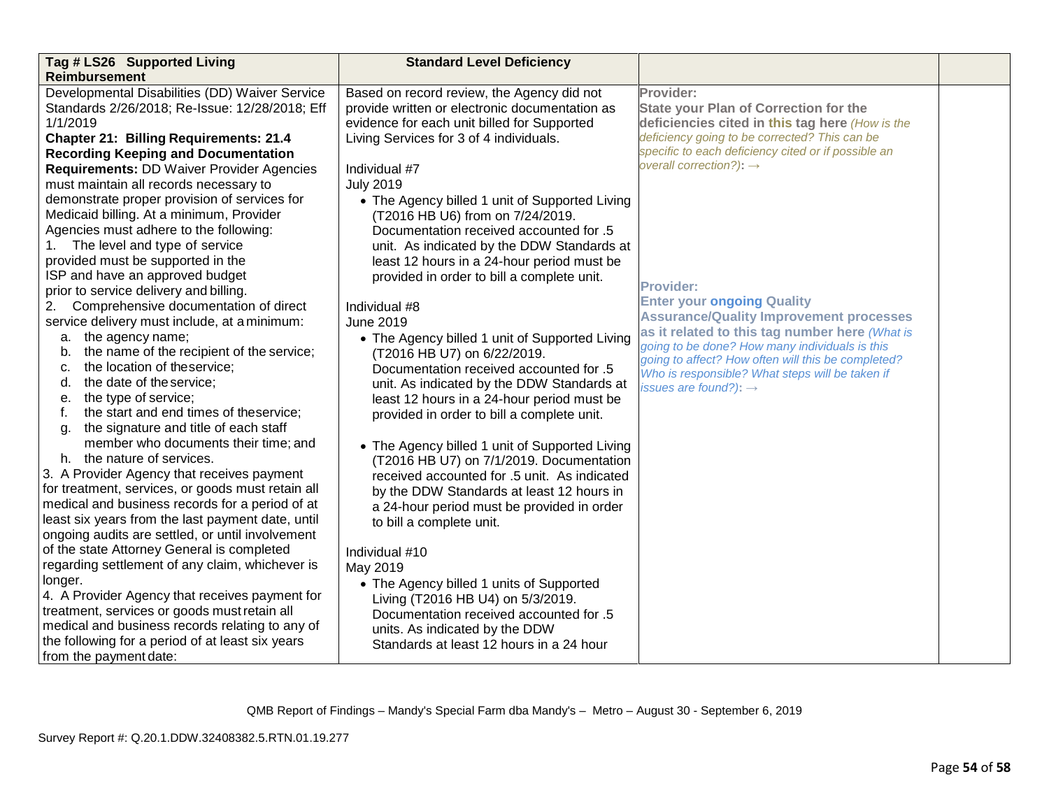| Tag # LS26 Supported Living Reimbursement | Standard Level Deficiency | | |
|---|---|---|---|
| Developmental Disabilities (DD) Waiver Service Standards 2/26/2018; Re-Issue: 12/28/2018; Eff 1/1/2019<br>**Chapter 21: Billing Requirements: 21.4 Recording Keeping and Documentation Requirements:** DD Waiver Provider Agencies must maintain all records necessary to demonstrate proper provision of services for Medicaid billing. At a minimum, Provider Agencies must adhere to the following:<br>1. The level and type of service provided must be supported in the ISP and have an approved budget prior to service delivery and billing.<br>2. Comprehensive documentation of direct service delivery must include, at a minimum:<br>a. the agency name;<br>b. the name of the recipient of the service;<br>c. the location of the service;<br>d. the date of the service;<br>e. the type of service;<br>f. the start and end times of the service;<br>g. the signature and title of each staff member who documents their time; and<br>h. the nature of services.<br>3. A Provider Agency that receives payment for treatment, services, or goods must retain all medical and business records for a period of at least six years from the last payment date, until ongoing audits are settled, or until involvement of the state Attorney General is completed regarding settlement of any claim, whichever is longer.<br>4. A Provider Agency that receives payment for treatment, services or goods must retain all medical and business records relating to any of the following for a period of at least six years from the payment date: | Based on record review, the Agency did not provide written or electronic documentation as evidence for each unit billed for Supported Living Services for 3 of 4 individuals.<br><br>Individual #7<br>July 2019<br>• The Agency billed 1 unit of Supported Living (T2016 HB U6) from on 7/24/2019. Documentation received accounted for .5 unit. As indicated by the DDW Standards at least 12 hours in a 24-hour period must be provided in order to bill a complete unit.<br><br>Individual #8<br>June 2019<br>• The Agency billed 1 unit of Supported Living (T2016 HB U7) on 6/22/2019. Documentation received accounted for .5 unit. As indicated by the DDW Standards at least 12 hours in a 24-hour period must be provided in order to bill a complete unit.<br><br>• The Agency billed 1 unit of Supported Living (T2016 HB U7) on 7/1/2019. Documentation received accounted for .5 unit. As indicated by the DDW Standards at least 12 hours in a 24-hour period must be provided in order to bill a complete unit.<br><br>Individual #10<br>May 2019<br>• The Agency billed 1 units of Supported Living (T2016 HB U4) on 5/3/2019. Documentation received accounted for .5 units. As indicated by the DDW Standards at least 12 hours in a 24 hour | **Provider:**<br>**State your Plan of Correction for the deficiencies cited in this tag here** *(How is the deficiency going to be corrected? This can be specific to each deficiency cited or if possible an overall correction?):* →<br><br>**Provider:**<br>**Enter your ongoing Quality Assurance/Quality Improvement processes as it related to this tag number here** *(What is going to be done? How many individuals is this going to affect? How often will this be completed? Who is responsible? What steps will be taken if issues are found?):* → | |

QMB Report of Findings – Mandy's Special Farm dba Mandy's – Metro – August 30 - September 6, 2019

Survey Report #: Q.20.1.DDW.32408382.5.RTN.01.19.277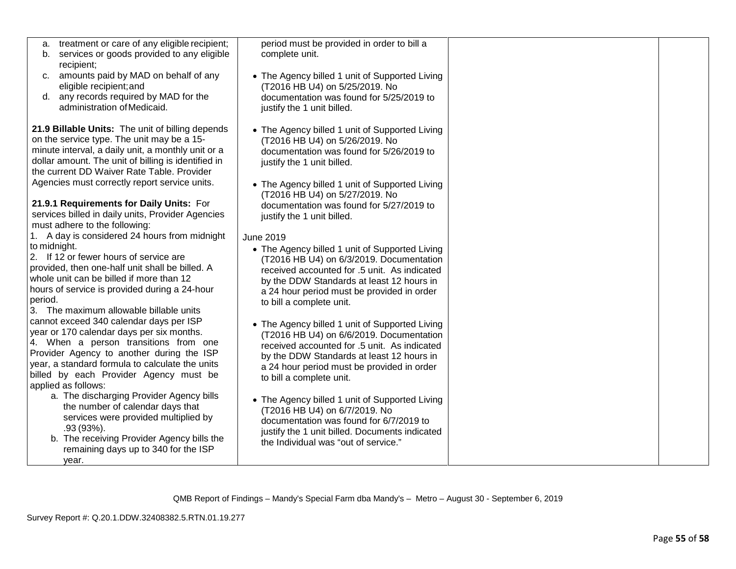| | | | |
|---|---|---|---|
| a. treatment or care of any eligible recipient;<br>b. services or goods provided to any eligible recipient;<br>c. amounts paid by MAD on behalf of any eligible recipient; and<br>d. any records required by MAD for the administration of Medicaid.<br><br>**21.9 Billable Units:** The unit of billing depends on the service type. The unit may be a 15-minute interval, a daily unit, a monthly unit or a dollar amount. The unit of billing is identified in the current DD Waiver Rate Table. Provider Agencies must correctly report service units.<br><br>**21.9.1 Requirements for Daily Units:** For services billed in daily units, Provider Agencies must adhere to the following:<br>1. A day is considered 24 hours from midnight to midnight.<br>2. If 12 or fewer hours of service are provided, then one-half unit shall be billed. A whole unit can be billed if more than 12 hours of service is provided during a 24-hour period.<br>3. The maximum allowable billable units cannot exceed 340 calendar days per ISP year or 170 calendar days per six months.<br>4. When a person transitions from one Provider Agency to another during the ISP year, a standard formula to calculate the units billed by each Provider Agency must be applied as follows:<br>a. The discharging Provider Agency bills the number of calendar days that services were provided multiplied by .93 (93%).<br>b. The receiving Provider Agency bills the remaining days up to 340 for the ISP year. | period must be provided in order to bill a complete unit.<br><br>• The Agency billed 1 unit of Supported Living (T2016 HB U4) on 5/25/2019. No documentation was found for 5/25/2019 to justify the 1 unit billed.<br><br>• The Agency billed 1 unit of Supported Living (T2016 HB U4) on 5/26/2019. No documentation was found for 5/26/2019 to justify the 1 unit billed.<br><br>• The Agency billed 1 unit of Supported Living (T2016 HB U4) on 5/27/2019. No documentation was found for 5/27/2019 to justify the 1 unit billed.<br><br>June 2019<br>• The Agency billed 1 unit of Supported Living (T2016 HB U4) on 6/3/2019. Documentation received accounted for .5 unit. As indicated by the DDW Standards at least 12 hours in a 24 hour period must be provided in order to bill a complete unit.<br><br>• The Agency billed 1 unit of Supported Living (T2016 HB U4) on 6/6/2019. Documentation received accounted for .5 unit. As indicated by the DDW Standards at least 12 hours in a 24 hour period must be provided in order to bill a complete unit.<br><br>• The Agency billed 1 unit of Supported Living (T2016 HB U4) on 6/7/2019. No documentation was found for 6/7/2019 to justify the 1 unit billed. Documents indicated the Individual was "out of service." | | |

QMB Report of Findings – Mandy's Special Farm dba Mandy's – Metro – August 30 - September 6, 2019

Survey Report #: Q.20.1.DDW.32408382.5.RTN.01.19.277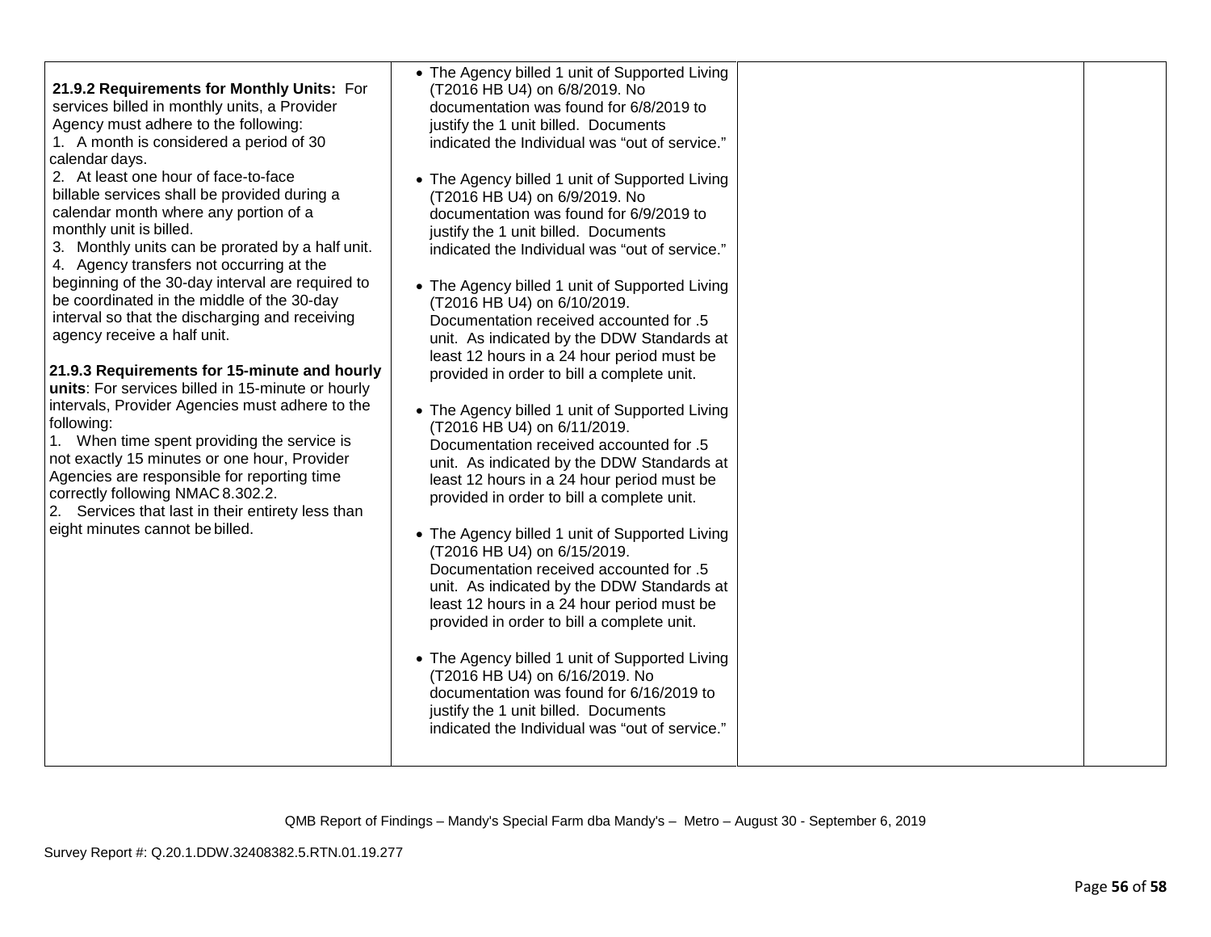| | | | |
|---|---|---|---|
| **21.9.2 Requirements for Monthly Units:** For services billed in monthly units, a Provider Agency must adhere to the following:<br>1. A month is considered a period of 30 calendar days.<br>2. At least one hour of face-to-face billable services shall be provided during a calendar month where any portion of a monthly unit is billed.<br>3. Monthly units can be prorated by a half unit.<br>4. Agency transfers not occurring at the beginning of the 30-day interval are required to be coordinated in the middle of the 30-day interval so that the discharging and receiving agency receive a half unit.<br><br>**21.9.3 Requirements for 15-minute and hourly units**: For services billed in 15-minute or hourly intervals, Provider Agencies must adhere to the following:<br>1. When time spent providing the service is not exactly 15 minutes or one hour, Provider Agencies are responsible for reporting time correctly following NMAC 8.302.2.<br>2. Services that last in their entirety less than eight minutes cannot be billed. | • The Agency billed 1 unit of Supported Living (T2016 HB U4) on 6/8/2019. No documentation was found for 6/8/2019 to justify the 1 unit billed. Documents indicated the Individual was "out of service."<br><br>• The Agency billed 1 unit of Supported Living (T2016 HB U4) on 6/9/2019. No documentation was found for 6/9/2019 to justify the 1 unit billed. Documents indicated the Individual was "out of service."<br><br>• The Agency billed 1 unit of Supported Living (T2016 HB U4) on 6/10/2019. Documentation received accounted for .5 unit. As indicated by the DDW Standards at least 12 hours in a 24 hour period must be provided in order to bill a complete unit.<br><br>• The Agency billed 1 unit of Supported Living (T2016 HB U4) on 6/11/2019. Documentation received accounted for .5 unit. As indicated by the DDW Standards at least 12 hours in a 24 hour period must be provided in order to bill a complete unit.<br><br>• The Agency billed 1 unit of Supported Living (T2016 HB U4) on 6/15/2019. Documentation received accounted for .5 unit. As indicated by the DDW Standards at least 12 hours in a 24 hour period must be provided in order to bill a complete unit.<br><br>• The Agency billed 1 unit of Supported Living (T2016 HB U4) on 6/16/2019. No documentation was found for 6/16/2019 to justify the 1 unit billed. Documents indicated the Individual was "out of service." | | |

QMB Report of Findings – Mandy's Special Farm dba Mandy's – Metro – August 30 - September 6, 2019

Survey Report #: Q.20.1.DDW.32408382.5.RTN.01.19.277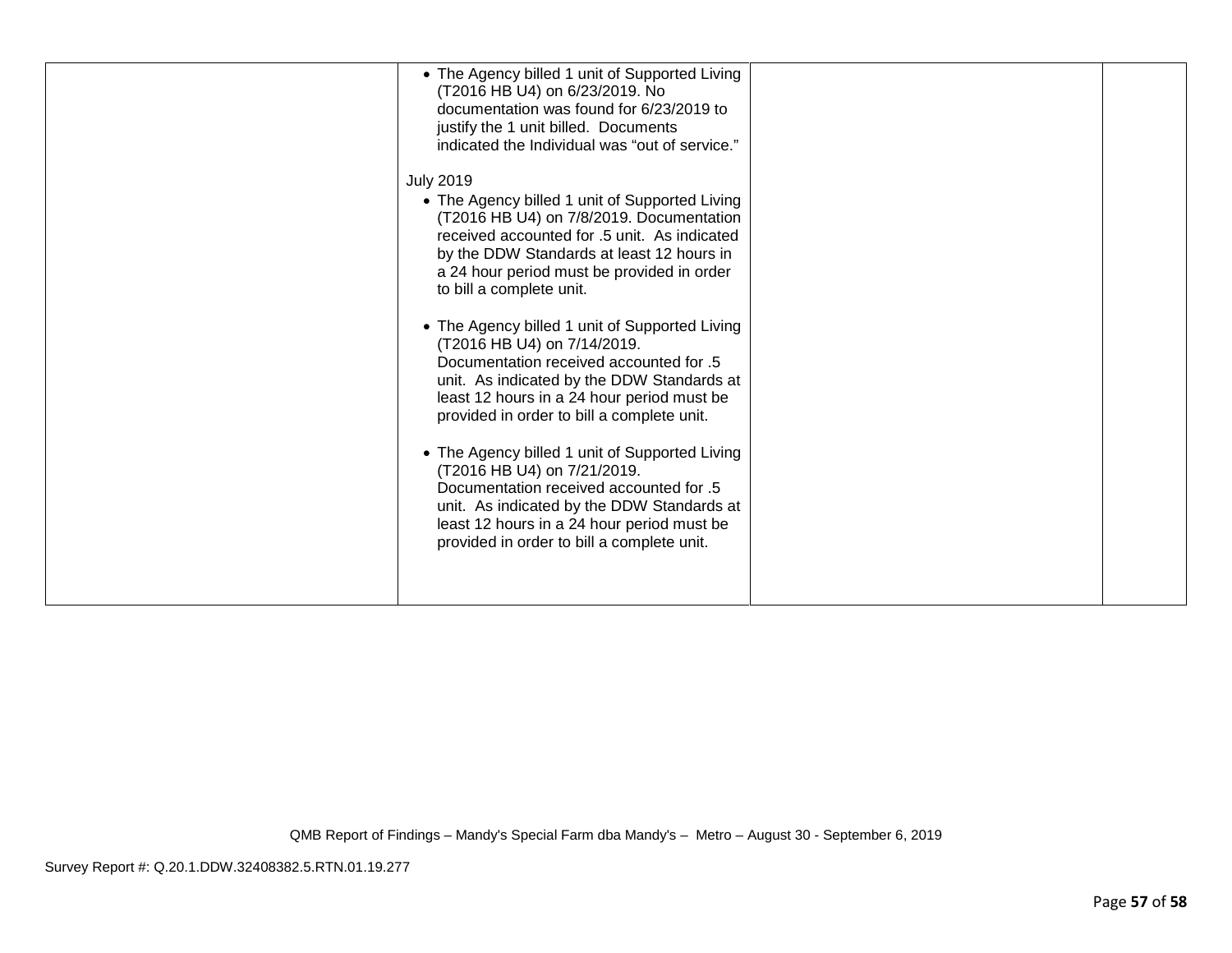| | | | |
|---|---|---|---|
| | • The Agency billed 1 unit of Supported Living (T2016 HB U4) on 6/23/2019. No documentation was found for 6/23/2019 to justify the 1 unit billed. Documents indicated the Individual was "out of service."<br><br>July 2019<br>• The Agency billed 1 unit of Supported Living (T2016 HB U4) on 7/8/2019. Documentation received accounted for .5 unit. As indicated by the DDW Standards at least 12 hours in a 24 hour period must be provided in order to bill a complete unit.<br><br>• The Agency billed 1 unit of Supported Living (T2016 HB U4) on 7/14/2019. Documentation received accounted for .5 unit. As indicated by the DDW Standards at least 12 hours in a 24 hour period must be provided in order to bill a complete unit.<br><br>• The Agency billed 1 unit of Supported Living (T2016 HB U4) on 7/21/2019. Documentation received accounted for .5 unit. As indicated by the DDW Standards at least 12 hours in a 24 hour period must be provided in order to bill a complete unit. | | |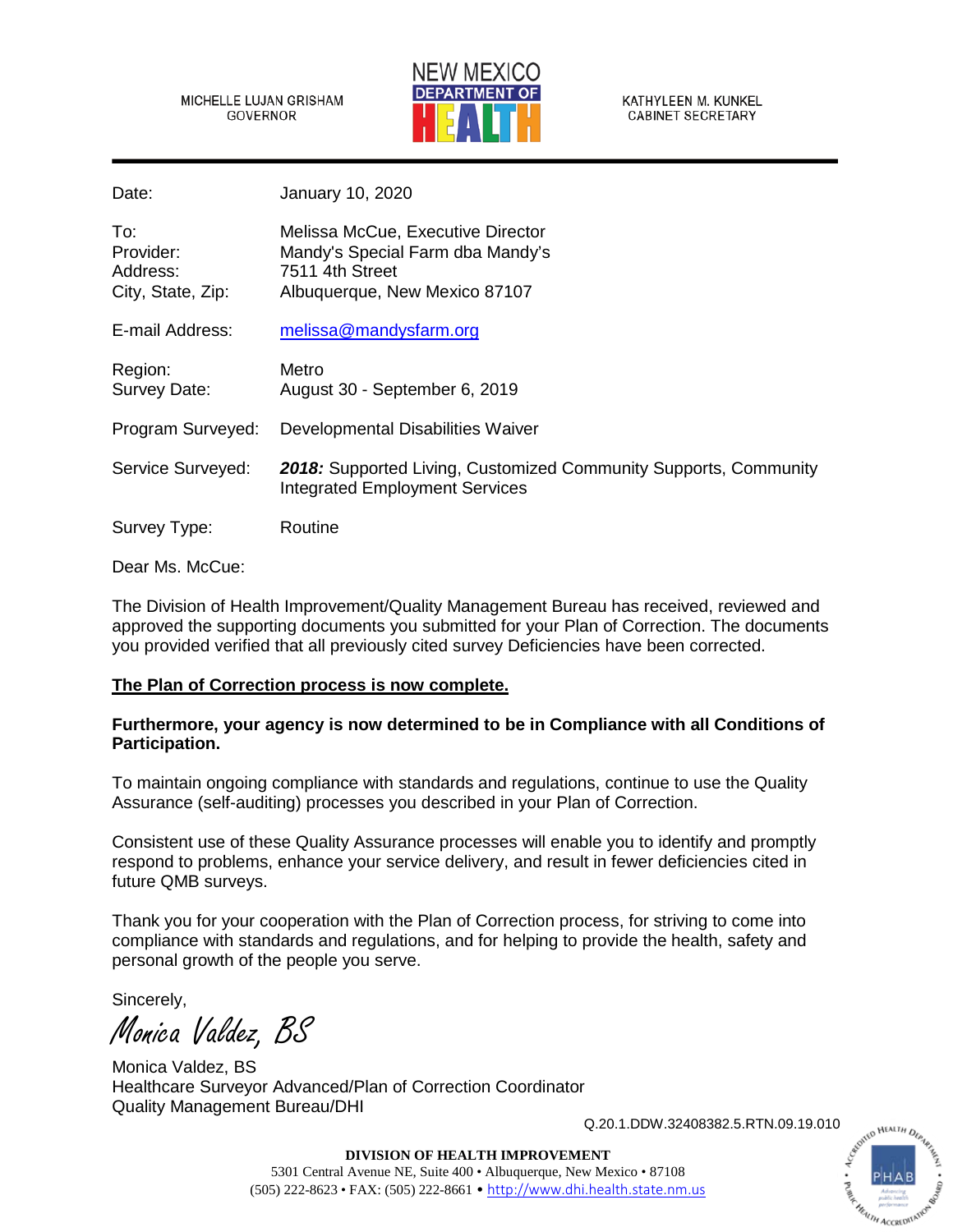MICHELLE LUJAN GRISHAM
GOVERNOR

NEW MEXICO
DEPARTMENT OF
HEALTH

KATHYLEEN M. KUNKEL
CABINET SECRETARY

| | |
|---|---|
| Date: | January 10, 2020 |
| To: | Melissa McCue, Executive Director |
| Provider: | Mandy's Special Farm dba Mandy's |
| Address: | 7511 4th Street |
| City, State, Zip: | Albuquerque, New Mexico 87107 |
| E-mail Address: | melissa@mandysfarm.org |
| Region: | Metro |
| Survey Date: | August 30 - September 6, 2019 |
| Program Surveyed: | Developmental Disabilities Waiver |
| Service Surveyed: | ***2018:*** Supported Living, Customized Community Supports, Community Integrated Employment Services |
| Survey Type: | Routine |

Dear Ms. McCue:

The Division of Health Improvement/Quality Management Bureau has received, reviewed and approved the supporting documents you submitted for your Plan of Correction. The documents you provided verified that all previously cited survey Deficiencies have been corrected.

**The Plan of Correction process is now complete.**

**Furthermore, your agency is now determined to be in Compliance with all Conditions of Participation.**

To maintain ongoing compliance with standards and regulations, continue to use the Quality Assurance (self-auditing) processes you described in your Plan of Correction.

Consistent use of these Quality Assurance processes will enable you to identify and promptly respond to problems, enhance your service delivery, and result in fewer deficiencies cited in future QMB surveys.

Thank you for your cooperation with the Plan of Correction process, for striving to come into compliance with standards and regulations, and for helping to provide the health, safety and personal growth of the people you serve.

Sincerely,

*Monica Valdez, BS*

Monica Valdez, BS
Healthcare Surveyor Advanced/Plan of Correction Coordinator
Quality Management Bureau/DHI

Q.20.1.DDW.32408382.5.RTN.09.19.010

**DIVISION OF HEALTH IMPROVEMENT**
5301 Central Avenue NE, Suite 400 • Albuquerque, New Mexico • 87108
(505) 222-8623 • FAX: (505) 222-8661 • http://www.dhi.health.state.nm.us